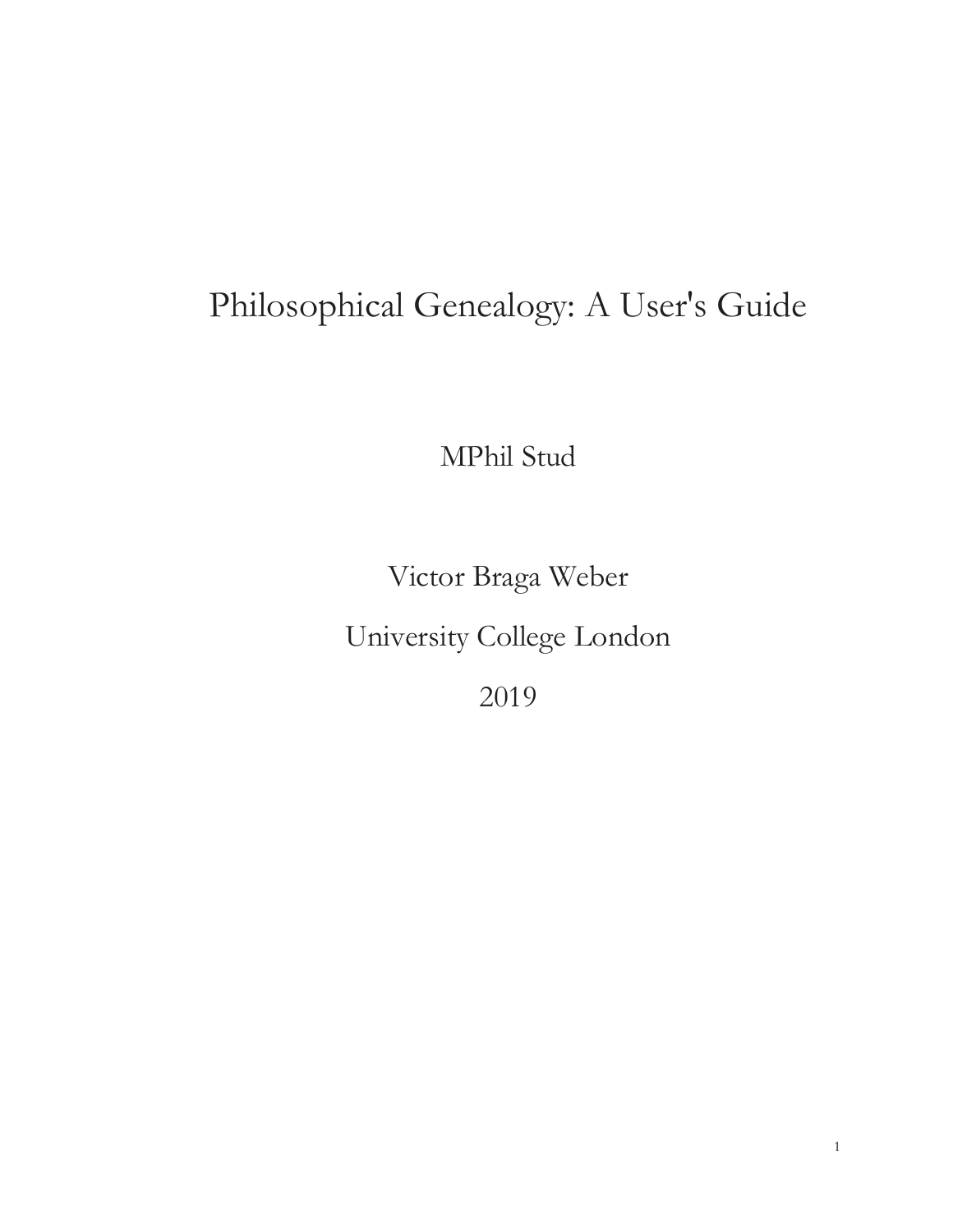# Philosophical Genealogy: A User's Guide

MPhil Stud

Victor Braga Weber

University College London

2019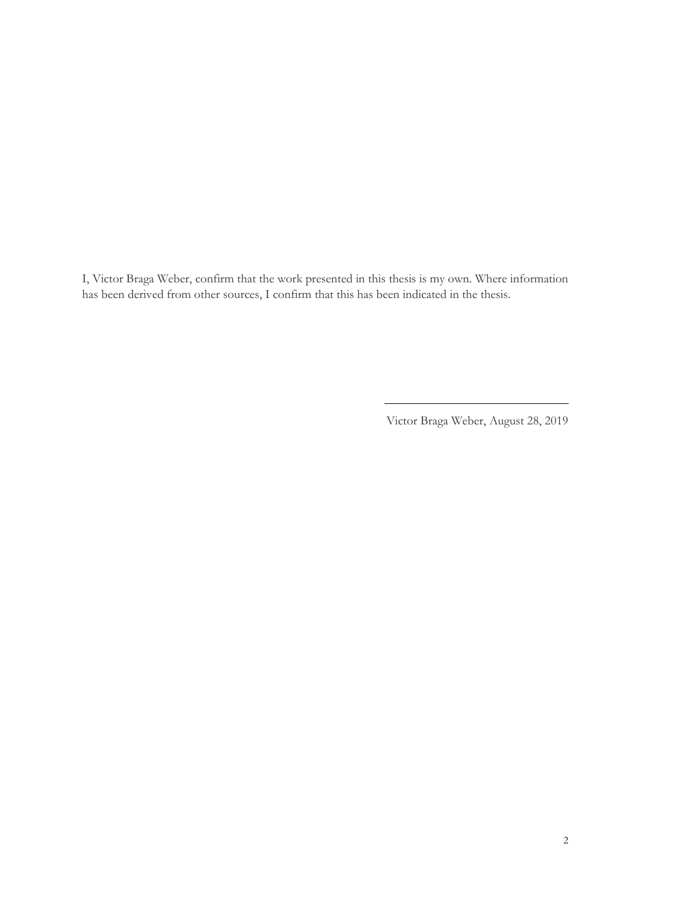I, Victor Braga Weber, confirm that the work presented in this thesis is my own. Where information has been derived from other sources, I confirm that this has been indicated in the thesis.

Victor Braga Weber, August 28, 2019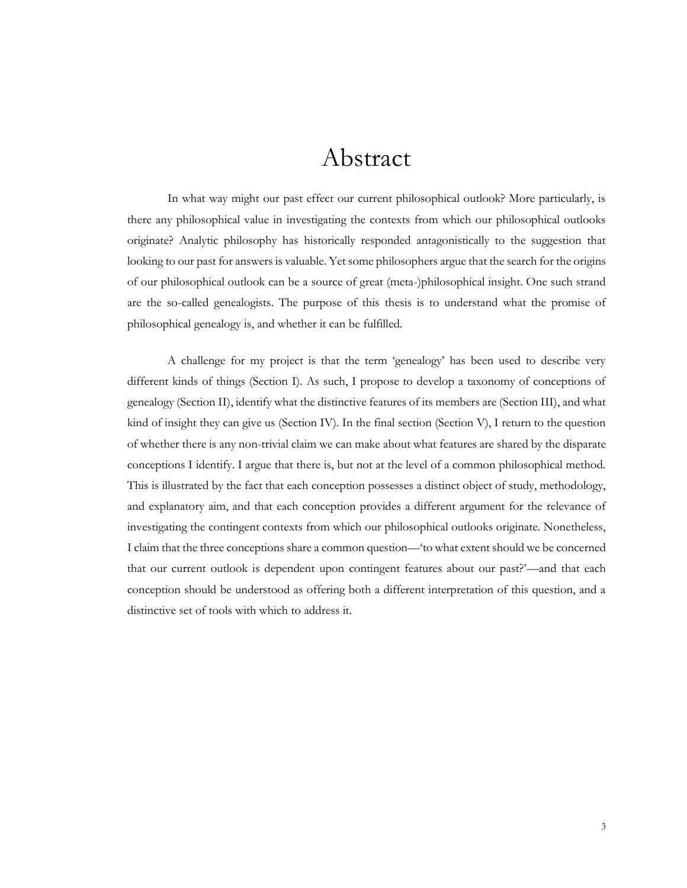# Abstract

In what way might our past effect our current philosophical outlook? More particularly, is there any philosophical value in investigating the contexts from which our philosophical outlooks originate? Analytic philosophy has historically responded antagonistically to the suggestion that looking to our past for answers is valuable. Yet some philosophers argue that the search for the origins of our philosophical outlook can be a source of great (meta-)philosophical insight. One such strand are the so-called genealogists. The purpose of this thesis is to understand what the promise of philosophical genealogy is, and whether it can be fulfilled.

A challenge for my project is that the term 'genealogy' has been used to describe very different kinds of things (Section I). As such, I propose to develop a taxonomy of conceptions of genealogy (Section II), identify what the distinctive features of its members are (Section III), and what kind of insight they can give us (Section IV). In the final section (Section V), I return to the question of whether there is any non-trivial claim we can make about what features are shared by the disparate conceptions I identify. I argue that there is, but not at the level of a common philosophical method. This is illustrated by the fact that each conception possesses a distinct object of study, methodology, and explanatory aim, and that each conception provides a different argument for the relevance of investigating the contingent contexts from which our philosophical outlooks originate. Nonetheless, I claim that the three conceptions share a common question—'to what extent should we be concerned that our current outlook is dependent upon contingent features about our past?'—and that each conception should be understood as offering both a different interpretation of this question, and a distinctive set of tools with which to address it.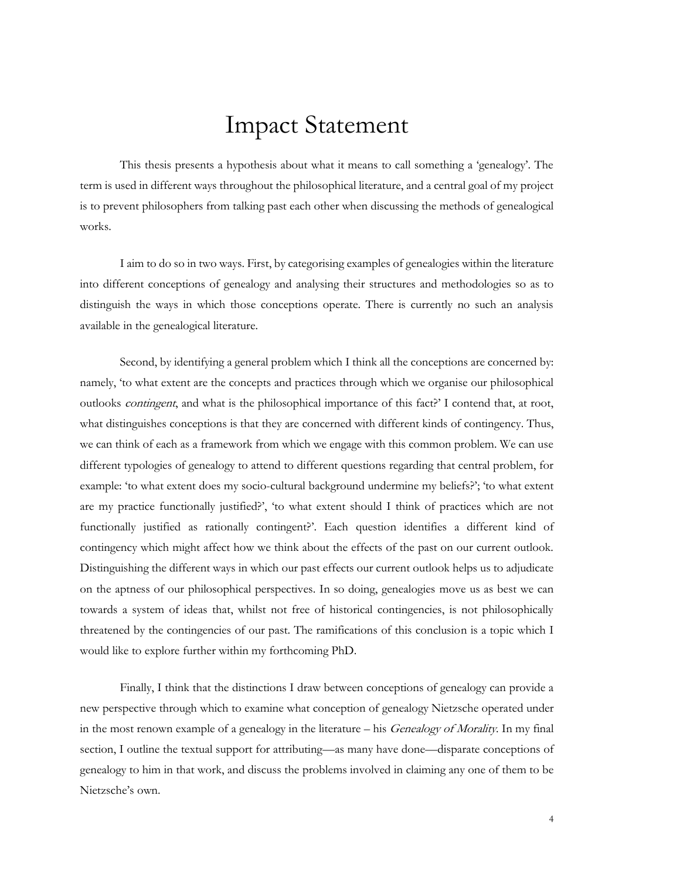# Impact Statement

This thesis presents a hypothesis about what it means to call something a 'genealogy'. The term is used in different ways throughout the philosophical literature, and a central goal of my project is to prevent philosophers from talking past each other when discussing the methods of genealogical works.

I aim to do so in two ways. First, by categorising examples of genealogies within the literature into different conceptions of genealogy and analysing their structures and methodologies so as to distinguish the ways in which those conceptions operate. There is currently no such an analysis available in the genealogical literature.

Second, by identifying a general problem which I think all the conceptions are concerned by: namely, 'to what extent are the concepts and practices through which we organise our philosophical outlooks *contingent*, and what is the philosophical importance of this fact?' I contend that, at root, what distinguishes conceptions is that they are concerned with different kinds of contingency. Thus, we can think of each as a framework from which we engage with this common problem. We can use different typologies of genealogy to attend to different questions regarding that central problem, for example: 'to what extent does my socio-cultural background undermine my beliefs?'; 'to what extent are my practice functionally justified?', 'to what extent should I think of practices which are not functionally justified as rationally contingent?'. Each question identifies a different kind of contingency which might affect how we think about the effects of the past on our current outlook. Distinguishing the different ways in which our past effects our current outlook helps us to adjudicate on the aptness of our philosophical perspectives. In so doing, genealogies move us as best we can towards a system of ideas that, whilst not free of historical contingencies, is not philosophically threatened by the contingencies of our past. The ramifications of this conclusion is a topic which I would like to explore further within my forthcoming PhD.

Finally, I think that the distinctions I draw between conceptions of genealogy can provide a new perspective through which to examine what conception of genealogy Nietzsche operated under in the most renown example of a genealogy in the literature – his *Genealogy of Morality*. In my final section, I outline the textual support for attributing—as many have done—disparate conceptions of genealogy to him in that work, and discuss the problems involved in claiming any one of them to be Nietzsche's own.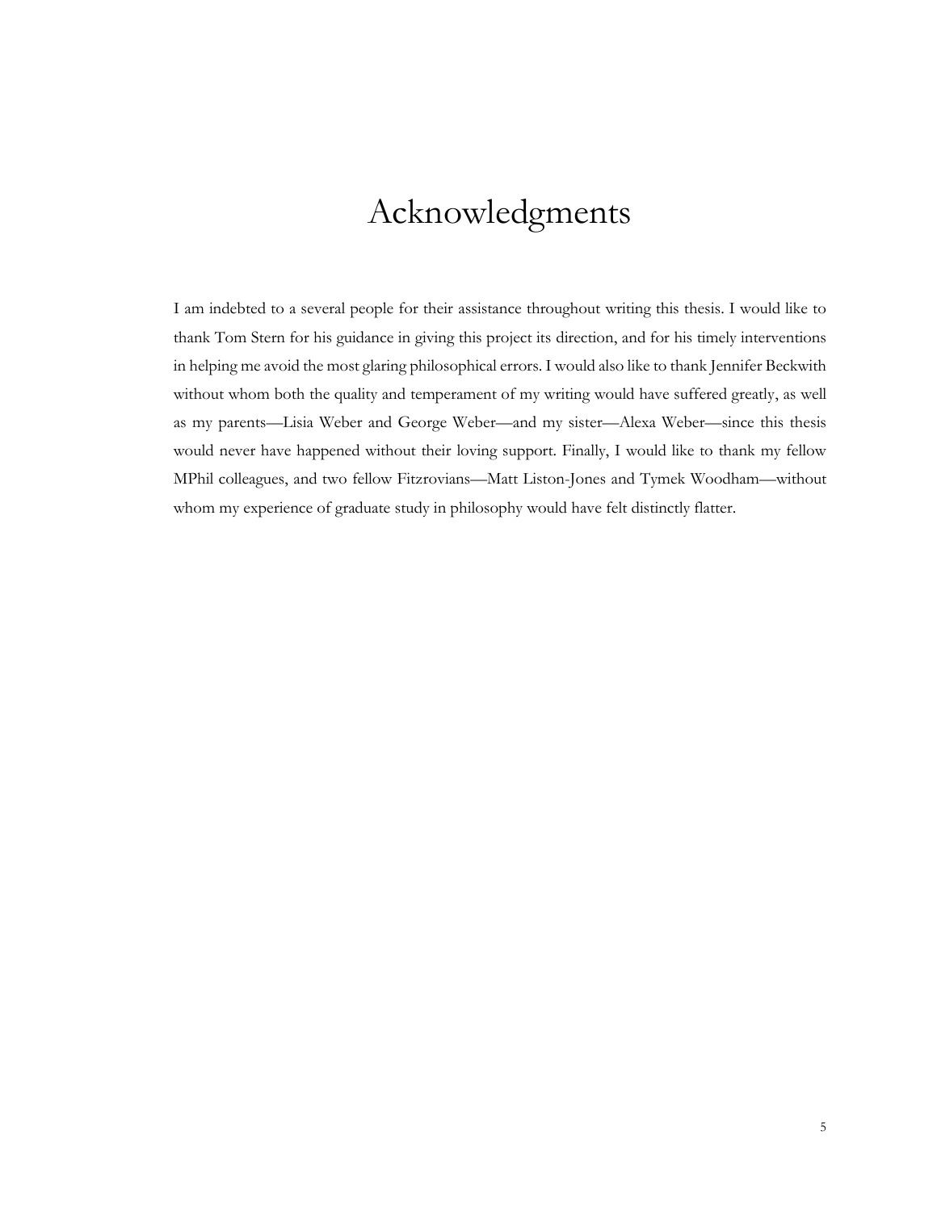# Acknowledgments

I am indebted to a several people for their assistance throughout writing this thesis. I would like to thank Tom Stern for his guidance in giving this project its direction, and for his timely interventions in helping me avoid the most glaring philosophical errors. I would also like to thank Jennifer Beckwith without whom both the quality and temperament of my writing would have suffered greatly, as well as my parents—Lisia Weber and George Weber—and my sister—Alexa Weber—since this thesis would never have happened without their loving support. Finally, I would like to thank my fellow MPhil colleagues, and two fellow Fitzrovians—Matt Liston-Jones and Tymek Woodham—without whom my experience of graduate study in philosophy would have felt distinctly flatter.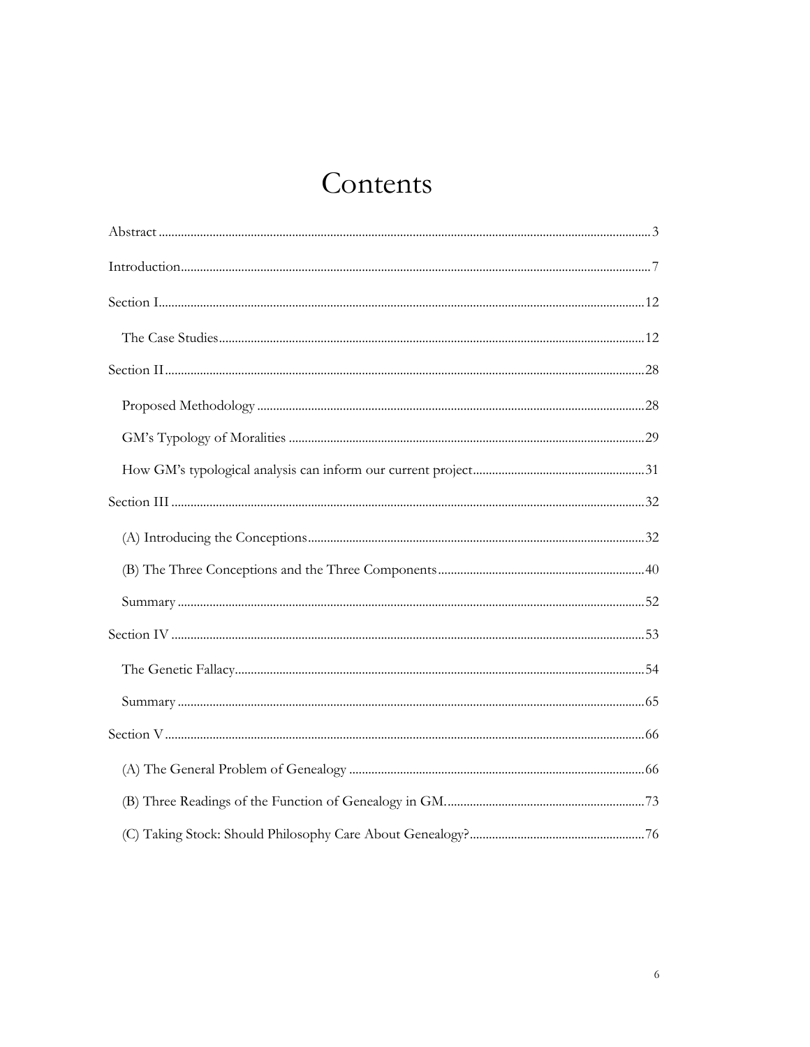# Contents

Abstract ........................................................................................................................................ 3

Introduction ................................................................................................................................. 7

Section I ...................................................................................................................................... 12

The Case Studies ...................................................................................................................... 12

Section II .................................................................................................................................... 28

Proposed Methodology ............................................................................................................ 28

GM's Typology of Moralities .................................................................................................. 29

How GM's typological analysis can inform our current project ........................................... 31

Section III ................................................................................................................................... 32

(A) Introducing the Conceptions ............................................................................................. 32

(B) The Three Conceptions and the Three Components ....................................................... 40

Summary .................................................................................................................................. 52

Section IV ................................................................................................................................... 53

The Genetic Fallacy .................................................................................................................. 54

Summary .................................................................................................................................. 65

Section V ..................................................................................................................................... 66

(A) The General Problem of Genealogy ................................................................................. 66

(B) Three Readings of the Function of Genealogy in GM. .................................................... 73

(C) Taking Stock: Should Philosophy Care About Genealogy? ............................................. 76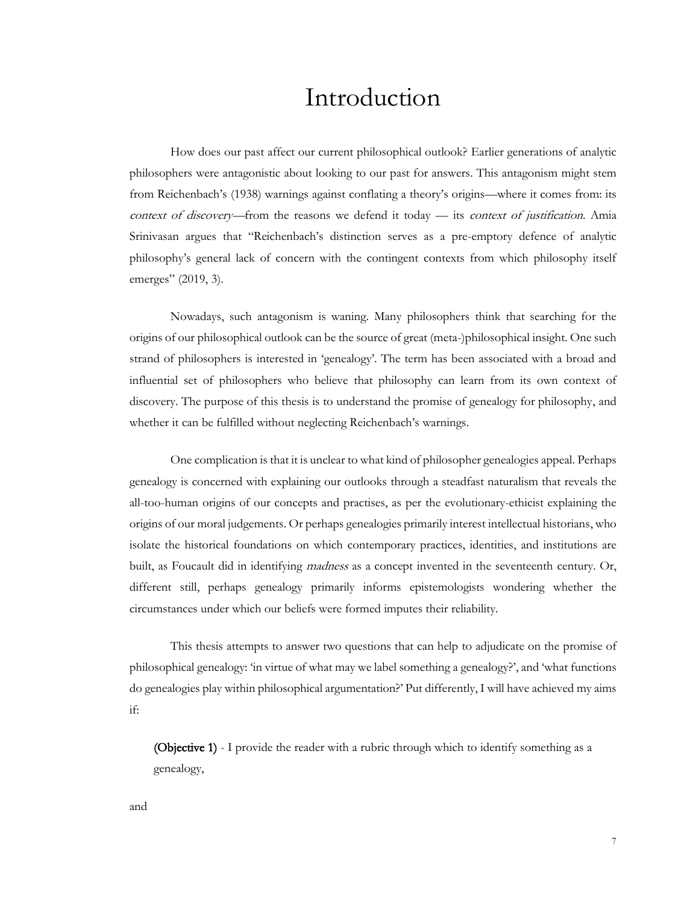# Introduction

How does our past affect our current philosophical outlook? Earlier generations of analytic philosophers were antagonistic about looking to our past for answers. This antagonism might stem from Reichenbach's (1938) warnings against conflating a theory's origins—where it comes from: its *context of discovery*—from the reasons we defend it today — its *context of justification.* Amia Srinivasan argues that "Reichenbach's distinction serves as a pre-emptory defence of analytic philosophy's general lack of concern with the contingent contexts from which philosophy itself emerges" (2019, 3).

Nowadays, such antagonism is waning. Many philosophers think that searching for the origins of our philosophical outlook can be the source of great (meta-)philosophical insight. One such strand of philosophers is interested in 'genealogy'. The term has been associated with a broad and influential set of philosophers who believe that philosophy can learn from its own context of discovery. The purpose of this thesis is to understand the promise of genealogy for philosophy, and whether it can be fulfilled without neglecting Reichenbach's warnings.

One complication is that it is unclear to what kind of philosopher genealogies appeal. Perhaps genealogy is concerned with explaining our outlooks through a steadfast naturalism that reveals the all-too-human origins of our concepts and practises, as per the evolutionary-ethicist explaining the origins of our moral judgements. Or perhaps genealogies primarily interest intellectual historians, who isolate the historical foundations on which contemporary practices, identities, and institutions are built, as Foucault did in identifying *madness* as a concept invented in the seventeenth century. Or, different still, perhaps genealogy primarily informs epistemologists wondering whether the circumstances under which our beliefs were formed imputes their reliability.

This thesis attempts to answer two questions that can help to adjudicate on the promise of philosophical genealogy: 'in virtue of what may we label something a genealogy?', and 'what functions do genealogies play within philosophical argumentation?' Put differently, I will have achieved my aims if:

> **(Objective 1)** - I provide the reader with a rubric through which to identify something as a genealogy,

and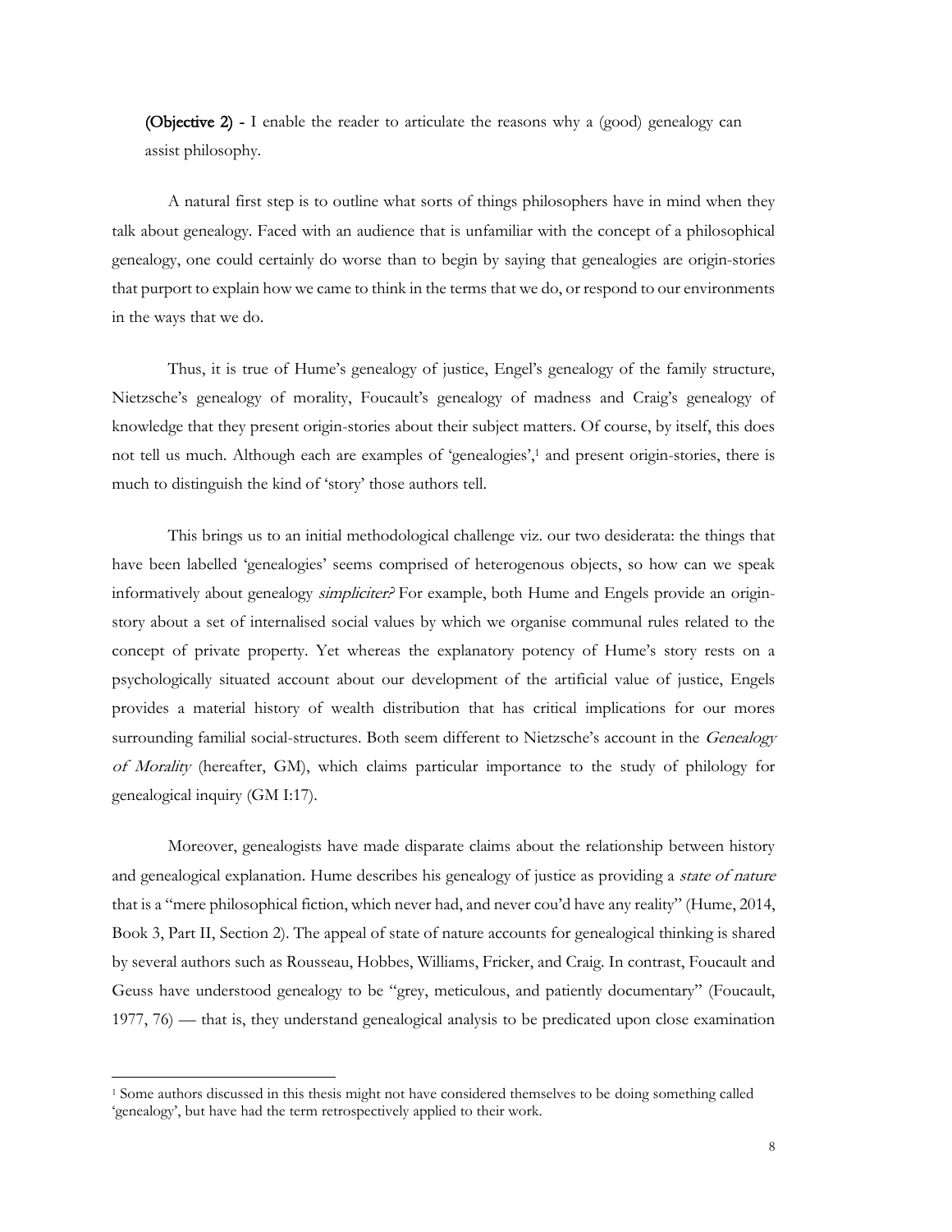**(Objective 2)** - I enable the reader to articulate the reasons why a (good) genealogy can assist philosophy.

A natural first step is to outline what sorts of things philosophers have in mind when they talk about genealogy. Faced with an audience that is unfamiliar with the concept of a philosophical genealogy, one could certainly do worse than to begin by saying that genealogies are origin-stories that purport to explain how we came to think in the terms that we do, or respond to our environments in the ways that we do.

Thus, it is true of Hume's genealogy of justice, Engel's genealogy of the family structure, Nietzsche's genealogy of morality, Foucault's genealogy of madness and Craig's genealogy of knowledge that they present origin-stories about their subject matters. Of course, by itself, this does not tell us much. Although each are examples of 'genealogies',[1] and present origin-stories, there is much to distinguish the kind of 'story' those authors tell.

This brings us to an initial methodological challenge viz. our two desiderata: the things that have been labelled 'genealogies' seems comprised of heterogenous objects, so how can we speak informatively about genealogy *simpliciter?* For example, both Hume and Engels provide an origin-story about a set of internalised social values by which we organise communal rules related to the concept of private property. Yet whereas the explanatory potency of Hume's story rests on a psychologically situated account about our development of the artificial value of justice, Engels provides a material history of wealth distribution that has critical implications for our mores surrounding familial social-structures. Both seem different to Nietzsche's account in the *Genealogy of Morality* (hereafter, GM), which claims particular importance to the study of philology for genealogical inquiry (GM I:17).

Moreover, genealogists have made disparate claims about the relationship between history and genealogical explanation. Hume describes his genealogy of justice as providing a *state of nature* that is a "mere philosophical fiction, which never had, and never cou'd have any reality" (Hume, 2014, Book 3, Part II, Section 2). The appeal of state of nature accounts for genealogical thinking is shared by several authors such as Rousseau, Hobbes, Williams, Fricker, and Craig. In contrast, Foucault and Geuss have understood genealogy to be "grey, meticulous, and patiently documentary" (Foucault, 1977, 76) — that is, they understand genealogical analysis to be predicated upon close examination

[1] Some authors discussed in this thesis might not have considered themselves to be doing something called 'genealogy', but have had the term retrospectively applied to their work.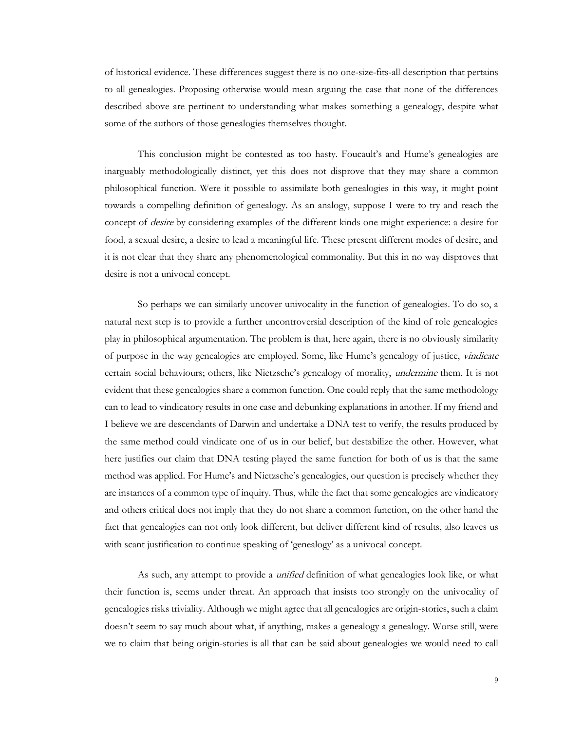of historical evidence. These differences suggest there is no one-size-fits-all description that pertains to all genealogies. Proposing otherwise would mean arguing the case that none of the differences described above are pertinent to understanding what makes something a genealogy, despite what some of the authors of those genealogies themselves thought.

This conclusion might be contested as too hasty. Foucault's and Hume's genealogies are inarguably methodologically distinct, yet this does not disprove that they may share a common philosophical function. Were it possible to assimilate both genealogies in this way, it might point towards a compelling definition of genealogy. As an analogy, suppose I were to try and reach the concept of *desire* by considering examples of the different kinds one might experience: a desire for food, a sexual desire, a desire to lead a meaningful life. These present different modes of desire, and it is not clear that they share any phenomenological commonality. But this in no way disproves that desire is not a univocal concept.

So perhaps we can similarly uncover univocality in the function of genealogies. To do so, a natural next step is to provide a further uncontroversial description of the kind of role genealogies play in philosophical argumentation. The problem is that, here again, there is no obviously similarity of purpose in the way genealogies are employed. Some, like Hume's genealogy of justice, *vindicate* certain social behaviours; others, like Nietzsche's genealogy of morality, *undermine* them. It is not evident that these genealogies share a common function. One could reply that the same methodology can to lead to vindicatory results in one case and debunking explanations in another. If my friend and I believe we are descendants of Darwin and undertake a DNA test to verify, the results produced by the same method could vindicate one of us in our belief, but destabilize the other. However, what here justifies our claim that DNA testing played the same function for both of us is that the same method was applied. For Hume's and Nietzsche's genealogies, our question is precisely whether they are instances of a common type of inquiry. Thus, while the fact that some genealogies are vindicatory and others critical does not imply that they do not share a common function, on the other hand the fact that genealogies can not only look different, but deliver different kind of results, also leaves us with scant justification to continue speaking of 'genealogy' as a univocal concept.

As such, any attempt to provide a *unified* definition of what genealogies look like, or what their function is, seems under threat. An approach that insists too strongly on the univocality of genealogies risks triviality. Although we might agree that all genealogies are origin-stories, such a claim doesn't seem to say much about what, if anything, makes a genealogy a genealogy. Worse still, were we to claim that being origin-stories is all that can be said about genealogies we would need to call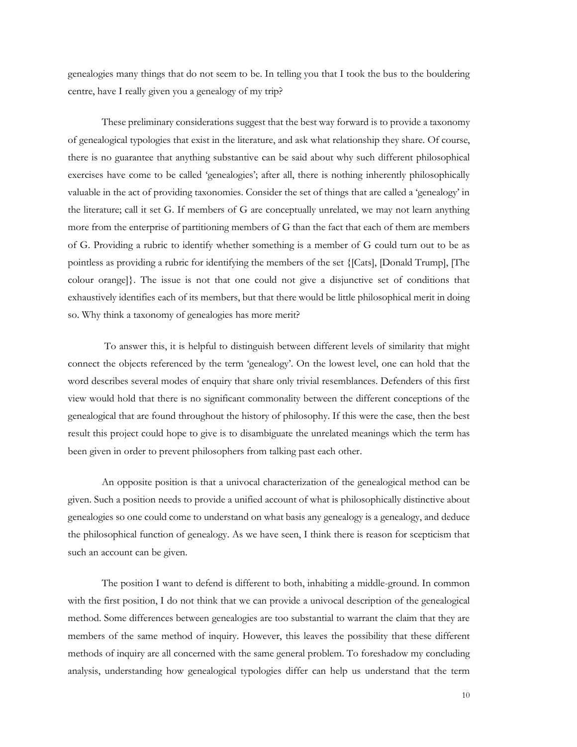genealogies many things that do not seem to be. In telling you that I took the bus to the bouldering centre, have I really given you a genealogy of my trip?

These preliminary considerations suggest that the best way forward is to provide a taxonomy of genealogical typologies that exist in the literature, and ask what relationship they share. Of course, there is no guarantee that anything substantive can be said about why such different philosophical exercises have come to be called 'genealogies'; after all, there is nothing inherently philosophically valuable in the act of providing taxonomies. Consider the set of things that are called a 'genealogy' in the literature; call it set G. If members of G are conceptually unrelated, we may not learn anything more from the enterprise of partitioning members of G than the fact that each of them are members of G. Providing a rubric to identify whether something is a member of G could turn out to be as pointless as providing a rubric for identifying the members of the set {[Cats], [Donald Trump], [The colour orange]}. The issue is not that one could not give a disjunctive set of conditions that exhaustively identifies each of its members, but that there would be little philosophical merit in doing so. Why think a taxonomy of genealogies has more merit?

To answer this, it is helpful to distinguish between different levels of similarity that might connect the objects referenced by the term 'genealogy'. On the lowest level, one can hold that the word describes several modes of enquiry that share only trivial resemblances. Defenders of this first view would hold that there is no significant commonality between the different conceptions of the genealogical that are found throughout the history of philosophy. If this were the case, then the best result this project could hope to give is to disambiguate the unrelated meanings which the term has been given in order to prevent philosophers from talking past each other.

An opposite position is that a univocal characterization of the genealogical method can be given. Such a position needs to provide a unified account of what is philosophically distinctive about genealogies so one could come to understand on what basis any genealogy is a genealogy, and deduce the philosophical function of genealogy. As we have seen, I think there is reason for scepticism that such an account can be given.

The position I want to defend is different to both, inhabiting a middle-ground. In common with the first position, I do not think that we can provide a univocal description of the genealogical method. Some differences between genealogies are too substantial to warrant the claim that they are members of the same method of inquiry. However, this leaves the possibility that these different methods of inquiry are all concerned with the same general problem. To foreshadow my concluding analysis, understanding how genealogical typologies differ can help us understand that the term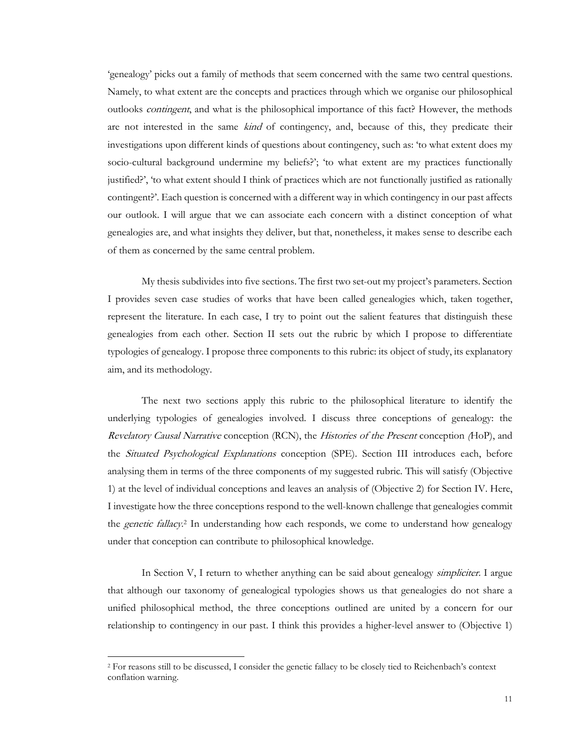'genealogy' picks out a family of methods that seem concerned with the same two central questions. Namely, to what extent are the concepts and practices through which we organise our philosophical outlooks *contingent*, and what is the philosophical importance of this fact? However, the methods are not interested in the same *kind* of contingency, and, because of this, they predicate their investigations upon different kinds of questions about contingency, such as: 'to what extent does my socio-cultural background undermine my beliefs?'; 'to what extent are my practices functionally justified?', 'to what extent should I think of practices which are not functionally justified as rationally contingent?'. Each question is concerned with a different way in which contingency in our past affects our outlook. I will argue that we can associate each concern with a distinct conception of what genealogies are, and what insights they deliver, but that, nonetheless, it makes sense to describe each of them as concerned by the same central problem.

My thesis subdivides into five sections. The first two set-out my project's parameters. Section I provides seven case studies of works that have been called genealogies which, taken together, represent the literature. In each case, I try to point out the salient features that distinguish these genealogies from each other. Section II sets out the rubric by which I propose to differentiate typologies of genealogy. I propose three components to this rubric: its object of study, its explanatory aim, and its methodology.

The next two sections apply this rubric to the philosophical literature to identify the underlying typologies of genealogies involved. I discuss three conceptions of genealogy: the *Revelatory Causal Narrative* conception (RCN), the *Histories of the Present* conception (HoP), and the *Situated Psychological Explanations* conception (SPE). Section III introduces each, before analysing them in terms of the three components of my suggested rubric. This will satisfy (Objective 1) at the level of individual conceptions and leaves an analysis of (Objective 2) for Section IV. Here, I investigate how the three conceptions respond to the well-known challenge that genealogies commit the *genetic fallacy*.[2] In understanding how each responds, we come to understand how genealogy under that conception can contribute to philosophical knowledge.

In Section V, I return to whether anything can be said about genealogy *simpliciter*. I argue that although our taxonomy of genealogical typologies shows us that genealogies do not share a unified philosophical method, the three conceptions outlined are united by a concern for our relationship to contingency in our past. I think this provides a higher-level answer to (Objective 1)

[2] For reasons still to be discussed, I consider the genetic fallacy to be closely tied to Reichenbach's context conflation warning.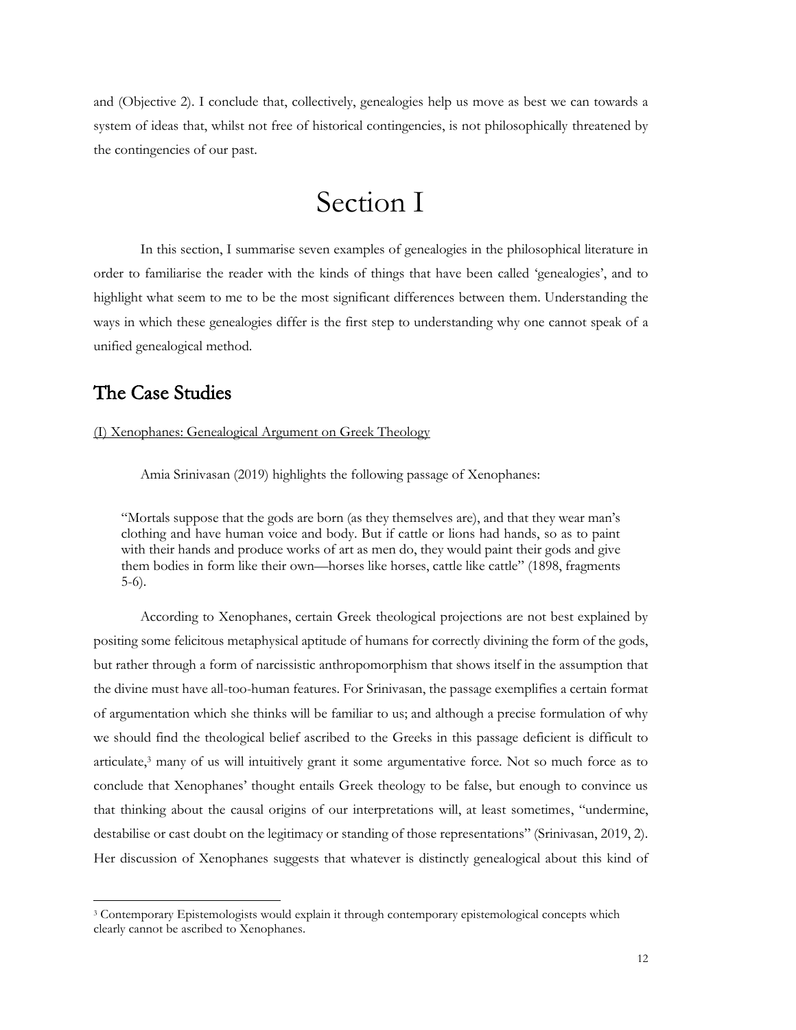and (Objective 2). I conclude that, collectively, genealogies help us move as best we can towards a system of ideas that, whilst not free of historical contingencies, is not philosophically threatened by the contingencies of our past.

# Section I

In this section, I summarise seven examples of genealogies in the philosophical literature in order to familiarise the reader with the kinds of things that have been called 'genealogies', and to highlight what seem to me to be the most significant differences between them. Understanding the ways in which these genealogies differ is the first step to understanding why one cannot speak of a unified genealogical method.

## The Case Studies

(I) Xenophanes: Genealogical Argument on Greek Theology

Amia Srinivasan (2019) highlights the following passage of Xenophanes:

> "Mortals suppose that the gods are born (as they themselves are), and that they wear man's clothing and have human voice and body. But if cattle or lions had hands, so as to paint with their hands and produce works of art as men do, they would paint their gods and give them bodies in form like their own—horses like horses, cattle like cattle" (1898, fragments 5-6).

According to Xenophanes, certain Greek theological projections are not best explained by positing some felicitous metaphysical aptitude of humans for correctly divining the form of the gods, but rather through a form of narcissistic anthropomorphism that shows itself in the assumption that the divine must have all-too-human features. For Srinivasan, the passage exemplifies a certain format of argumentation which she thinks will be familiar to us; and although a precise formulation of why we should find the theological belief ascribed to the Greeks in this passage deficient is difficult to articulate,[3] many of us will intuitively grant it some argumentative force. Not so much force as to conclude that Xenophanes' thought entails Greek theology to be false, but enough to convince us that thinking about the causal origins of our interpretations will, at least sometimes, "undermine, destabilise or cast doubt on the legitimacy or standing of those representations" (Srinivasan, 2019, 2). Her discussion of Xenophanes suggests that whatever is distinctly genealogical about this kind of

[3] Contemporary Epistemologists would explain it through contemporary epistemological concepts which clearly cannot be ascribed to Xenophanes.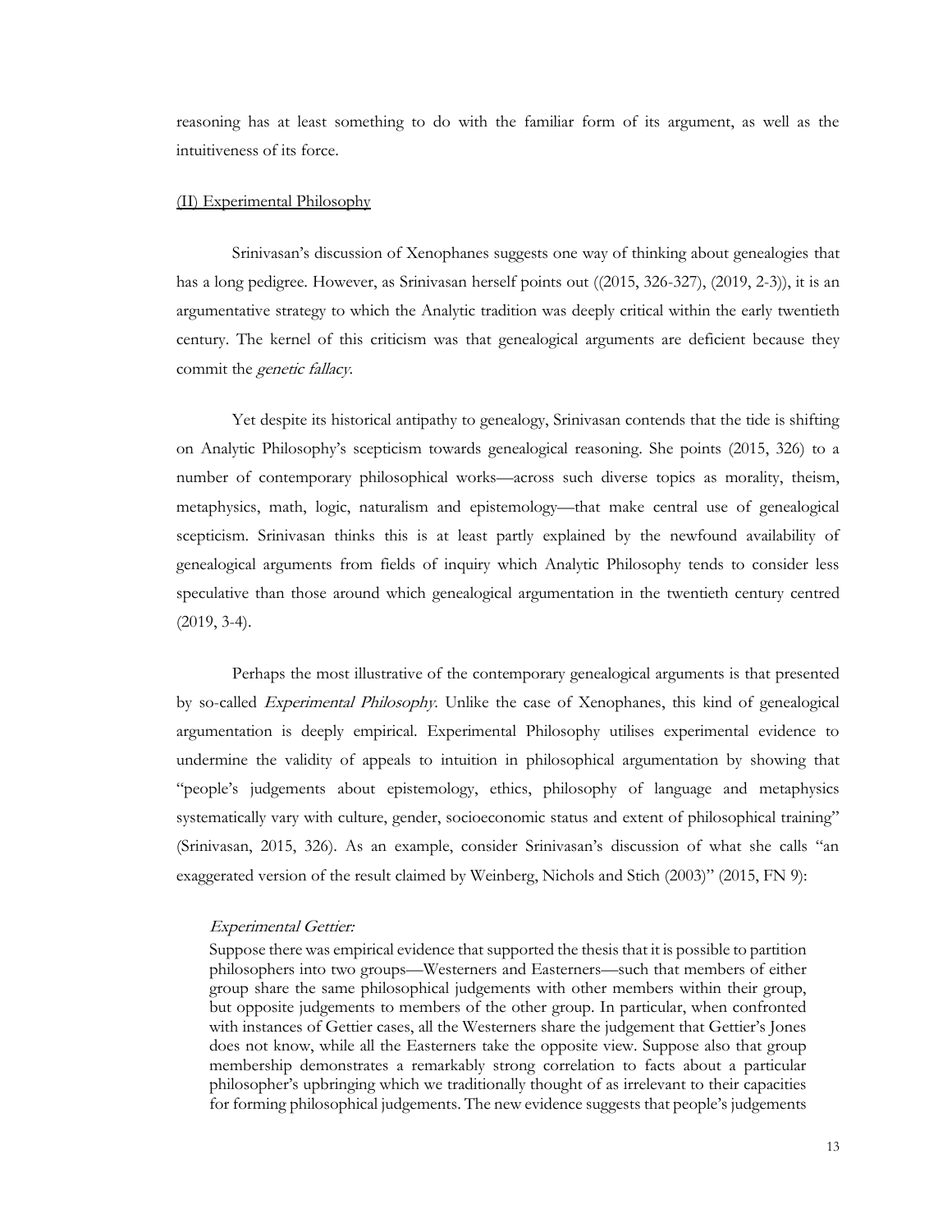reasoning has at least something to do with the familiar form of its argument, as well as the intuitiveness of its force.

## (II) Experimental Philosophy

Srinivasan's discussion of Xenophanes suggests one way of thinking about genealogies that has a long pedigree. However, as Srinivasan herself points out ((2015, 326-327), (2019, 2-3)), it is an argumentative strategy to which the Analytic tradition was deeply critical within the early twentieth century. The kernel of this criticism was that genealogical arguments are deficient because they commit the *genetic fallacy*.

Yet despite its historical antipathy to genealogy, Srinivasan contends that the tide is shifting on Analytic Philosophy's scepticism towards genealogical reasoning. She points (2015, 326) to a number of contemporary philosophical works—across such diverse topics as morality, theism, metaphysics, math, logic, naturalism and epistemology—that make central use of genealogical scepticism. Srinivasan thinks this is at least partly explained by the newfound availability of genealogical arguments from fields of inquiry which Analytic Philosophy tends to consider less speculative than those around which genealogical argumentation in the twentieth century centred (2019, 3-4).

Perhaps the most illustrative of the contemporary genealogical arguments is that presented by so-called *Experimental Philosophy*. Unlike the case of Xenophanes, this kind of genealogical argumentation is deeply empirical. Experimental Philosophy utilises experimental evidence to undermine the validity of appeals to intuition in philosophical argumentation by showing that "people's judgements about epistemology, ethics, philosophy of language and metaphysics systematically vary with culture, gender, socioeconomic status and extent of philosophical training" (Srinivasan, 2015, 326). As an example, consider Srinivasan's discussion of what she calls "an exaggerated version of the result claimed by Weinberg, Nichols and Stich (2003)" (2015, FN 9):

> *Experimental Gettier:*
> Suppose there was empirical evidence that supported the thesis that it is possible to partition philosophers into two groups—Westerners and Easterners—such that members of either group share the same philosophical judgements with other members within their group, but opposite judgements to members of the other group. In particular, when confronted with instances of Gettier cases, all the Westerners share the judgement that Gettier's Jones does not know, while all the Easterners take the opposite view. Suppose also that group membership demonstrates a remarkably strong correlation to facts about a particular philosopher's upbringing which we traditionally thought of as irrelevant to their capacities for forming philosophical judgements. The new evidence suggests that people's judgements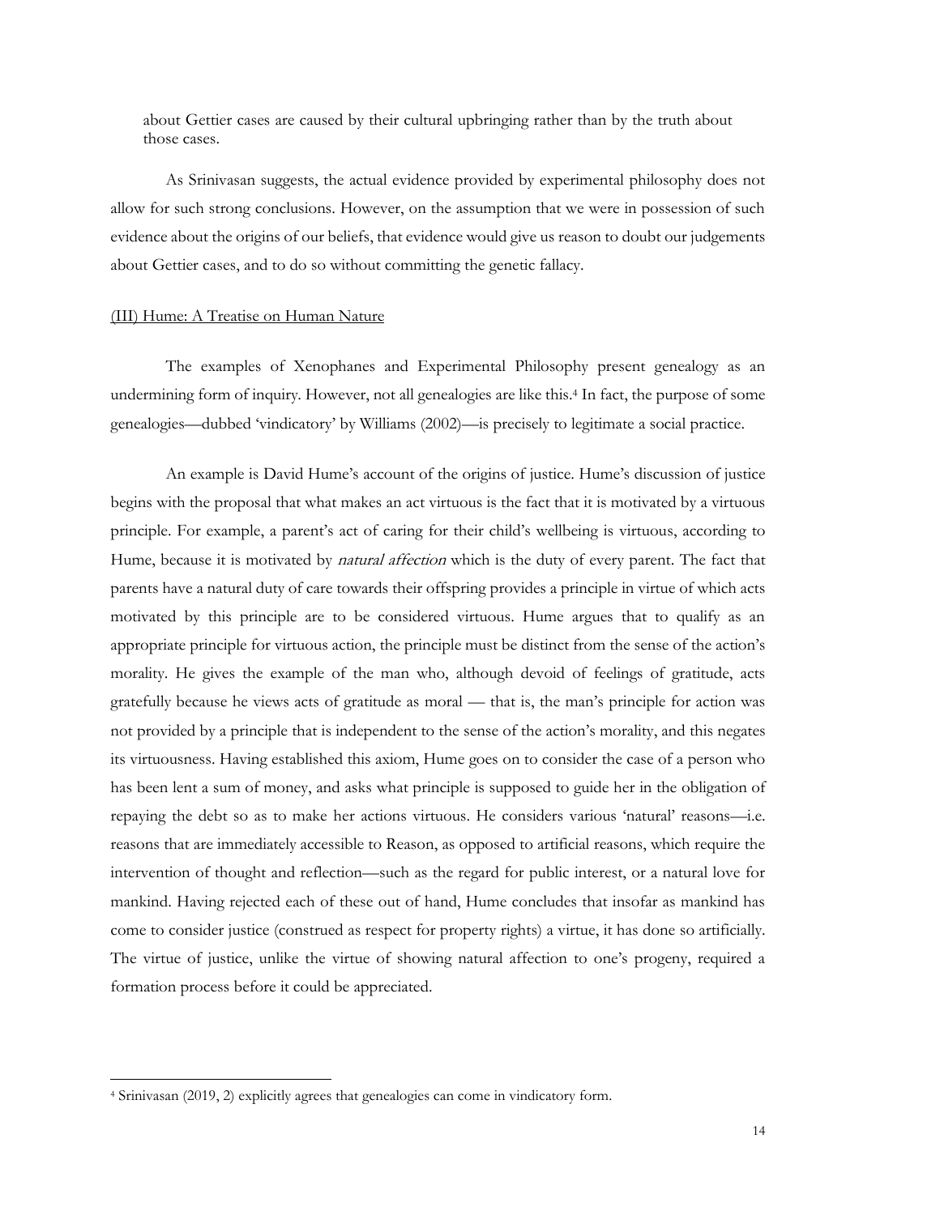about Gettier cases are caused by their cultural upbringing rather than by the truth about those cases.

As Srinivasan suggests, the actual evidence provided by experimental philosophy does not allow for such strong conclusions. However, on the assumption that we were in possession of such evidence about the origins of our beliefs, that evidence would give us reason to doubt our judgements about Gettier cases, and to do so without committing the genetic fallacy.

### (III) Hume: A Treatise on Human Nature

The examples of Xenophanes and Experimental Philosophy present genealogy as an undermining form of inquiry. However, not all genealogies are like this.[4] In fact, the purpose of some genealogies—dubbed 'vindicatory' by Williams (2002)—is precisely to legitimate a social practice.

An example is David Hume's account of the origins of justice. Hume's discussion of justice begins with the proposal that what makes an act virtuous is the fact that it is motivated by a virtuous principle. For example, a parent's act of caring for their child's wellbeing is virtuous, according to Hume, because it is motivated by *natural affection* which is the duty of every parent. The fact that parents have a natural duty of care towards their offspring provides a principle in virtue of which acts motivated by this principle are to be considered virtuous. Hume argues that to qualify as an appropriate principle for virtuous action, the principle must be distinct from the sense of the action's morality. He gives the example of the man who, although devoid of feelings of gratitude, acts gratefully because he views acts of gratitude as moral — that is, the man's principle for action was not provided by a principle that is independent to the sense of the action's morality, and this negates its virtuousness. Having established this axiom, Hume goes on to consider the case of a person who has been lent a sum of money, and asks what principle is supposed to guide her in the obligation of repaying the debt so as to make her actions virtuous. He considers various 'natural' reasons—i.e. reasons that are immediately accessible to Reason, as opposed to artificial reasons, which require the intervention of thought and reflection—such as the regard for public interest, or a natural love for mankind. Having rejected each of these out of hand, Hume concludes that insofar as mankind has come to consider justice (construed as respect for property rights) a virtue, it has done so artificially. The virtue of justice, unlike the virtue of showing natural affection to one's progeny, required a formation process before it could be appreciated.

[4] Srinivasan (2019, 2) explicitly agrees that genealogies can come in vindicatory form.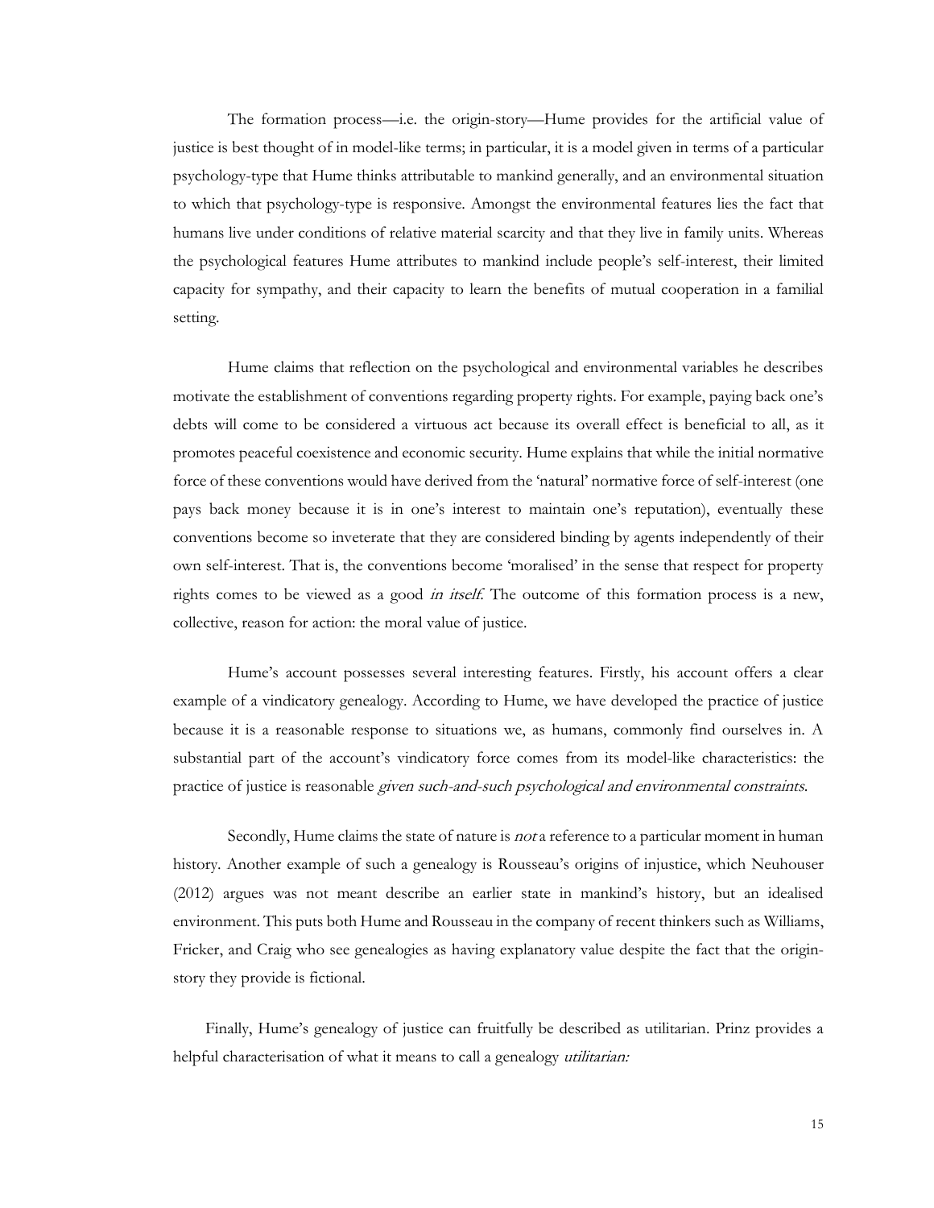The formation process—i.e. the origin-story—Hume provides for the artificial value of justice is best thought of in model-like terms; in particular, it is a model given in terms of a particular psychology-type that Hume thinks attributable to mankind generally, and an environmental situation to which that psychology-type is responsive. Amongst the environmental features lies the fact that humans live under conditions of relative material scarcity and that they live in family units. Whereas the psychological features Hume attributes to mankind include people's self-interest, their limited capacity for sympathy, and their capacity to learn the benefits of mutual cooperation in a familial setting.

Hume claims that reflection on the psychological and environmental variables he describes motivate the establishment of conventions regarding property rights. For example, paying back one's debts will come to be considered a virtuous act because its overall effect is beneficial to all, as it promotes peaceful coexistence and economic security. Hume explains that while the initial normative force of these conventions would have derived from the 'natural' normative force of self-interest (one pays back money because it is in one's interest to maintain one's reputation), eventually these conventions become so inveterate that they are considered binding by agents independently of their own self-interest. That is, the conventions become 'moralised' in the sense that respect for property rights comes to be viewed as a good *in itself*. The outcome of this formation process is a new, collective, reason for action: the moral value of justice.

Hume's account possesses several interesting features. Firstly, his account offers a clear example of a vindicatory genealogy. According to Hume, we have developed the practice of justice because it is a reasonable response to situations we, as humans, commonly find ourselves in. A substantial part of the account's vindicatory force comes from its model-like characteristics: the practice of justice is reasonable *given such-and-such psychological and environmental constraints*.

Secondly, Hume claims the state of nature is *not* a reference to a particular moment in human history. Another example of such a genealogy is Rousseau's origins of injustice, which Neuhouser (2012) argues was not meant describe an earlier state in mankind's history, but an idealised environment. This puts both Hume and Rousseau in the company of recent thinkers such as Williams, Fricker, and Craig who see genealogies as having explanatory value despite the fact that the origin-story they provide is fictional.

Finally, Hume's genealogy of justice can fruitfully be described as utilitarian. Prinz provides a helpful characterisation of what it means to call a genealogy *utilitarian:*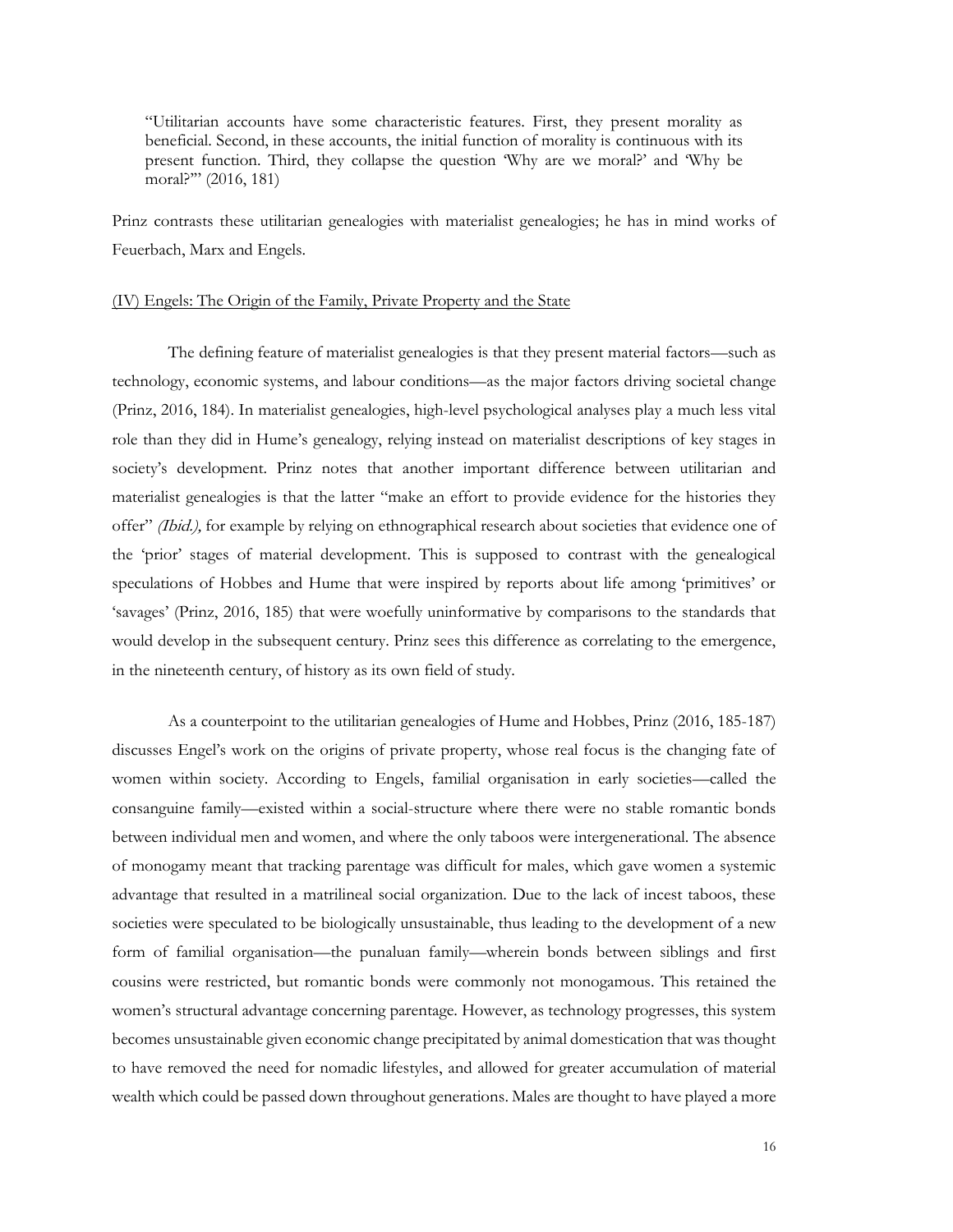> "Utilitarian accounts have some characteristic features. First, they present morality as beneficial. Second, in these accounts, the initial function of morality is continuous with its present function. Third, they collapse the question 'Why are we moral?' and 'Why be moral?'" (2016, 181)

Prinz contrasts these utilitarian genealogies with materialist genealogies; he has in mind works of Feuerbach, Marx and Engels.

(IV) Engels: The Origin of the Family, Private Property and the State

The defining feature of materialist genealogies is that they present material factors—such as technology, economic systems, and labour conditions—as the major factors driving societal change (Prinz, 2016, 184). In materialist genealogies, high-level psychological analyses play a much less vital role than they did in Hume's genealogy, relying instead on materialist descriptions of key stages in society's development. Prinz notes that another important difference between utilitarian and materialist genealogies is that the latter "make an effort to provide evidence for the histories they offer" *(Ibid.),* for example by relying on ethnographical research about societies that evidence one of the 'prior' stages of material development. This is supposed to contrast with the genealogical speculations of Hobbes and Hume that were inspired by reports about life among 'primitives' or 'savages' (Prinz, 2016, 185) that were woefully uninformative by comparisons to the standards that would develop in the subsequent century. Prinz sees this difference as correlating to the emergence, in the nineteenth century, of history as its own field of study.

As a counterpoint to the utilitarian genealogies of Hume and Hobbes, Prinz (2016, 185-187) discusses Engel's work on the origins of private property, whose real focus is the changing fate of women within society. According to Engels, familial organisation in early societies—called the consanguine family—existed within a social-structure where there were no stable romantic bonds between individual men and women, and where the only taboos were intergenerational. The absence of monogamy meant that tracking parentage was difficult for males, which gave women a systemic advantage that resulted in a matrilineal social organization. Due to the lack of incest taboos, these societies were speculated to be biologically unsustainable, thus leading to the development of a new form of familial organisation—the punaluan family—wherein bonds between siblings and first cousins were restricted, but romantic bonds were commonly not monogamous. This retained the women's structural advantage concerning parentage. However, as technology progresses, this system becomes unsustainable given economic change precipitated by animal domestication that was thought to have removed the need for nomadic lifestyles, and allowed for greater accumulation of material wealth which could be passed down throughout generations. Males are thought to have played a more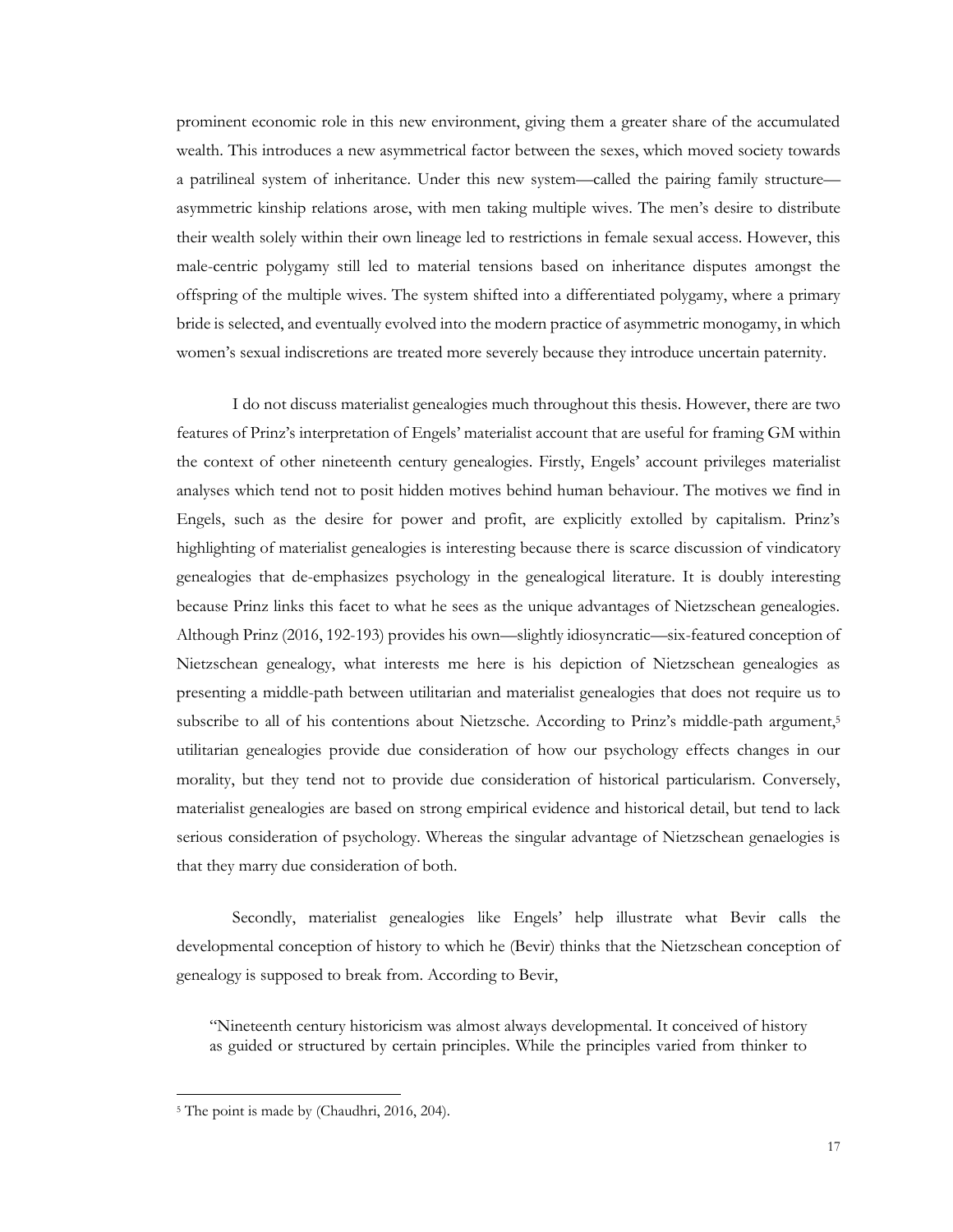prominent economic role in this new environment, giving them a greater share of the accumulated wealth. This introduces a new asymmetrical factor between the sexes, which moved society towards a patrilineal system of inheritance. Under this new system—called the pairing family structure—asymmetric kinship relations arose, with men taking multiple wives. The men's desire to distribute their wealth solely within their own lineage led to restrictions in female sexual access. However, this male-centric polygamy still led to material tensions based on inheritance disputes amongst the offspring of the multiple wives. The system shifted into a differentiated polygamy, where a primary bride is selected, and eventually evolved into the modern practice of asymmetric monogamy, in which women's sexual indiscretions are treated more severely because they introduce uncertain paternity.

I do not discuss materialist genealogies much throughout this thesis. However, there are two features of Prinz's interpretation of Engels' materialist account that are useful for framing GM within the context of other nineteenth century genealogies. Firstly, Engels' account privileges materialist analyses which tend not to posit hidden motives behind human behaviour. The motives we find in Engels, such as the desire for power and profit, are explicitly extolled by capitalism. Prinz's highlighting of materialist genealogies is interesting because there is scarce discussion of vindicatory genealogies that de-emphasizes psychology in the genealogical literature. It is doubly interesting because Prinz links this facet to what he sees as the unique advantages of Nietzschean genealogies. Although Prinz (2016, 192-193) provides his own—slightly idiosyncratic—six-featured conception of Nietzschean genealogy, what interests me here is his depiction of Nietzschean genealogies as presenting a middle-path between utilitarian and materialist genealogies that does not require us to subscribe to all of his contentions about Nietzsche. According to Prinz's middle-path argument,[5] utilitarian genealogies provide due consideration of how our psychology effects changes in our morality, but they tend not to provide due consideration of historical particularism. Conversely, materialist genealogies are based on strong empirical evidence and historical detail, but tend to lack serious consideration of psychology. Whereas the singular advantage of Nietzschean genaelogies is that they marry due consideration of both.

Secondly, materialist genealogies like Engels' help illustrate what Bevir calls the developmental conception of history to which he (Bevir) thinks that the Nietzschean conception of genealogy is supposed to break from. According to Bevir,

> "Nineteenth century historicism was almost always developmental. It conceived of history as guided or structured by certain principles. While the principles varied from thinker to

[5] The point is made by (Chaudhri, 2016, 204).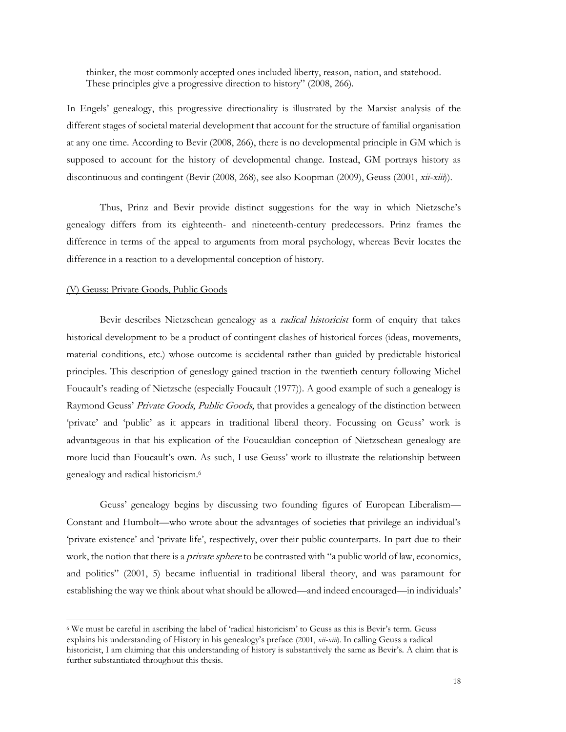thinker, the most commonly accepted ones included liberty, reason, nation, and statehood. These principles give a progressive direction to history" (2008, 266).

In Engels' genealogy, this progressive directionality is illustrated by the Marxist analysis of the different stages of societal material development that account for the structure of familial organisation at any one time. According to Bevir (2008, 266), there is no developmental principle in GM which is supposed to account for the history of developmental change. Instead, GM portrays history as discontinuous and contingent (Bevir (2008, 268), see also Koopman (2009), Geuss (2001, *xii-xiii*)).

Thus, Prinz and Bevir provide distinct suggestions for the way in which Nietzsche's genealogy differs from its eighteenth- and nineteenth-century predecessors. Prinz frames the difference in terms of the appeal to arguments from moral psychology, whereas Bevir locates the difference in a reaction to a developmental conception of history.

## (V) Geuss: Private Goods, Public Goods

Bevir describes Nietzschean genealogy as a *radical historicist* form of enquiry that takes historical development to be a product of contingent clashes of historical forces (ideas, movements, material conditions, etc.) whose outcome is accidental rather than guided by predictable historical principles. This description of genealogy gained traction in the twentieth century following Michel Foucault's reading of Nietzsche (especially Foucault (1977)). A good example of such a genealogy is Raymond Geuss' *Private Goods, Public Goods,* that provides a genealogy of the distinction between 'private' and 'public' as it appears in traditional liberal theory. Focussing on Geuss' work is advantageous in that his explication of the Foucauldian conception of Nietzschean genealogy are more lucid than Foucault's own. As such, I use Geuss' work to illustrate the relationship between genealogy and radical historicism.[6]

Geuss' genealogy begins by discussing two founding figures of European Liberalism—Constant and Humbolt—who wrote about the advantages of societies that privilege an individual's 'private existence' and 'private life', respectively, over their public counterparts. In part due to their work, the notion that there is a *private sphere* to be contrasted with "a public world of law, economics, and politics" (2001, 5) became influential in traditional liberal theory, and was paramount for establishing the way we think about what should be allowed—and indeed encouraged—in individuals'

[6] We must be careful in ascribing the label of 'radical historicism' to Geuss as this is Bevir's term. Geuss explains his understanding of History in his genealogy's preface (2001, *xii-xiii*). In calling Geuss a radical historicist, I am claiming that this understanding of history is substantively the same as Bevir's. A claim that is further substantiated throughout this thesis.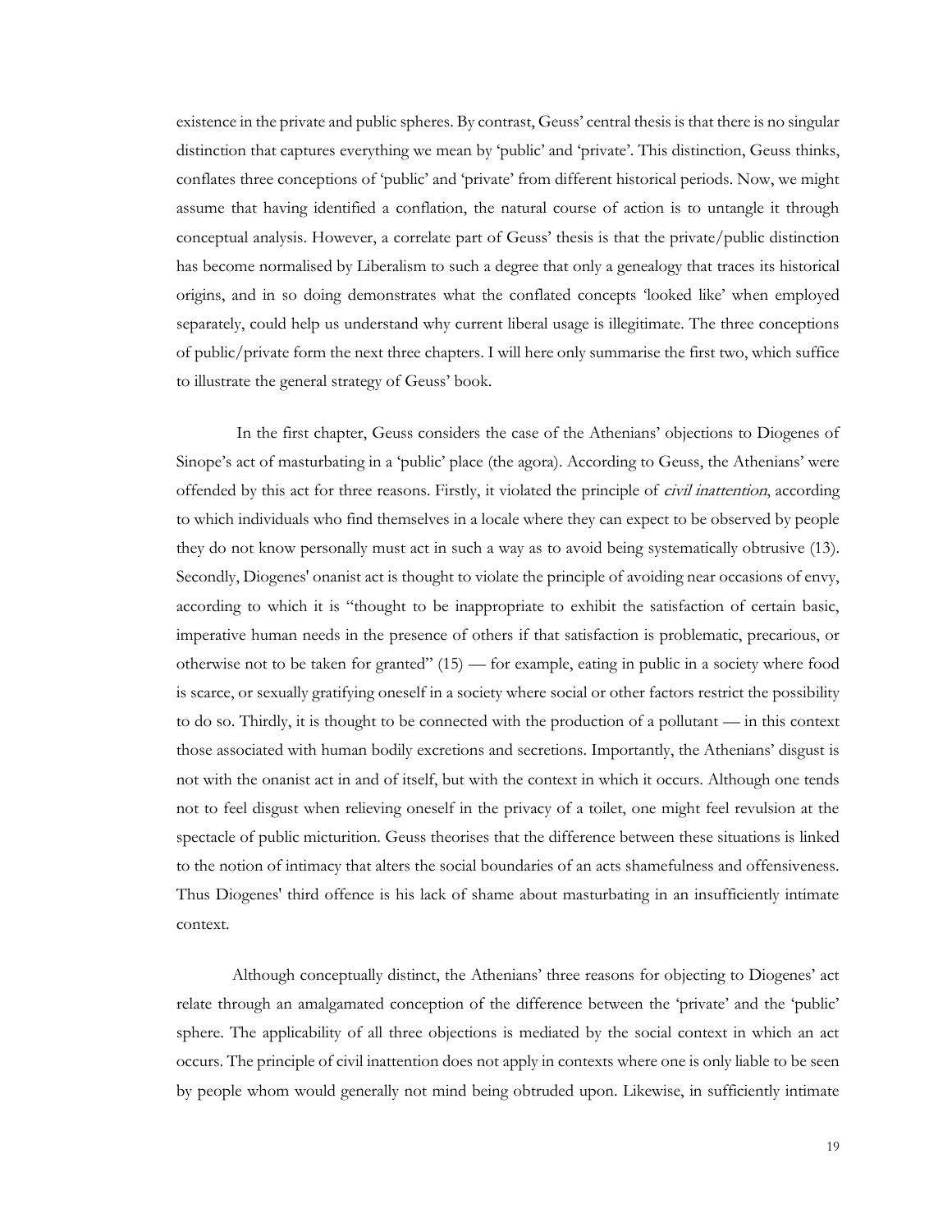existence in the private and public spheres. By contrast, Geuss' central thesis is that there is no singular distinction that captures everything we mean by 'public' and 'private'. This distinction, Geuss thinks, conflates three conceptions of 'public' and 'private' from different historical periods. Now, we might assume that having identified a conflation, the natural course of action is to untangle it through conceptual analysis. However, a correlate part of Geuss' thesis is that the private/public distinction has become normalised by Liberalism to such a degree that only a genealogy that traces its historical origins, and in so doing demonstrates what the conflated concepts 'looked like' when employed separately, could help us understand why current liberal usage is illegitimate. The three conceptions of public/private form the next three chapters. I will here only summarise the first two, which suffice to illustrate the general strategy of Geuss' book.

In the first chapter, Geuss considers the case of the Athenians' objections to Diogenes of Sinope's act of masturbating in a 'public' place (the agora). According to Geuss, the Athenians' were offended by this act for three reasons. Firstly, it violated the principle of *civil inattention*, according to which individuals who find themselves in a locale where they can expect to be observed by people they do not know personally must act in such a way as to avoid being systematically obtrusive (13). Secondly, Diogenes' onanist act is thought to violate the principle of avoiding near occasions of envy, according to which it is "thought to be inappropriate to exhibit the satisfaction of certain basic, imperative human needs in the presence of others if that satisfaction is problematic, precarious, or otherwise not to be taken for granted" (15) — for example, eating in public in a society where food is scarce, or sexually gratifying oneself in a society where social or other factors restrict the possibility to do so. Thirdly, it is thought to be connected with the production of a pollutant — in this context those associated with human bodily excretions and secretions. Importantly, the Athenians' disgust is not with the onanist act in and of itself, but with the context in which it occurs. Although one tends not to feel disgust when relieving oneself in the privacy of a toilet, one might feel revulsion at the spectacle of public micturition. Geuss theorises that the difference between these situations is linked to the notion of intimacy that alters the social boundaries of an acts shamefulness and offensiveness. Thus Diogenes' third offence is his lack of shame about masturbating in an insufficiently intimate context.

Although conceptually distinct, the Athenians' three reasons for objecting to Diogenes' act relate through an amalgamated conception of the difference between the 'private' and the 'public' sphere. The applicability of all three objections is mediated by the social context in which an act occurs. The principle of civil inattention does not apply in contexts where one is only liable to be seen by people whom would generally not mind being obtruded upon. Likewise, in sufficiently intimate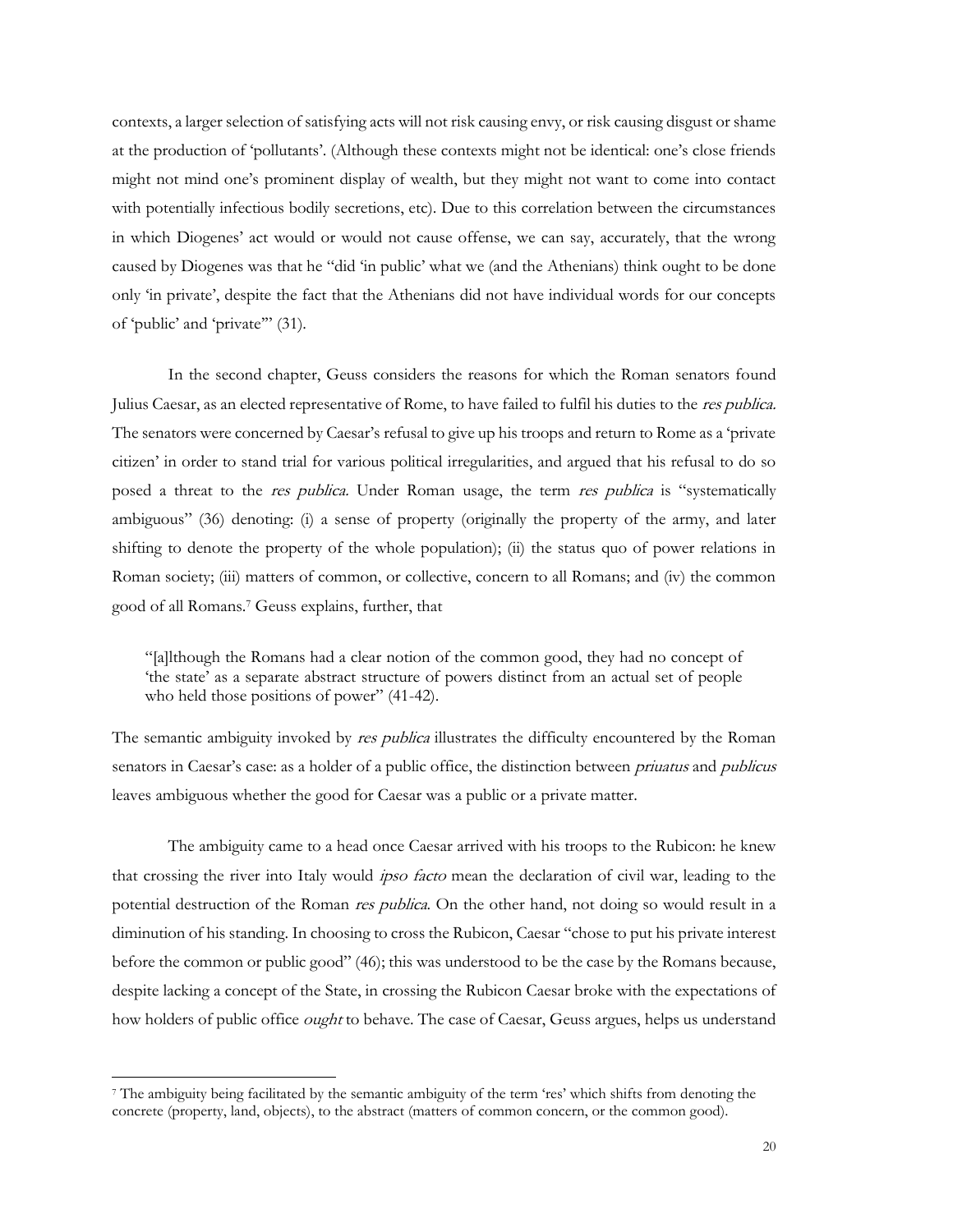contexts, a larger selection of satisfying acts will not risk causing envy, or risk causing disgust or shame at the production of 'pollutants'. (Although these contexts might not be identical: one's close friends might not mind one's prominent display of wealth, but they might not want to come into contact with potentially infectious bodily secretions, etc). Due to this correlation between the circumstances in which Diogenes' act would or would not cause offense, we can say, accurately, that the wrong caused by Diogenes was that he "did 'in public' what we (and the Athenians) think ought to be done only 'in private', despite the fact that the Athenians did not have individual words for our concepts of 'public' and 'private'" (31).

In the second chapter, Geuss considers the reasons for which the Roman senators found Julius Caesar, as an elected representative of Rome, to have failed to fulfil his duties to the *res publica*. The senators were concerned by Caesar's refusal to give up his troops and return to Rome as a 'private citizen' in order to stand trial for various political irregularities, and argued that his refusal to do so posed a threat to the *res publica*. Under Roman usage, the term *res publica* is "systematically ambiguous" (36) denoting: (i) a sense of property (originally the property of the army, and later shifting to denote the property of the whole population); (ii) the status quo of power relations in Roman society; (iii) matters of common, or collective, concern to all Romans; and (iv) the common good of all Romans.[7] Geuss explains, further, that

> "[a]lthough the Romans had a clear notion of the common good, they had no concept of 'the state' as a separate abstract structure of powers distinct from an actual set of people who held those positions of power" (41-42).

The semantic ambiguity invoked by *res publica* illustrates the difficulty encountered by the Roman senators in Caesar's case: as a holder of a public office, the distinction between *priuatus* and *publicus* leaves ambiguous whether the good for Caesar was a public or a private matter.

The ambiguity came to a head once Caesar arrived with his troops to the Rubicon: he knew that crossing the river into Italy would *ipso facto* mean the declaration of civil war, leading to the potential destruction of the Roman *res publica*. On the other hand, not doing so would result in a diminution of his standing. In choosing to cross the Rubicon, Caesar "chose to put his private interest before the common or public good" (46); this was understood to be the case by the Romans because, despite lacking a concept of the State, in crossing the Rubicon Caesar broke with the expectations of how holders of public office *ought* to behave. The case of Caesar, Geuss argues, helps us understand

---

[7] The ambiguity being facilitated by the semantic ambiguity of the term 'res' which shifts from denoting the concrete (property, land, objects), to the abstract (matters of common concern, or the common good).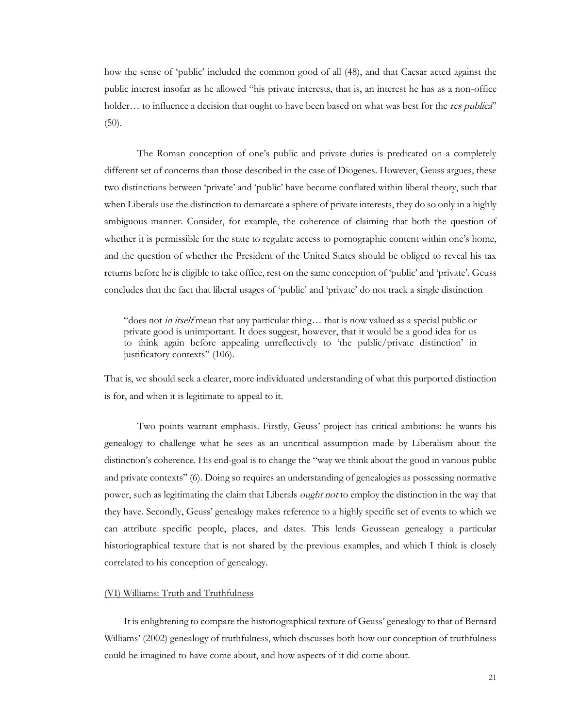how the sense of 'public' included the common good of all (48), and that Caesar acted against the public interest insofar as he allowed "his private interests, that is, an interest he has as a non-office holder… to influence a decision that ought to have been based on what was best for the *res publica*" (50).

The Roman conception of one's public and private duties is predicated on a completely different set of concerns than those described in the case of Diogenes. However, Geuss argues, these two distinctions between 'private' and 'public' have become conflated within liberal theory, such that when Liberals use the distinction to demarcate a sphere of private interests, they do so only in a highly ambiguous manner. Consider, for example, the coherence of claiming that both the question of whether it is permissible for the state to regulate access to pornographic content within one's home, and the question of whether the President of the United States should be obliged to reveal his tax returns before he is eligible to take office, rest on the same conception of 'public' and 'private'. Geuss concludes that the fact that liberal usages of 'public' and 'private' do not track a single distinction

> "does not *in itself* mean that any particular thing… that is now valued as a special public or private good is unimportant. It does suggest, however, that it would be a good idea for us to think again before appealing unreflectively to 'the public/private distinction' in justificatory contexts" (106).

That is, we should seek a clearer, more individuated understanding of what this purported distinction is for, and when it is legitimate to appeal to it.

Two points warrant emphasis. Firstly, Geuss' project has critical ambitions: he wants his genealogy to challenge what he sees as an uncritical assumption made by Liberalism about the distinction's coherence. His end-goal is to change the "way we think about the good in various public and private contexts" (6). Doing so requires an understanding of genealogies as possessing normative power, such as legitimating the claim that Liberals *ought not* to employ the distinction in the way that they have. Secondly, Geuss' genealogy makes reference to a highly specific set of events to which we can attribute specific people, places, and dates. This lends Geussean genealogy a particular historiographical texture that is not shared by the previous examples, and which I think is closely correlated to his conception of genealogy.

## (VI) Williams: Truth and Truthfulness

It is enlightening to compare the historiographical texture of Geuss' genealogy to that of Bernard Williams' (2002) genealogy of truthfulness, which discusses both how our conception of truthfulness could be imagined to have come about, and how aspects of it did come about.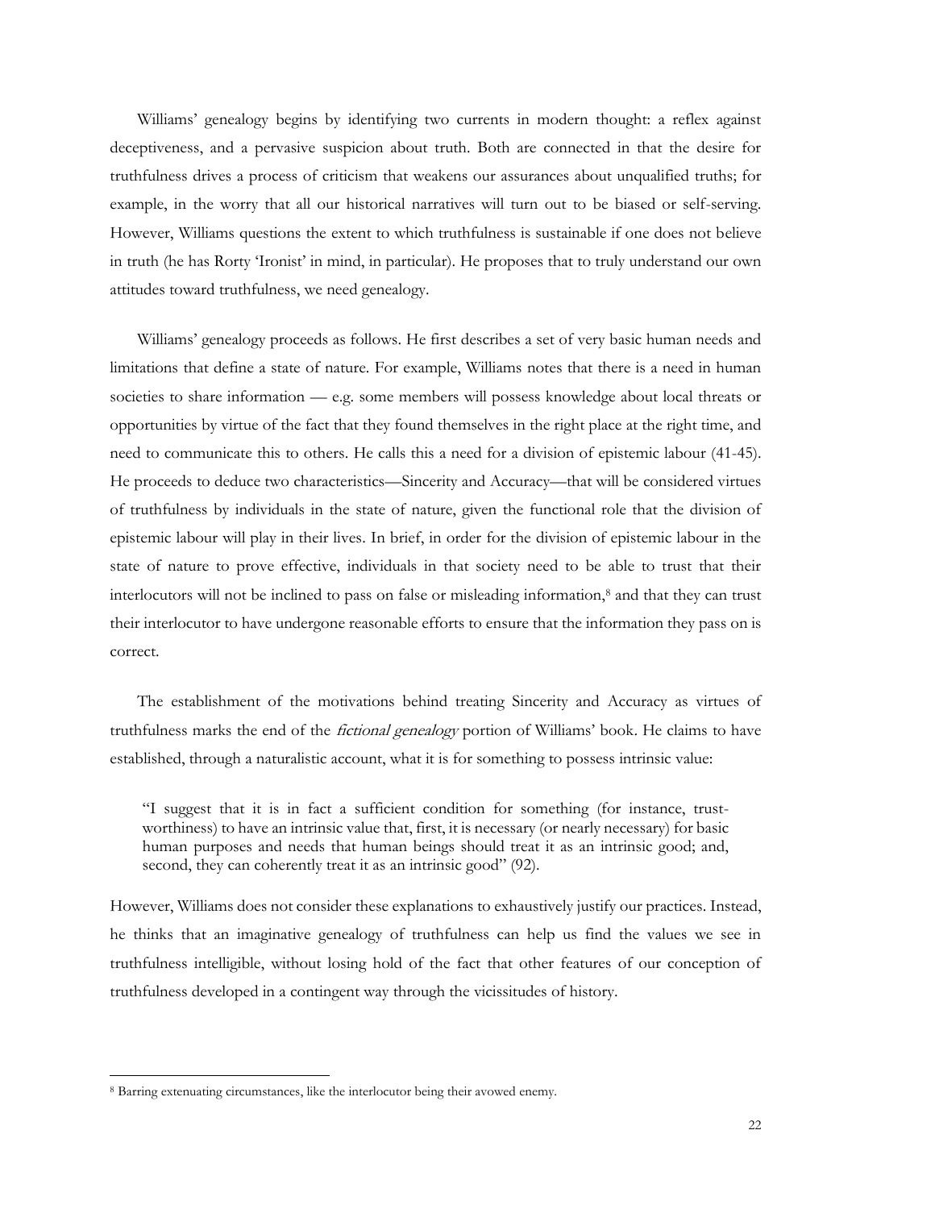Williams' genealogy begins by identifying two currents in modern thought: a reflex against deceptiveness, and a pervasive suspicion about truth. Both are connected in that the desire for truthfulness drives a process of criticism that weakens our assurances about unqualified truths; for example, in the worry that all our historical narratives will turn out to be biased or self-serving. However, Williams questions the extent to which truthfulness is sustainable if one does not believe in truth (he has Rorty 'Ironist' in mind, in particular). He proposes that to truly understand our own attitudes toward truthfulness, we need genealogy.

Williams' genealogy proceeds as follows. He first describes a set of very basic human needs and limitations that define a state of nature. For example, Williams notes that there is a need in human societies to share information — e.g. some members will possess knowledge about local threats or opportunities by virtue of the fact that they found themselves in the right place at the right time, and need to communicate this to others. He calls this a need for a division of epistemic labour (41-45). He proceeds to deduce two characteristics—Sincerity and Accuracy—that will be considered virtues of truthfulness by individuals in the state of nature, given the functional role that the division of epistemic labour will play in their lives. In brief, in order for the division of epistemic labour in the state of nature to prove effective, individuals in that society need to be able to trust that their interlocutors will not be inclined to pass on false or misleading information,[8] and that they can trust their interlocutor to have undergone reasonable efforts to ensure that the information they pass on is correct.

The establishment of the motivations behind treating Sincerity and Accuracy as virtues of truthfulness marks the end of the *fictional genealogy* portion of Williams' book. He claims to have established, through a naturalistic account, what it is for something to possess intrinsic value:

> "I suggest that it is in fact a sufficient condition for something (for instance, trust-worthiness) to have an intrinsic value that, first, it is necessary (or nearly necessary) for basic human purposes and needs that human beings should treat it as an intrinsic good; and, second, they can coherently treat it as an intrinsic good" (92).

However, Williams does not consider these explanations to exhaustively justify our practices. Instead, he thinks that an imaginative genealogy of truthfulness can help us find the values we see in truthfulness intelligible, without losing hold of the fact that other features of our conception of truthfulness developed in a contingent way through the vicissitudes of history.

[8] Barring extenuating circumstances, like the interlocutor being their avowed enemy.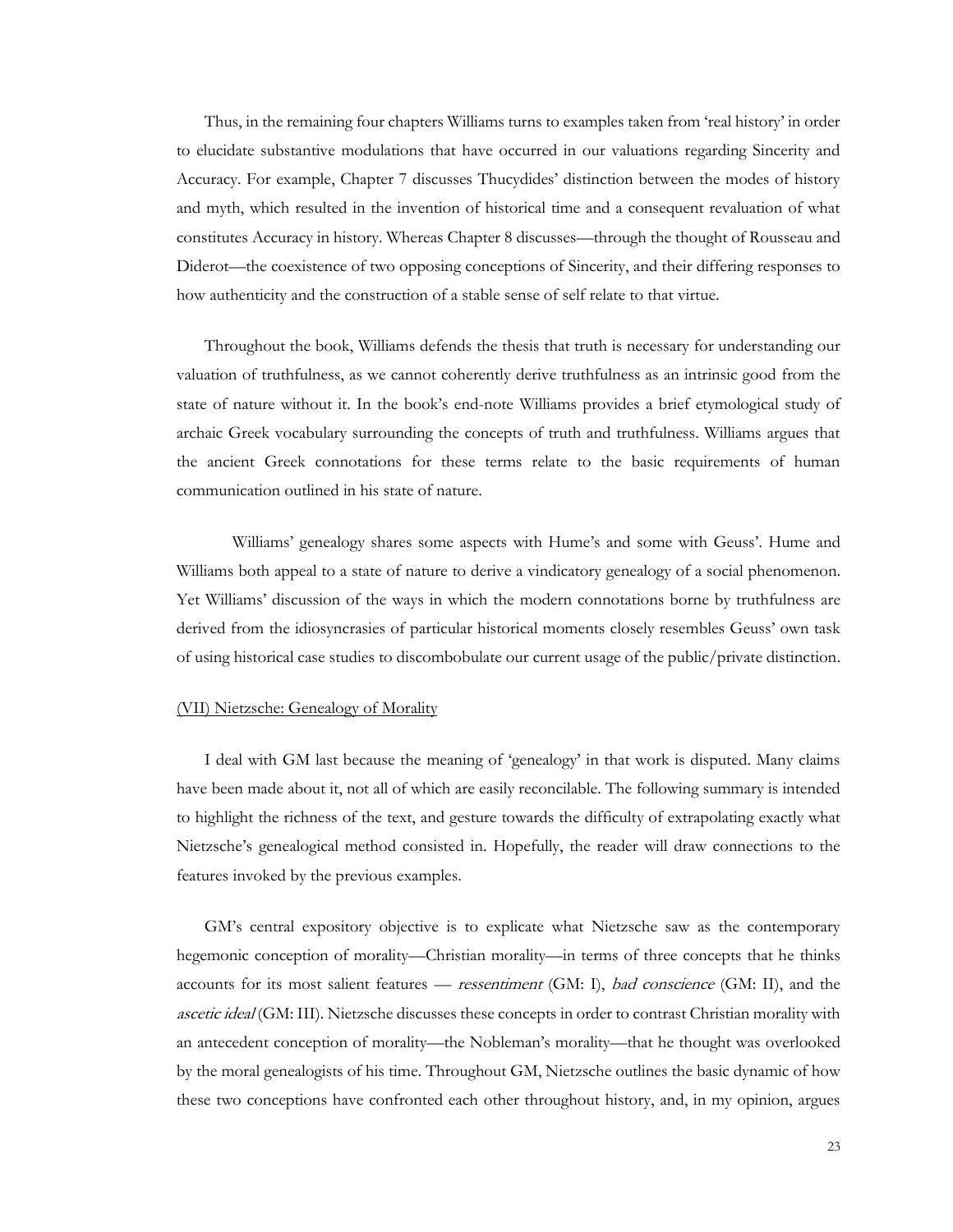Thus, in the remaining four chapters Williams turns to examples taken from 'real history' in order to elucidate substantive modulations that have occurred in our valuations regarding Sincerity and Accuracy. For example, Chapter 7 discusses Thucydides' distinction between the modes of history and myth, which resulted in the invention of historical time and a consequent revaluation of what constitutes Accuracy in history. Whereas Chapter 8 discusses—through the thought of Rousseau and Diderot—the coexistence of two opposing conceptions of Sincerity, and their differing responses to how authenticity and the construction of a stable sense of self relate to that virtue.

Throughout the book, Williams defends the thesis that truth is necessary for understanding our valuation of truthfulness, as we cannot coherently derive truthfulness as an intrinsic good from the state of nature without it. In the book's end-note Williams provides a brief etymological study of archaic Greek vocabulary surrounding the concepts of truth and truthfulness. Williams argues that the ancient Greek connotations for these terms relate to the basic requirements of human communication outlined in his state of nature.

Williams' genealogy shares some aspects with Hume's and some with Geuss'. Hume and Williams both appeal to a state of nature to derive a vindicatory genealogy of a social phenomenon. Yet Williams' discussion of the ways in which the modern connotations borne by truthfulness are derived from the idiosyncrasies of particular historical moments closely resembles Geuss' own task of using historical case studies to discombobulate our current usage of the public/private distinction.

## (VII) Nietzsche: Genealogy of Morality

I deal with GM last because the meaning of 'genealogy' in that work is disputed. Many claims have been made about it, not all of which are easily reconcilable. The following summary is intended to highlight the richness of the text, and gesture towards the difficulty of extrapolating exactly what Nietzsche's genealogical method consisted in. Hopefully, the reader will draw connections to the features invoked by the previous examples.

GM's central expository objective is to explicate what Nietzsche saw as the contemporary hegemonic conception of morality—Christian morality—in terms of three concepts that he thinks accounts for its most salient features — *ressentiment* (GM: I), *bad conscience* (GM: II), and the *ascetic ideal* (GM: III). Nietzsche discusses these concepts in order to contrast Christian morality with an antecedent conception of morality—the Nobleman's morality—that he thought was overlooked by the moral genealogists of his time. Throughout GM, Nietzsche outlines the basic dynamic of how these two conceptions have confronted each other throughout history, and, in my opinion, argues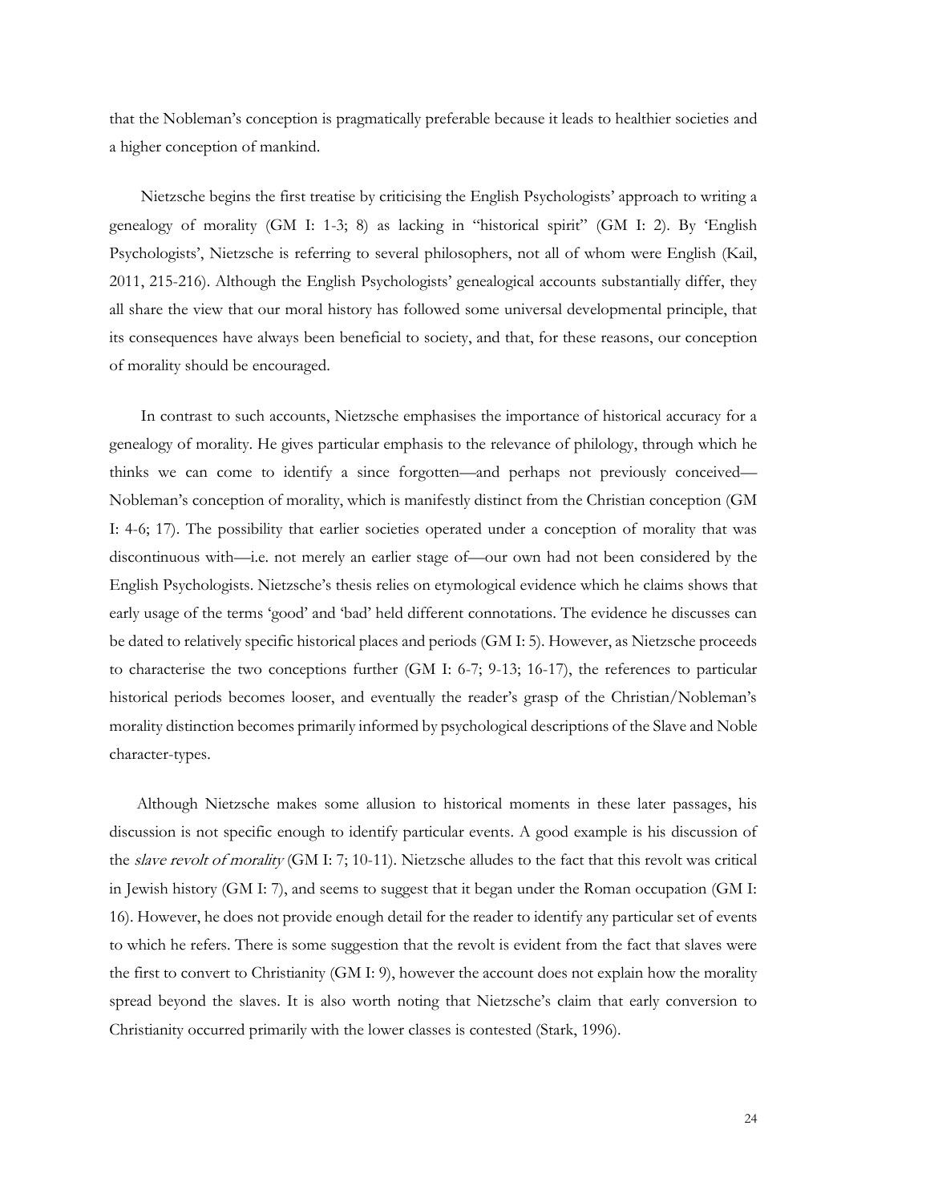that the Nobleman's conception is pragmatically preferable because it leads to healthier societies and a higher conception of mankind.

Nietzsche begins the first treatise by criticising the English Psychologists' approach to writing a genealogy of morality (GM I: 1-3; 8) as lacking in "historical spirit" (GM I: 2). By 'English Psychologists', Nietzsche is referring to several philosophers, not all of whom were English (Kail, 2011, 215-216). Although the English Psychologists' genealogical accounts substantially differ, they all share the view that our moral history has followed some universal developmental principle, that its consequences have always been beneficial to society, and that, for these reasons, our conception of morality should be encouraged.

In contrast to such accounts, Nietzsche emphasises the importance of historical accuracy for a genealogy of morality. He gives particular emphasis to the relevance of philology, through which he thinks we can come to identify a since forgotten—and perhaps not previously conceived—Nobleman's conception of morality, which is manifestly distinct from the Christian conception (GM I: 4-6; 17). The possibility that earlier societies operated under a conception of morality that was discontinuous with—i.e. not merely an earlier stage of—our own had not been considered by the English Psychologists. Nietzsche's thesis relies on etymological evidence which he claims shows that early usage of the terms 'good' and 'bad' held different connotations. The evidence he discusses can be dated to relatively specific historical places and periods (GM I: 5). However, as Nietzsche proceeds to characterise the two conceptions further (GM I: 6-7; 9-13; 16-17), the references to particular historical periods becomes looser, and eventually the reader's grasp of the Christian/Nobleman's morality distinction becomes primarily informed by psychological descriptions of the Slave and Noble character-types.

Although Nietzsche makes some allusion to historical moments in these later passages, his discussion is not specific enough to identify particular events. A good example is his discussion of the *slave revolt of morality* (GM I: 7; 10-11). Nietzsche alludes to the fact that this revolt was critical in Jewish history (GM I: 7), and seems to suggest that it began under the Roman occupation (GM I: 16). However, he does not provide enough detail for the reader to identify any particular set of events to which he refers. There is some suggestion that the revolt is evident from the fact that slaves were the first to convert to Christianity (GM I: 9), however the account does not explain how the morality spread beyond the slaves. It is also worth noting that Nietzsche's claim that early conversion to Christianity occurred primarily with the lower classes is contested (Stark, 1996).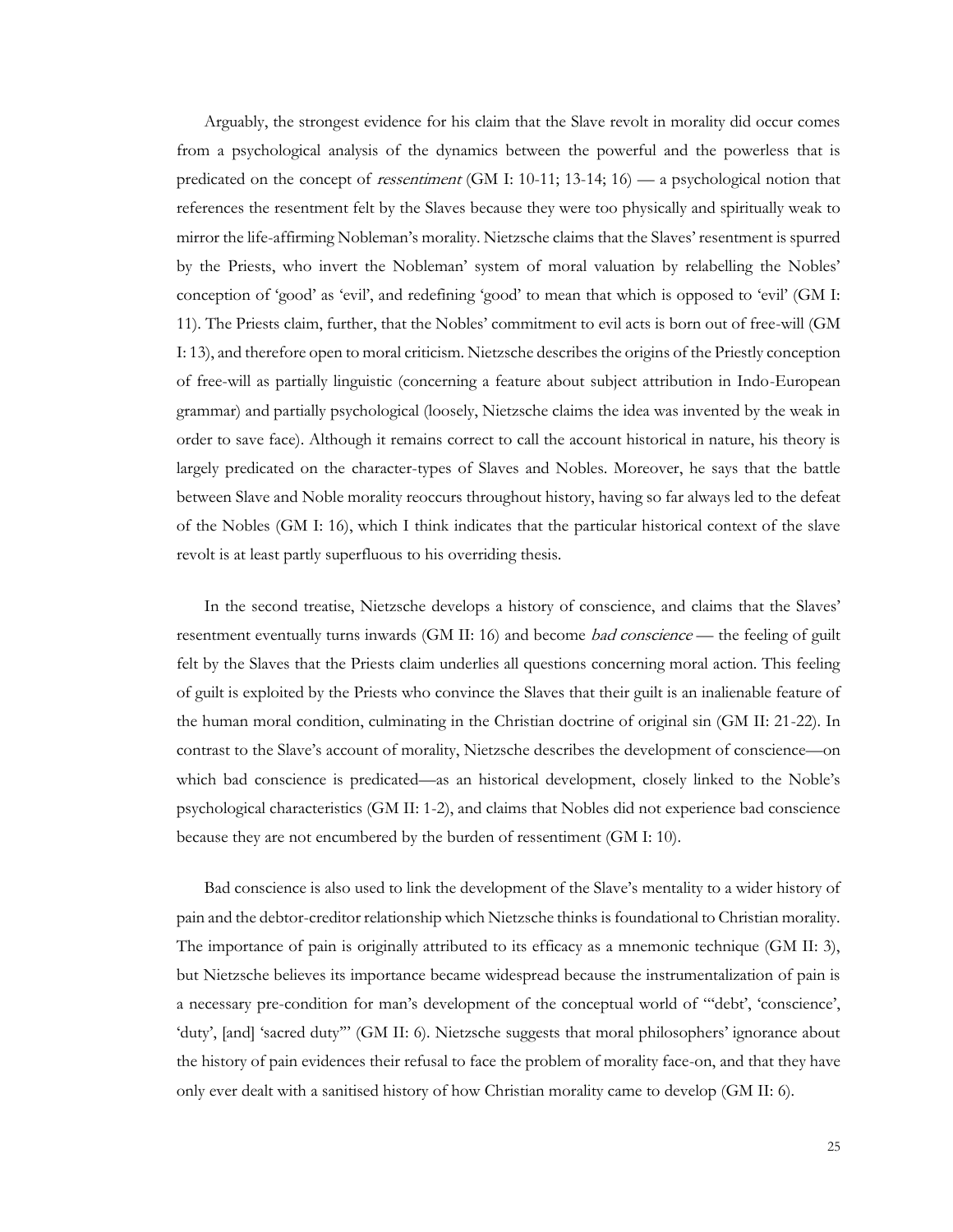Arguably, the strongest evidence for his claim that the Slave revolt in morality did occur comes from a psychological analysis of the dynamics between the powerful and the powerless that is predicated on the concept of *ressentiment* (GM I: 10-11; 13-14; 16) — a psychological notion that references the resentment felt by the Slaves because they were too physically and spiritually weak to mirror the life-affirming Nobleman's morality. Nietzsche claims that the Slaves' resentment is spurred by the Priests, who invert the Nobleman' system of moral valuation by relabelling the Nobles' conception of 'good' as 'evil', and redefining 'good' to mean that which is opposed to 'evil' (GM I: 11). The Priests claim, further, that the Nobles' commitment to evil acts is born out of free-will (GM I: 13), and therefore open to moral criticism. Nietzsche describes the origins of the Priestly conception of free-will as partially linguistic (concerning a feature about subject attribution in Indo-European grammar) and partially psychological (loosely, Nietzsche claims the idea was invented by the weak in order to save face). Although it remains correct to call the account historical in nature, his theory is largely predicated on the character-types of Slaves and Nobles. Moreover, he says that the battle between Slave and Noble morality reoccurs throughout history, having so far always led to the defeat of the Nobles (GM I: 16), which I think indicates that the particular historical context of the slave revolt is at least partly superfluous to his overriding thesis.

In the second treatise, Nietzsche develops a history of conscience, and claims that the Slaves' resentment eventually turns inwards (GM II: 16) and become *bad conscience* — the feeling of guilt felt by the Slaves that the Priests claim underlies all questions concerning moral action. This feeling of guilt is exploited by the Priests who convince the Slaves that their guilt is an inalienable feature of the human moral condition, culminating in the Christian doctrine of original sin (GM II: 21-22). In contrast to the Slave's account of morality, Nietzsche describes the development of conscience—on which bad conscience is predicated—as an historical development, closely linked to the Noble's psychological characteristics (GM II: 1-2), and claims that Nobles did not experience bad conscience because they are not encumbered by the burden of ressentiment (GM I: 10).

Bad conscience is also used to link the development of the Slave's mentality to a wider history of pain and the debtor-creditor relationship which Nietzsche thinks is foundational to Christian morality. The importance of pain is originally attributed to its efficacy as a mnemonic technique (GM II: 3), but Nietzsche believes its importance became widespread because the instrumentalization of pain is a necessary pre-condition for man's development of the conceptual world of "'debt', 'conscience', 'duty', [and] 'sacred duty'" (GM II: 6). Nietzsche suggests that moral philosophers' ignorance about the history of pain evidences their refusal to face the problem of morality face-on, and that they have only ever dealt with a sanitised history of how Christian morality came to develop (GM II: 6).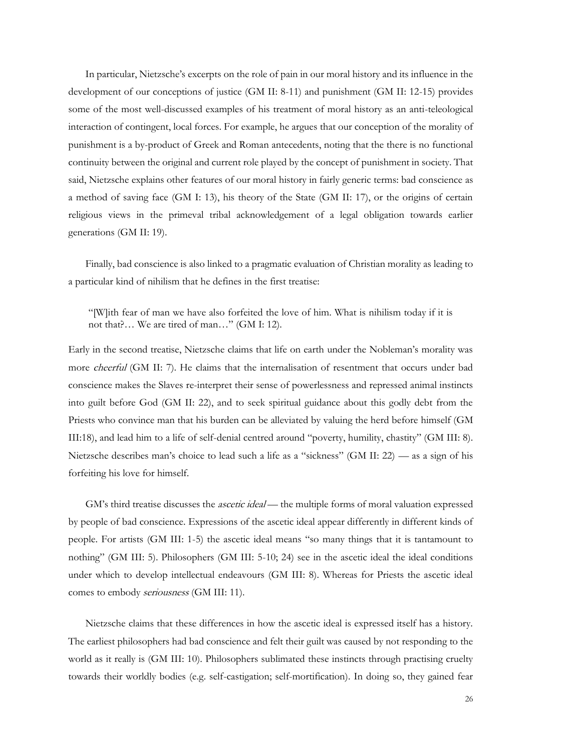In particular, Nietzsche's excerpts on the role of pain in our moral history and its influence in the development of our conceptions of justice (GM II: 8-11) and punishment (GM II: 12-15) provides some of the most well-discussed examples of his treatment of moral history as an anti-teleological interaction of contingent, local forces. For example, he argues that our conception of the morality of punishment is a by-product of Greek and Roman antecedents, noting that the there is no functional continuity between the original and current role played by the concept of punishment in society. That said, Nietzsche explains other features of our moral history in fairly generic terms: bad conscience as a method of saving face (GM I: 13), his theory of the State (GM II: 17), or the origins of certain religious views in the primeval tribal acknowledgement of a legal obligation towards earlier generations (GM II: 19).

Finally, bad conscience is also linked to a pragmatic evaluation of Christian morality as leading to a particular kind of nihilism that he defines in the first treatise:

> "[W]ith fear of man we have also forfeited the love of him. What is nihilism today if it is not that?… We are tired of man…" (GM I: 12).

Early in the second treatise, Nietzsche claims that life on earth under the Nobleman's morality was more *cheerful* (GM II: 7). He claims that the internalisation of resentment that occurs under bad conscience makes the Slaves re-interpret their sense of powerlessness and repressed animal instincts into guilt before God (GM II: 22), and to seek spiritual guidance about this godly debt from the Priests who convince man that his burden can be alleviated by valuing the herd before himself (GM III:18), and lead him to a life of self-denial centred around "poverty, humility, chastity" (GM III: 8). Nietzsche describes man's choice to lead such a life as a "sickness" (GM II: 22) — as a sign of his forfeiting his love for himself.

GM's third treatise discusses the *ascetic ideal* — the multiple forms of moral valuation expressed by people of bad conscience. Expressions of the ascetic ideal appear differently in different kinds of people. For artists (GM III: 1-5) the ascetic ideal means "so many things that it is tantamount to nothing" (GM III: 5). Philosophers (GM III: 5-10; 24) see in the ascetic ideal the ideal conditions under which to develop intellectual endeavours (GM III: 8). Whereas for Priests the ascetic ideal comes to embody *seriousness* (GM III: 11).

Nietzsche claims that these differences in how the ascetic ideal is expressed itself has a history. The earliest philosophers had bad conscience and felt their guilt was caused by not responding to the world as it really is (GM III: 10). Philosophers sublimated these instincts through practising cruelty towards their worldly bodies (e.g. self-castigation; self-mortification). In doing so, they gained fear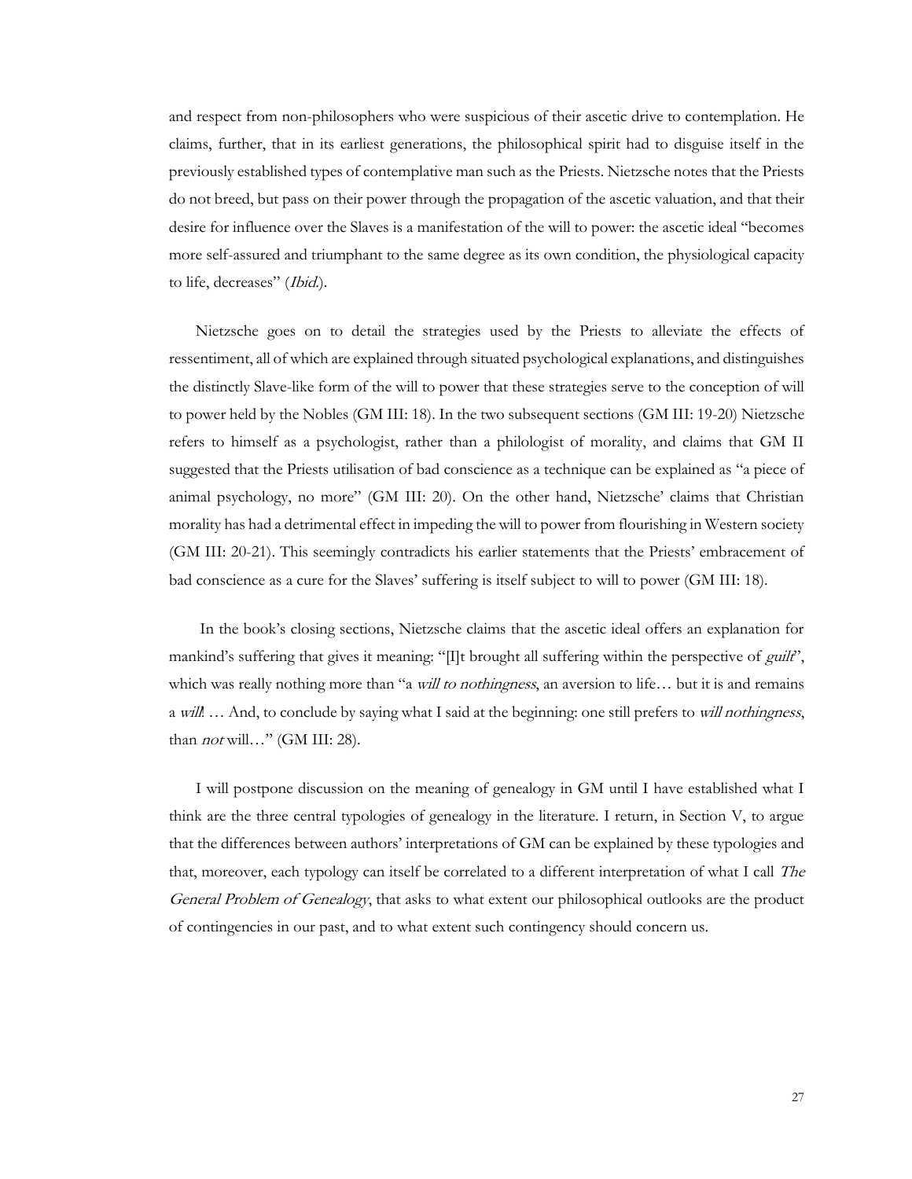and respect from non-philosophers who were suspicious of their ascetic drive to contemplation. He claims, further, that in its earliest generations, the philosophical spirit had to disguise itself in the previously established types of contemplative man such as the Priests. Nietzsche notes that the Priests do not breed, but pass on their power through the propagation of the ascetic valuation, and that their desire for influence over the Slaves is a manifestation of the will to power: the ascetic ideal "becomes more self-assured and triumphant to the same degree as its own condition, the physiological capacity to life, decreases" (*Ibid.*).

Nietzsche goes on to detail the strategies used by the Priests to alleviate the effects of ressentiment, all of which are explained through situated psychological explanations, and distinguishes the distinctly Slave-like form of the will to power that these strategies serve to the conception of will to power held by the Nobles (GM III: 18). In the two subsequent sections (GM III: 19-20) Nietzsche refers to himself as a psychologist, rather than a philologist of morality, and claims that GM II suggested that the Priests utilisation of bad conscience as a technique can be explained as "a piece of animal psychology, no more" (GM III: 20). On the other hand, Nietzsche' claims that Christian morality has had a detrimental effect in impeding the will to power from flourishing in Western society (GM III: 20-21). This seemingly contradicts his earlier statements that the Priests' embracement of bad conscience as a cure for the Slaves' suffering is itself subject to will to power (GM III: 18).

In the book's closing sections, Nietzsche claims that the ascetic ideal offers an explanation for mankind's suffering that gives it meaning: "[I]t brought all suffering within the perspective of *guilt*", which was really nothing more than "a *will to nothingness*, an aversion to life… but it is and remains a *will*! … And, to conclude by saying what I said at the beginning: one still prefers to *will nothingness*, than *not* will…" (GM III: 28).

I will postpone discussion on the meaning of genealogy in GM until I have established what I think are the three central typologies of genealogy in the literature. I return, in Section V, to argue that the differences between authors' interpretations of GM can be explained by these typologies and that, moreover, each typology can itself be correlated to a different interpretation of what I call *The General Problem of Genealogy*, that asks to what extent our philosophical outlooks are the product of contingencies in our past, and to what extent such contingency should concern us.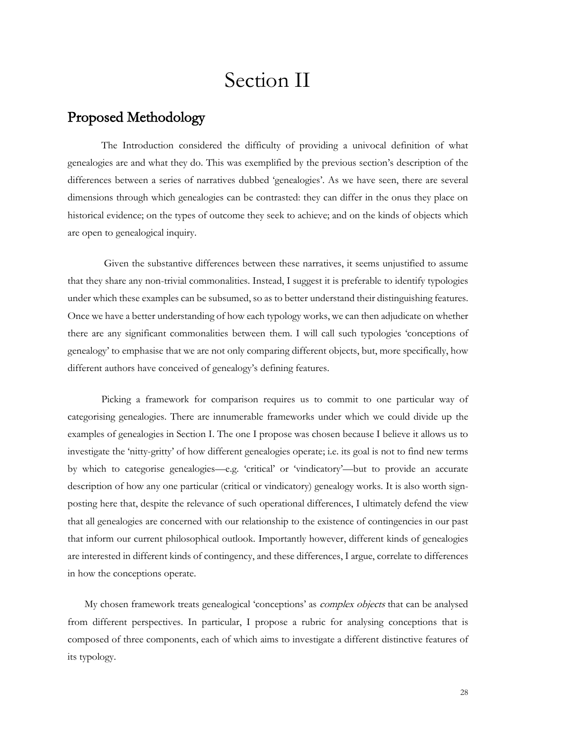# Section II

## Proposed Methodology

The Introduction considered the difficulty of providing a univocal definition of what genealogies are and what they do. This was exemplified by the previous section's description of the differences between a series of narratives dubbed 'genealogies'. As we have seen, there are several dimensions through which genealogies can be contrasted: they can differ in the onus they place on historical evidence; on the types of outcome they seek to achieve; and on the kinds of objects which are open to genealogical inquiry.

Given the substantive differences between these narratives, it seems unjustified to assume that they share any non-trivial commonalities. Instead, I suggest it is preferable to identify typologies under which these examples can be subsumed, so as to better understand their distinguishing features. Once we have a better understanding of how each typology works, we can then adjudicate on whether there are any significant commonalities between them. I will call such typologies 'conceptions of genealogy' to emphasise that we are not only comparing different objects, but, more specifically, how different authors have conceived of genealogy's defining features.

Picking a framework for comparison requires us to commit to one particular way of categorising genealogies. There are innumerable frameworks under which we could divide up the examples of genealogies in Section I. The one I propose was chosen because I believe it allows us to investigate the 'nitty-gritty' of how different genealogies operate; i.e. its goal is not to find new terms by which to categorise genealogies—e.g. 'critical' or 'vindicatory'—but to provide an accurate description of how any one particular (critical or vindicatory) genealogy works. It is also worth sign-posting here that, despite the relevance of such operational differences, I ultimately defend the view that all genealogies are concerned with our relationship to the existence of contingencies in our past that inform our current philosophical outlook. Importantly however, different kinds of genealogies are interested in different kinds of contingency, and these differences, I argue, correlate to differences in how the conceptions operate.

My chosen framework treats genealogical 'conceptions' as *complex objects* that can be analysed from different perspectives. In particular, I propose a rubric for analysing conceptions that is composed of three components, each of which aims to investigate a different distinctive features of its typology.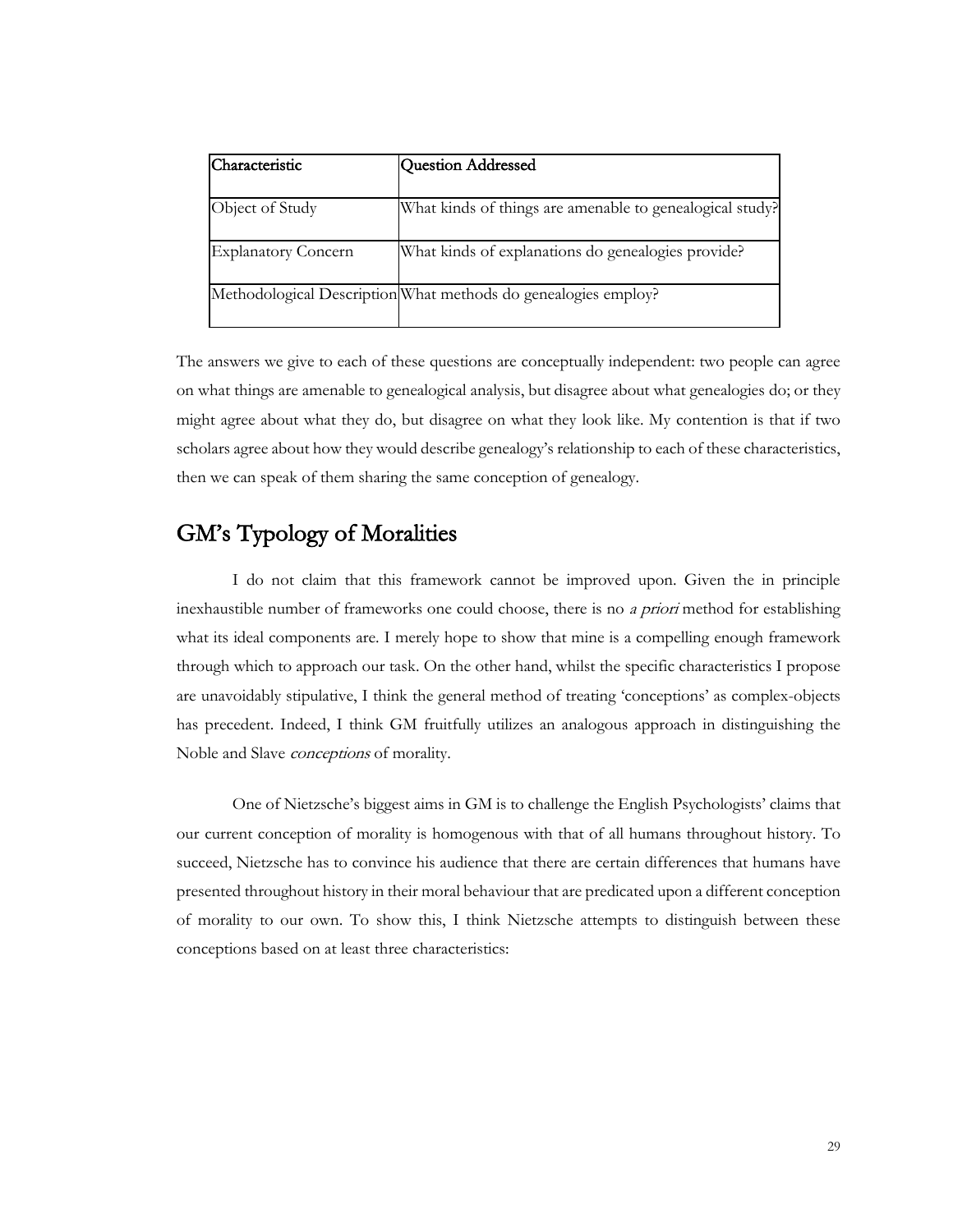| Characteristic | Question Addressed |
| --- | --- |
| Object of Study | What kinds of things are amenable to genealogical study? |
| Explanatory Concern | What kinds of explanations do genealogies provide? |
| Methodological Description | What methods do genealogies employ? |

The answers we give to each of these questions are conceptually independent: two people can agree on what things are amenable to genealogical analysis, but disagree about what genealogies do; or they might agree about what they do, but disagree on what they look like. My contention is that if two scholars agree about how they would describe genealogy's relationship to each of these characteristics, then we can speak of them sharing the same conception of genealogy.

## GM's Typology of Moralities

I do not claim that this framework cannot be improved upon. Given the in principle inexhaustible number of frameworks one could choose, there is no *a priori* method for establishing what its ideal components are. I merely hope to show that mine is a compelling enough framework through which to approach our task. On the other hand, whilst the specific characteristics I propose are unavoidably stipulative, I think the general method of treating 'conceptions' as complex-objects has precedent. Indeed, I think GM fruitfully utilizes an analogous approach in distinguishing the Noble and Slave *conceptions* of morality.

One of Nietzsche's biggest aims in GM is to challenge the English Psychologists' claims that our current conception of morality is homogenous with that of all humans throughout history. To succeed, Nietzsche has to convince his audience that there are certain differences that humans have presented throughout history in their moral behaviour that are predicated upon a different conception of morality to our own. To show this, I think Nietzsche attempts to distinguish between these conceptions based on at least three characteristics: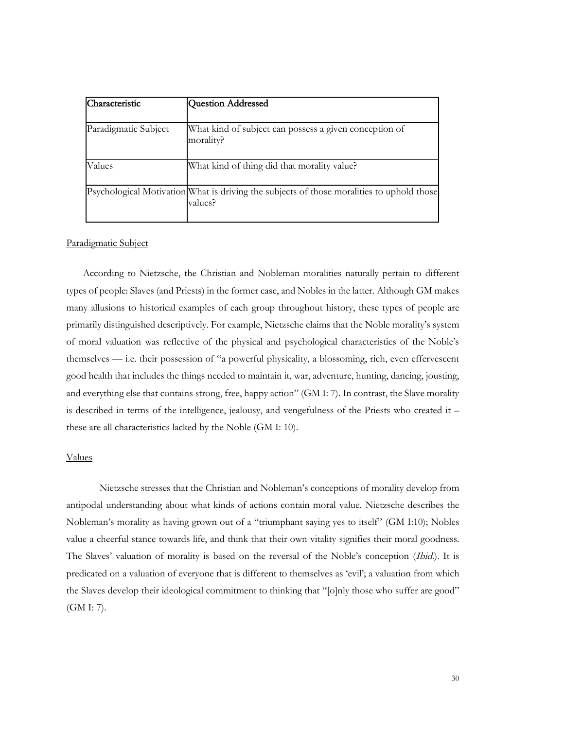| Characteristic | Question Addressed |
| --- | --- |
| Paradigmatic Subject | What kind of subject can possess a given conception of morality? |
| Values | What kind of thing did that morality value? |
| Psychological Motivation | What is driving the subjects of those moralities to uphold those values? |

Paradigmatic Subject

According to Nietzsche, the Christian and Nobleman moralities naturally pertain to different types of people: Slaves (and Priests) in the former case, and Nobles in the latter. Although GM makes many allusions to historical examples of each group throughout history, these types of people are primarily distinguished descriptively. For example, Nietzsche claims that the Noble morality's system of moral valuation was reflective of the physical and psychological characteristics of the Noble's themselves — i.e. their possession of "a powerful physicality, a blossoming, rich, even effervescent good health that includes the things needed to maintain it, war, adventure, hunting, dancing, jousting, and everything else that contains strong, free, happy action" (GM I: 7). In contrast, the Slave morality is described in terms of the intelligence, jealousy, and vengefulness of the Priests who created it – these are all characteristics lacked by the Noble (GM I: 10).

Values

Nietzsche stresses that the Christian and Nobleman's conceptions of morality develop from antipodal understanding about what kinds of actions contain moral value. Nietzsche describes the Nobleman's morality as having grown out of a "triumphant saying yes to itself" (GM I:10); Nobles value a cheerful stance towards life, and think that their own vitality signifies their moral goodness. The Slaves' valuation of morality is based on the reversal of the Noble's conception (*Ibid.*). It is predicated on a valuation of everyone that is different to themselves as 'evil'; a valuation from which the Slaves develop their ideological commitment to thinking that "[o]nly those who suffer are good" (GM I: 7).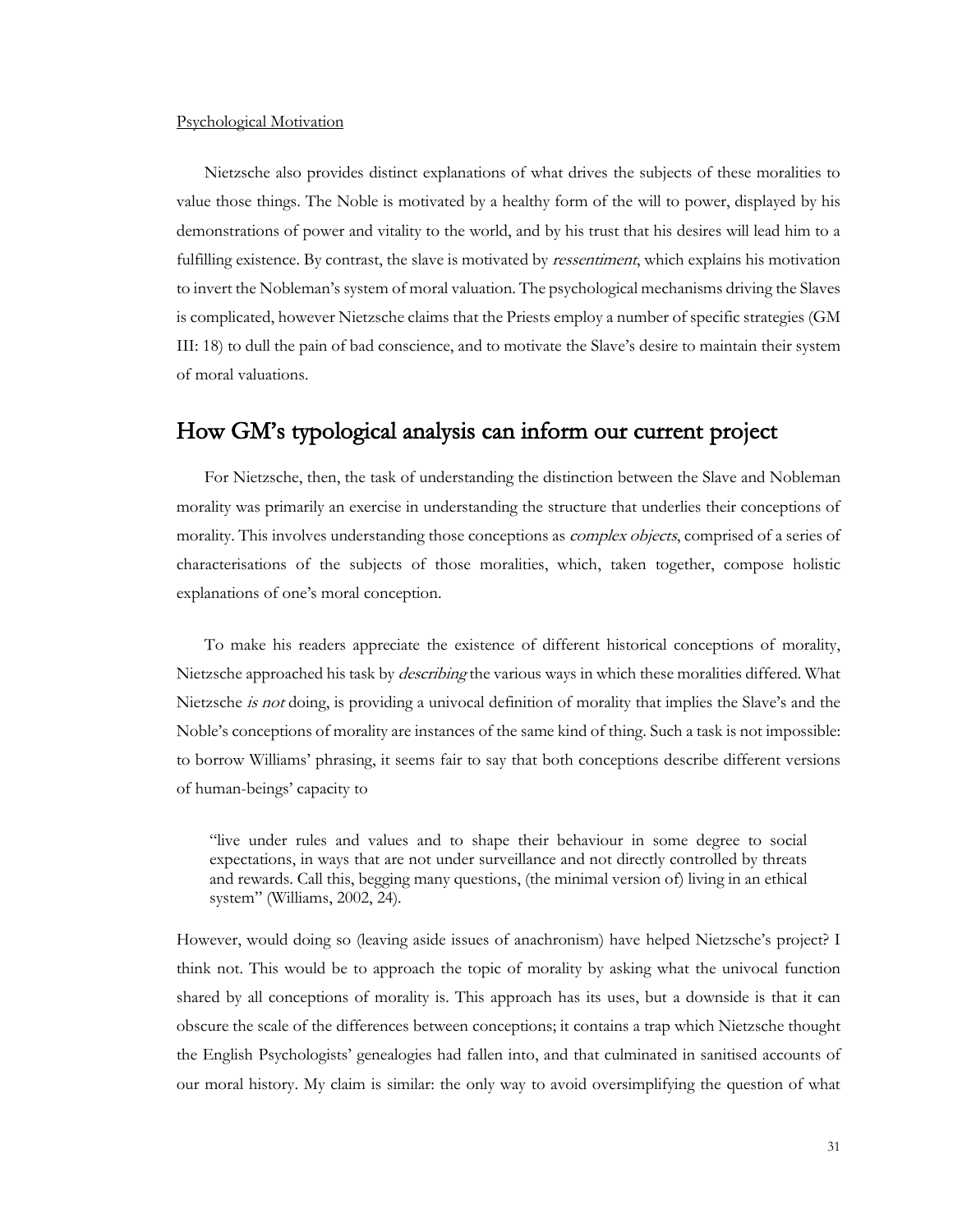Psychological Motivation

Nietzsche also provides distinct explanations of what drives the subjects of these moralities to value those things. The Noble is motivated by a healthy form of the will to power, displayed by his demonstrations of power and vitality to the world, and by his trust that his desires will lead him to a fulfilling existence. By contrast, the slave is motivated by *ressentiment*, which explains his motivation to invert the Nobleman's system of moral valuation. The psychological mechanisms driving the Slaves is complicated, however Nietzsche claims that the Priests employ a number of specific strategies (GM III: 18) to dull the pain of bad conscience, and to motivate the Slave's desire to maintain their system of moral valuations.

## How GM's typological analysis can inform our current project

For Nietzsche, then, the task of understanding the distinction between the Slave and Nobleman morality was primarily an exercise in understanding the structure that underlies their conceptions of morality. This involves understanding those conceptions as *complex objects*, comprised of a series of characterisations of the subjects of those moralities, which, taken together, compose holistic explanations of one's moral conception.

To make his readers appreciate the existence of different historical conceptions of morality, Nietzsche approached his task by *describing* the various ways in which these moralities differed. What Nietzsche *is not* doing, is providing a univocal definition of morality that implies the Slave's and the Noble's conceptions of morality are instances of the same kind of thing. Such a task is not impossible: to borrow Williams' phrasing, it seems fair to say that both conceptions describe different versions of human-beings' capacity to

> "live under rules and values and to shape their behaviour in some degree to social expectations, in ways that are not under surveillance and not directly controlled by threats and rewards. Call this, begging many questions, (the minimal version of) living in an ethical system" (Williams, 2002, 24).

However, would doing so (leaving aside issues of anachronism) have helped Nietzsche's project? I think not. This would be to approach the topic of morality by asking what the univocal function shared by all conceptions of morality is. This approach has its uses, but a downside is that it can obscure the scale of the differences between conceptions; it contains a trap which Nietzsche thought the English Psychologists' genealogies had fallen into, and that culminated in sanitised accounts of our moral history. My claim is similar: the only way to avoid oversimplifying the question of what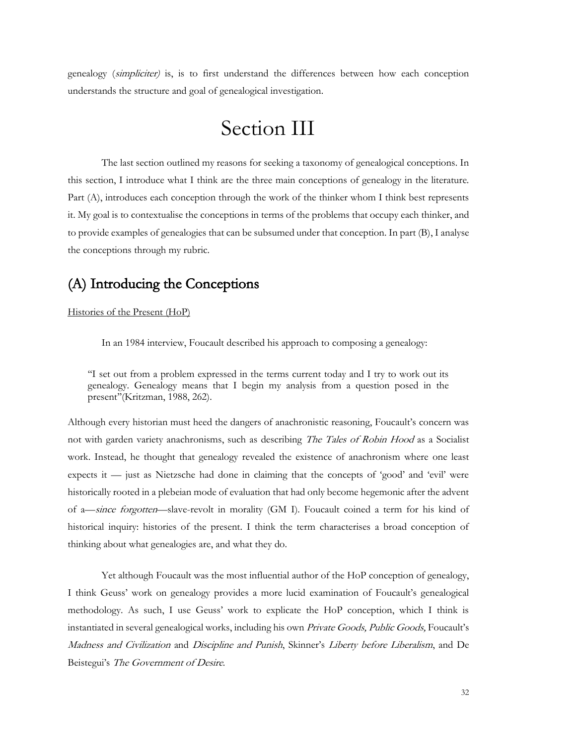genealogy (*simpliciter)* is, is to first understand the differences between how each conception understands the structure and goal of genealogical investigation.

# Section III

The last section outlined my reasons for seeking a taxonomy of genealogical conceptions. In this section, I introduce what I think are the three main conceptions of genealogy in the literature. Part (A), introduces each conception through the work of the thinker whom I think best represents it. My goal is to contextualise the conceptions in terms of the problems that occupy each thinker, and to provide examples of genealogies that can be subsumed under that conception. In part (B), I analyse the conceptions through my rubric.

## (A) Introducing the Conceptions

Histories of the Present (HoP)

In an 1984 interview, Foucault described his approach to composing a genealogy:

> "I set out from a problem expressed in the terms current today and I try to work out its genealogy. Genealogy means that I begin my analysis from a question posed in the present"(Kritzman, 1988, 262).

Although every historian must heed the dangers of anachronistic reasoning, Foucault's concern was not with garden variety anachronisms, such as describing *The Tales of Robin Hood* as a Socialist work. Instead, he thought that genealogy revealed the existence of anachronism where one least expects it — just as Nietzsche had done in claiming that the concepts of 'good' and 'evil' were historically rooted in a plebeian mode of evaluation that had only become hegemonic after the advent of a—*since forgotten*—slave-revolt in morality (GM I). Foucault coined a term for his kind of historical inquiry: histories of the present. I think the term characterises a broad conception of thinking about what genealogies are, and what they do.

Yet although Foucault was the most influential author of the HoP conception of genealogy, I think Geuss' work on genealogy provides a more lucid examination of Foucault's genealogical methodology. As such, I use Geuss' work to explicate the HoP conception, which I think is instantiated in several genealogical works, including his own *Private Goods, Public Goods,* Foucault's *Madness and Civilization* and *Discipline and Punish*, Skinner's *Liberty before Liberalism*, and De Beistegui's *The Government of Desire*.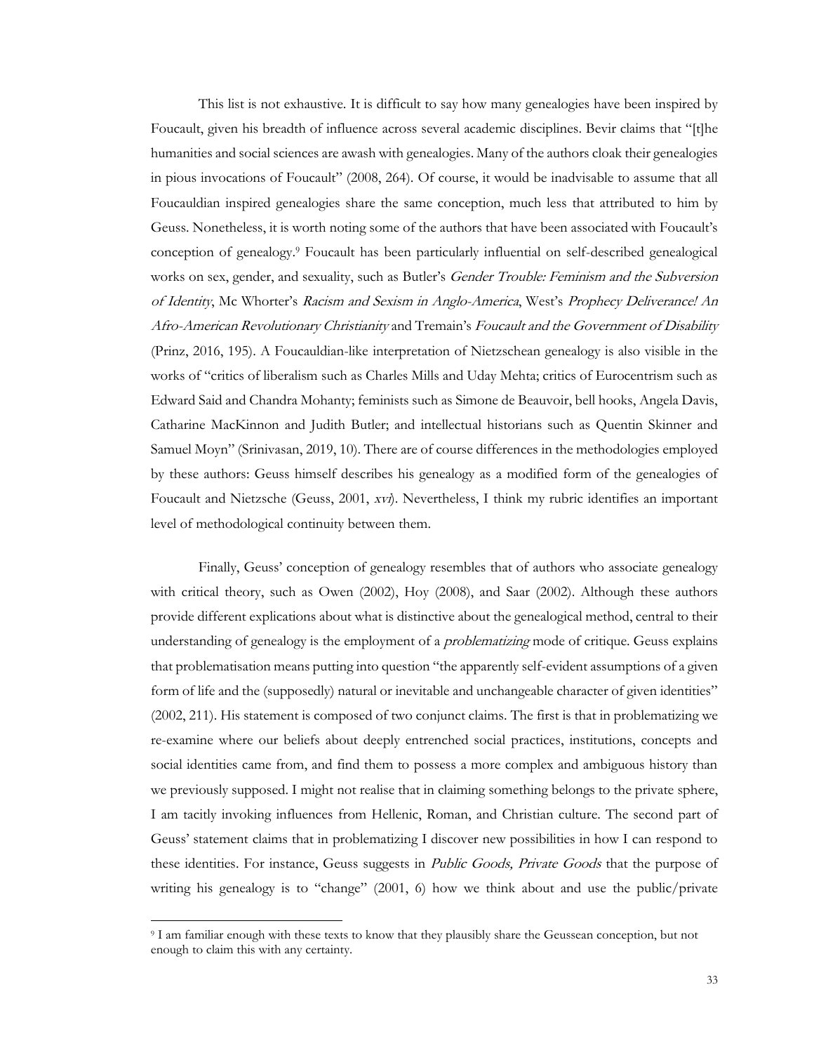This list is not exhaustive. It is difficult to say how many genealogies have been inspired by Foucault, given his breadth of influence across several academic disciplines. Bevir claims that "[t]he humanities and social sciences are awash with genealogies. Many of the authors cloak their genealogies in pious invocations of Foucault" (2008, 264). Of course, it would be inadvisable to assume that all Foucauldian inspired genealogies share the same conception, much less that attributed to him by Geuss. Nonetheless, it is worth noting some of the authors that have been associated with Foucault's conception of genealogy.[9] Foucault has been particularly influential on self-described genealogical works on sex, gender, and sexuality, such as Butler's *Gender Trouble: Feminism and the Subversion of Identity*, Mc Whorter's *Racism and Sexism in Anglo-America*, West's *Prophecy Deliverance! An Afro-American Revolutionary Christianity* and Tremain's *Foucault and the Government of Disability* (Prinz, 2016, 195). A Foucauldian-like interpretation of Nietzschean genealogy is also visible in the works of "critics of liberalism such as Charles Mills and Uday Mehta; critics of Eurocentrism such as Edward Said and Chandra Mohanty; feminists such as Simone de Beauvoir, bell hooks, Angela Davis, Catharine MacKinnon and Judith Butler; and intellectual historians such as Quentin Skinner and Samuel Moyn" (Srinivasan, 2019, 10). There are of course differences in the methodologies employed by these authors: Geuss himself describes his genealogy as a modified form of the genealogies of Foucault and Nietzsche (Geuss, 2001, *xvi*). Nevertheless, I think my rubric identifies an important level of methodological continuity between them.

Finally, Geuss' conception of genealogy resembles that of authors who associate genealogy with critical theory, such as Owen (2002), Hoy (2008), and Saar (2002). Although these authors provide different explications about what is distinctive about the genealogical method, central to their understanding of genealogy is the employment of a *problematizing* mode of critique. Geuss explains that problematisation means putting into question "the apparently self-evident assumptions of a given form of life and the (supposedly) natural or inevitable and unchangeable character of given identities" (2002, 211). His statement is composed of two conjunct claims. The first is that in problematizing we re-examine where our beliefs about deeply entrenched social practices, institutions, concepts and social identities came from, and find them to possess a more complex and ambiguous history than we previously supposed. I might not realise that in claiming something belongs to the private sphere, I am tacitly invoking influences from Hellenic, Roman, and Christian culture. The second part of Geuss' statement claims that in problematizing I discover new possibilities in how I can respond to these identities. For instance, Geuss suggests in *Public Goods, Private Goods* that the purpose of writing his genealogy is to "change" (2001, 6) how we think about and use the public/private

[9] I am familiar enough with these texts to know that they plausibly share the Geussean conception, but not enough to claim this with any certainty.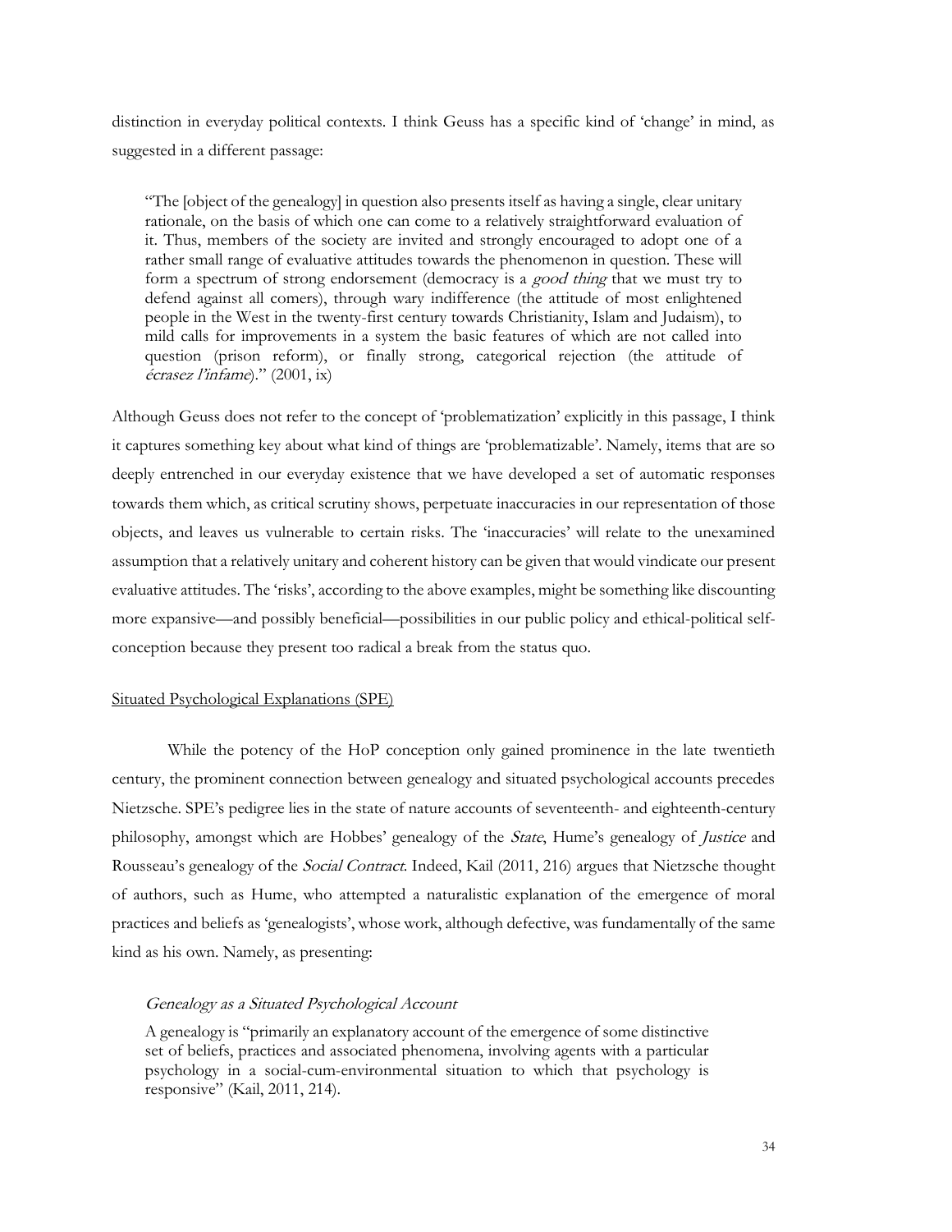distinction in everyday political contexts. I think Geuss has a specific kind of 'change' in mind, as suggested in a different passage:

> "The [object of the genealogy] in question also presents itself as having a single, clear unitary rationale, on the basis of which one can come to a relatively straightforward evaluation of it. Thus, members of the society are invited and strongly encouraged to adopt one of a rather small range of evaluative attitudes towards the phenomenon in question. These will form a spectrum of strong endorsement (democracy is a *good thing* that we must try to defend against all comers), through wary indifference (the attitude of most enlightened people in the West in the twenty-first century towards Christianity, Islam and Judaism), to mild calls for improvements in a system the basic features of which are not called into question (prison reform), or finally strong, categorical rejection (the attitude of *écrasez l'infame*)." (2001, ix)

Although Geuss does not refer to the concept of 'problematization' explicitly in this passage, I think it captures something key about what kind of things are 'problematizable'. Namely, items that are so deeply entrenched in our everyday existence that we have developed a set of automatic responses towards them which, as critical scrutiny shows, perpetuate inaccuracies in our representation of those objects, and leaves us vulnerable to certain risks. The 'inaccuracies' will relate to the unexamined assumption that a relatively unitary and coherent history can be given that would vindicate our present evaluative attitudes. The 'risks', according to the above examples, might be something like discounting more expansive—and possibly beneficial—possibilities in our public policy and ethical-political self-conception because they present too radical a break from the status quo.

<u>Situated Psychological Explanations (SPE)</u>

While the potency of the HoP conception only gained prominence in the late twentieth century, the prominent connection between genealogy and situated psychological accounts precedes Nietzsche. SPE's pedigree lies in the state of nature accounts of seventeenth- and eighteenth-century philosophy, amongst which are Hobbes' genealogy of the *State*, Hume's genealogy of *Justice* and Rousseau's genealogy of the *Social Contract*. Indeed, Kail (2011, 216) argues that Nietzsche thought of authors, such as Hume, who attempted a naturalistic explanation of the emergence of moral practices and beliefs as 'genealogists', whose work, although defective, was fundamentally of the same kind as his own. Namely, as presenting:

> *Genealogy as a Situated Psychological Account*
>
> A genealogy is "primarily an explanatory account of the emergence of some distinctive set of beliefs, practices and associated phenomena, involving agents with a particular psychology in a social-cum-environmental situation to which that psychology is responsive" (Kail, 2011, 214).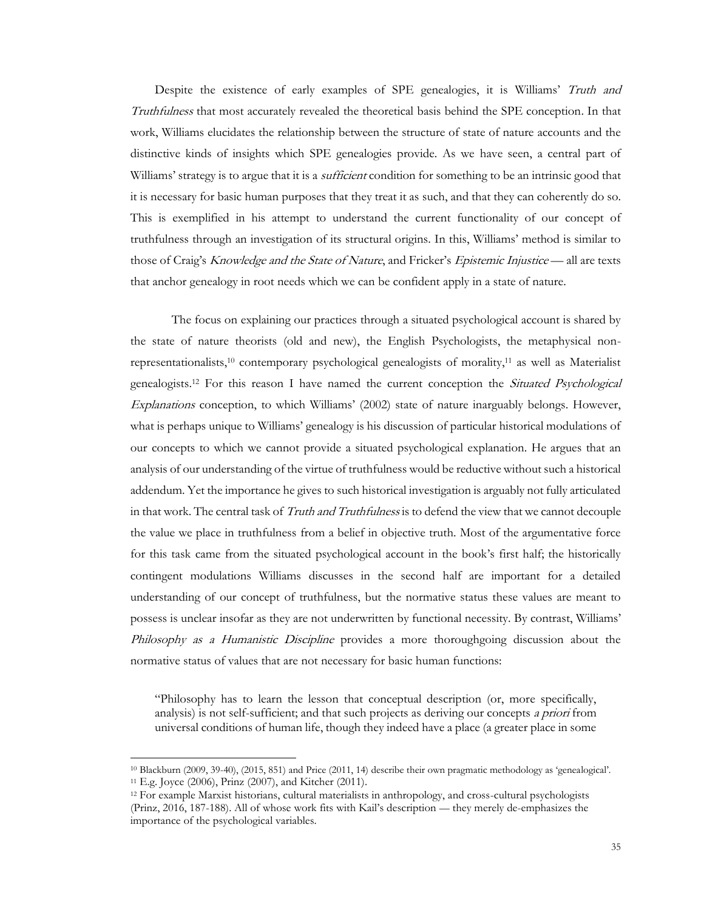Despite the existence of early examples of SPE genealogies, it is Williams' *Truth and Truthfulness* that most accurately revealed the theoretical basis behind the SPE conception. In that work, Williams elucidates the relationship between the structure of state of nature accounts and the distinctive kinds of insights which SPE genealogies provide. As we have seen, a central part of Williams' strategy is to argue that it is a *sufficient* condition for something to be an intrinsic good that it is necessary for basic human purposes that they treat it as such, and that they can coherently do so. This is exemplified in his attempt to understand the current functionality of our concept of truthfulness through an investigation of its structural origins. In this, Williams' method is similar to those of Craig's *Knowledge and the State of Nature*, and Fricker's *Epistemic Injustice* — all are texts that anchor genealogy in root needs which we can be confident apply in a state of nature.

The focus on explaining our practices through a situated psychological account is shared by the state of nature theorists (old and new), the English Psychologists, the metaphysical non-representationalists,[10] contemporary psychological genealogists of morality,[11] as well as Materialist genealogists.[12] For this reason I have named the current conception the *Situated Psychological Explanations* conception, to which Williams' (2002) state of nature inarguably belongs. However, what is perhaps unique to Williams' genealogy is his discussion of particular historical modulations of our concepts to which we cannot provide a situated psychological explanation. He argues that an analysis of our understanding of the virtue of truthfulness would be reductive without such a historical addendum. Yet the importance he gives to such historical investigation is arguably not fully articulated in that work. The central task of *Truth and Truthfulness* is to defend the view that we cannot decouple the value we place in truthfulness from a belief in objective truth. Most of the argumentative force for this task came from the situated psychological account in the book's first half; the historically contingent modulations Williams discusses in the second half are important for a detailed understanding of our concept of truthfulness, but the normative status these values are meant to possess is unclear insofar as they are not underwritten by functional necessity. By contrast, Williams' *Philosophy as a Humanistic Discipline* provides a more thoroughgoing discussion about the normative status of values that are not necessary for basic human functions:

> "Philosophy has to learn the lesson that conceptual description (or, more specifically, analysis) is not self-sufficient; and that such projects as deriving our concepts *a priori* from universal conditions of human life, though they indeed have a place (a greater place in some

---

[10] Blackburn (2009, 39-40), (2015, 851) and Price (2011, 14) describe their own pragmatic methodology as 'genealogical'.

[11] E.g. Joyce (2006), Prinz (2007), and Kitcher (2011).

[12] For example Marxist historians, cultural materialists in anthropology, and cross-cultural psychologists (Prinz, 2016, 187-188). All of whose work fits with Kail's description — they merely de-emphasizes the importance of the psychological variables.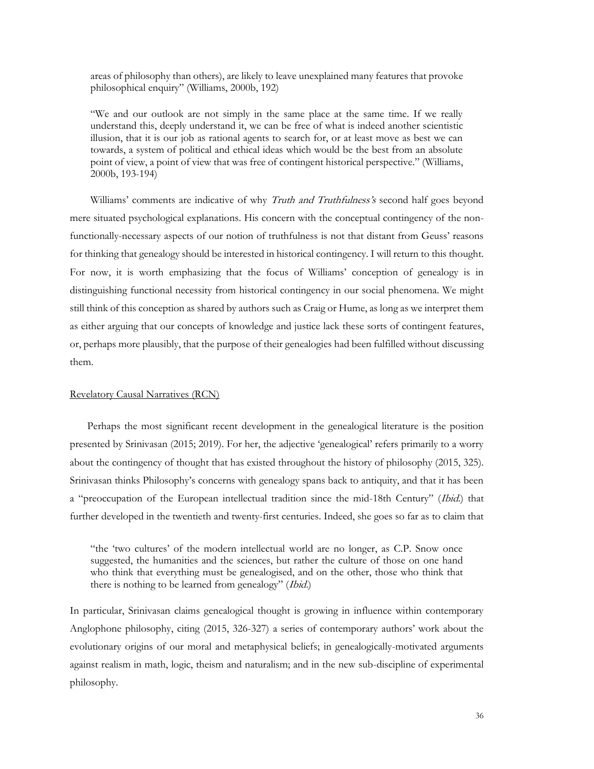> areas of philosophy than others), are likely to leave unexplained many features that provoke philosophical enquiry" (Williams, 2000b, 192)

> "We and our outlook are not simply in the same place at the same time. If we really understand this, deeply understand it, we can be free of what is indeed another scientistic illusion, that it is our job as rational agents to search for, or at least move as best we can towards, a system of political and ethical ideas which would be the best from an absolute point of view, a point of view that was free of contingent historical perspective." (Williams, 2000b, 193-194)

Williams' comments are indicative of why *Truth and Truthfulness's* second half goes beyond mere situated psychological explanations. His concern with the conceptual contingency of the non-functionally-necessary aspects of our notion of truthfulness is not that distant from Geuss' reasons for thinking that genealogy should be interested in historical contingency. I will return to this thought. For now, it is worth emphasizing that the focus of Williams' conception of genealogy is in distinguishing functional necessity from historical contingency in our social phenomena. We might still think of this conception as shared by authors such as Craig or Hume, as long as we interpret them as either arguing that our concepts of knowledge and justice lack these sorts of contingent features, or, perhaps more plausibly, that the purpose of their genealogies had been fulfilled without discussing them.

<u>Revelatory Causal Narratives (RCN)</u>

Perhaps the most significant recent development in the genealogical literature is the position presented by Srinivasan (2015; 2019). For her, the adjective 'genealogical' refers primarily to a worry about the contingency of thought that has existed throughout the history of philosophy (2015, 325). Srinivasan thinks Philosophy's concerns with genealogy spans back to antiquity, and that it has been a "preoccupation of the European intellectual tradition since the mid-18th Century" (*Ibid.*) that further developed in the twentieth and twenty-first centuries. Indeed, she goes so far as to claim that

> "the 'two cultures' of the modern intellectual world are no longer, as C.P. Snow once suggested, the humanities and the sciences, but rather the culture of those on one hand who think that everything must be genealogised, and on the other, those who think that there is nothing to be learned from genealogy" (*Ibid.*)

In particular, Srinivasan claims genealogical thought is growing in influence within contemporary Anglophone philosophy, citing (2015, 326-327) a series of contemporary authors' work about the evolutionary origins of our moral and metaphysical beliefs; in genealogically-motivated arguments against realism in math, logic, theism and naturalism; and in the new sub-discipline of experimental philosophy.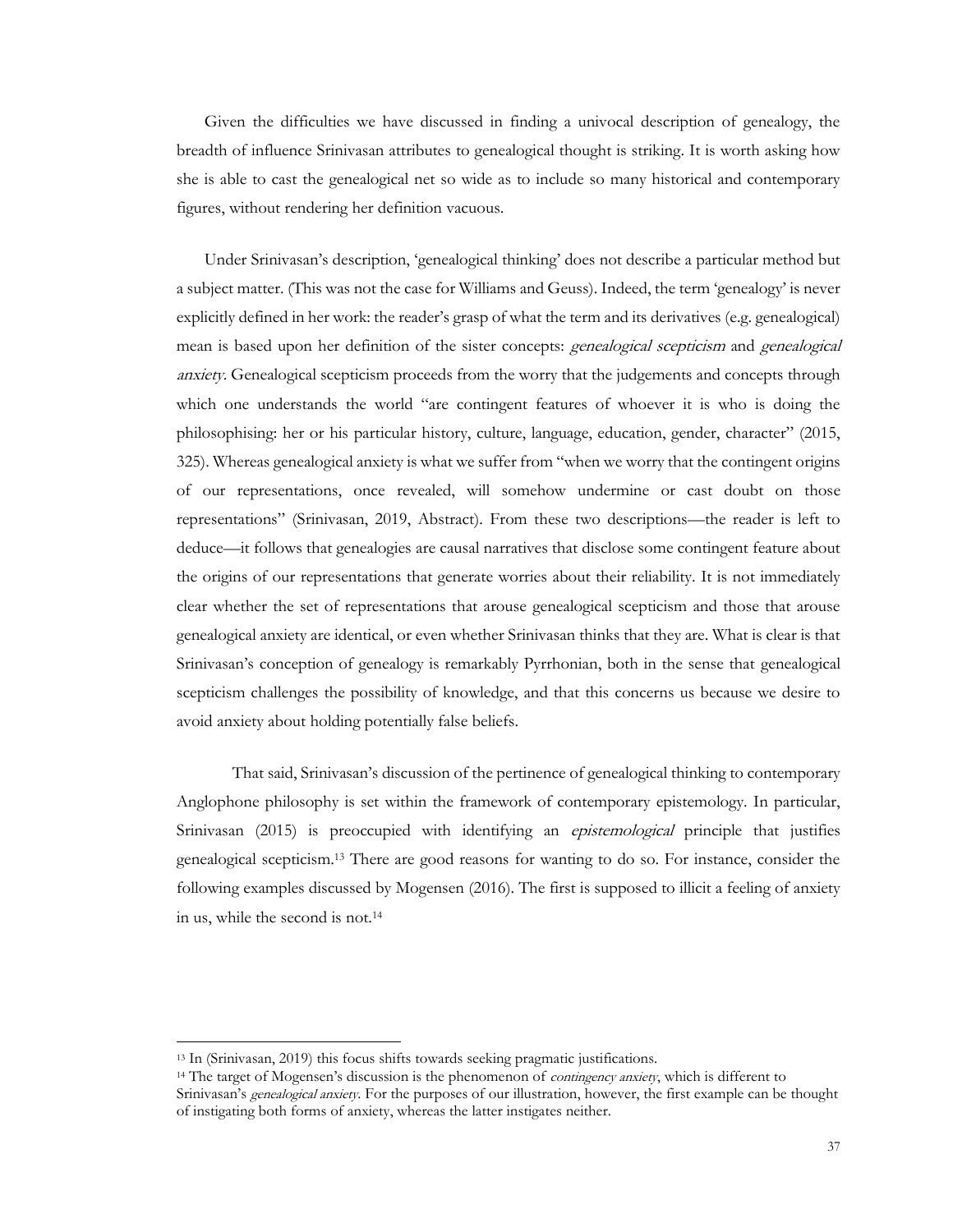Given the difficulties we have discussed in finding a univocal description of genealogy, the breadth of influence Srinivasan attributes to genealogical thought is striking. It is worth asking how she is able to cast the genealogical net so wide as to include so many historical and contemporary figures, without rendering her definition vacuous.

Under Srinivasan's description, 'genealogical thinking' does not describe a particular method but a subject matter. (This was not the case for Williams and Geuss). Indeed, the term 'genealogy' is never explicitly defined in her work: the reader's grasp of what the term and its derivatives (e.g. genealogical) mean is based upon her definition of the sister concepts: *genealogical scepticism* and *genealogical anxiety*. Genealogical scepticism proceeds from the worry that the judgements and concepts through which one understands the world "are contingent features of whoever it is who is doing the philosophising: her or his particular history, culture, language, education, gender, character" (2015, 325). Whereas genealogical anxiety is what we suffer from "when we worry that the contingent origins of our representations, once revealed, will somehow undermine or cast doubt on those representations" (Srinivasan, 2019, Abstract). From these two descriptions—the reader is left to deduce—it follows that genealogies are causal narratives that disclose some contingent feature about the origins of our representations that generate worries about their reliability. It is not immediately clear whether the set of representations that arouse genealogical scepticism and those that arouse genealogical anxiety are identical, or even whether Srinivasan thinks that they are. What is clear is that Srinivasan's conception of genealogy is remarkably Pyrrhonian, both in the sense that genealogical scepticism challenges the possibility of knowledge, and that this concerns us because we desire to avoid anxiety about holding potentially false beliefs.

That said, Srinivasan's discussion of the pertinence of genealogical thinking to contemporary Anglophone philosophy is set within the framework of contemporary epistemology. In particular, Srinivasan (2015) is preoccupied with identifying an *epistemological* principle that justifies genealogical scepticism.[13] There are good reasons for wanting to do so. For instance, consider the following examples discussed by Mogensen (2016). The first is supposed to illicit a feeling of anxiety in us, while the second is not.[14]

---

[13] In (Srinivasan, 2019) this focus shifts towards seeking pragmatic justifications.

[14] The target of Mogensen's discussion is the phenomenon of *contingency anxiety*, which is different to Srinivasan's *genealogical anxiety*. For the purposes of our illustration, however, the first example can be thought of instigating both forms of anxiety, whereas the latter instigates neither.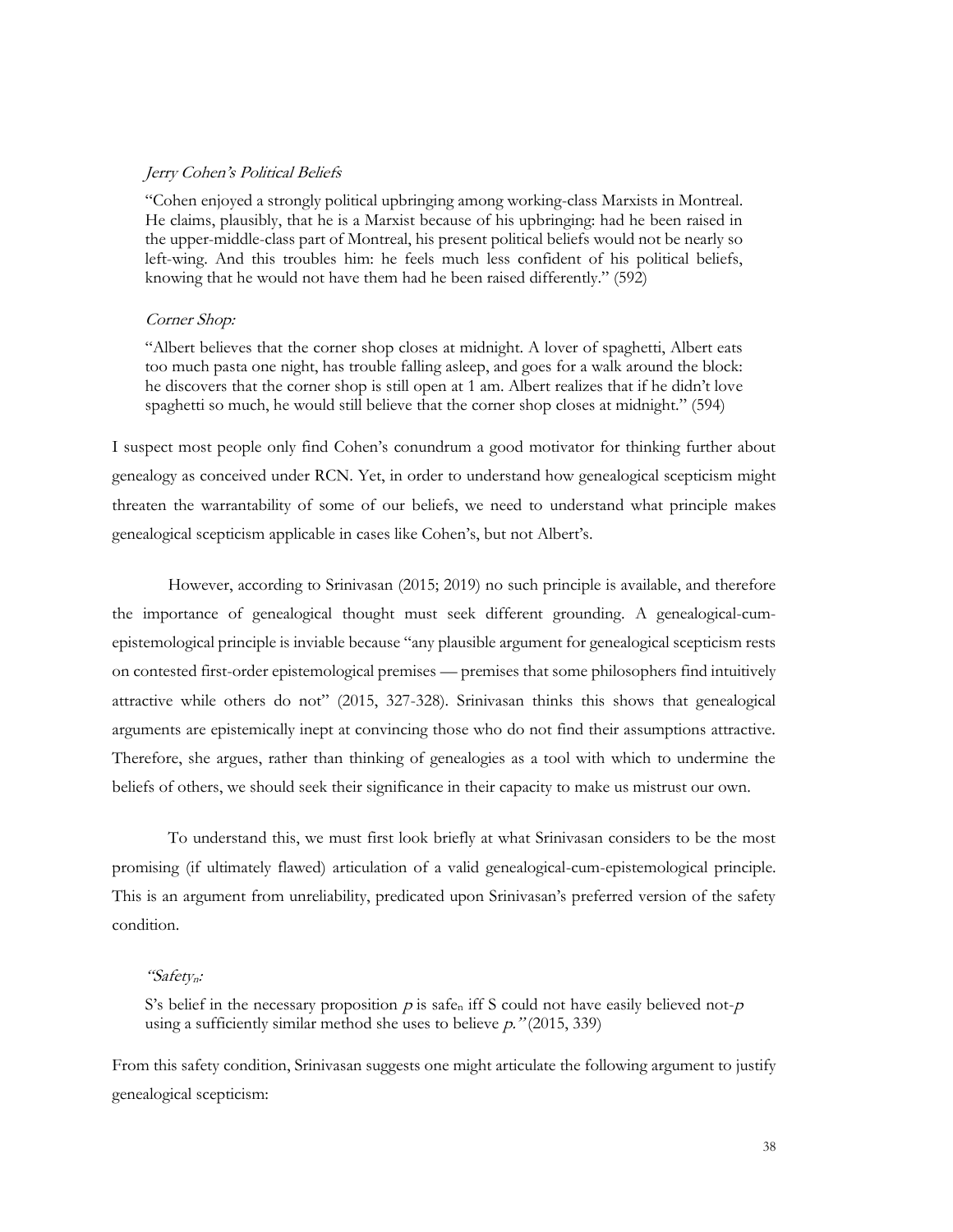*Jerry Cohen's Political Beliefs*

> "Cohen enjoyed a strongly political upbringing among working-class Marxists in Montreal. He claims, plausibly, that he is a Marxist because of his upbringing: had he been raised in the upper-middle-class part of Montreal, his present political beliefs would not be nearly so left-wing. And this troubles him: he feels much less confident of his political beliefs, knowing that he would not have them had he been raised differently." (592)

*Corner Shop:*

> "Albert believes that the corner shop closes at midnight. A lover of spaghetti, Albert eats too much pasta one night, has trouble falling asleep, and goes for a walk around the block: he discovers that the corner shop is still open at 1 am. Albert realizes that if he didn't love spaghetti so much, he would still believe that the corner shop closes at midnight." (594)

I suspect most people only find Cohen's conundrum a good motivator for thinking further about genealogy as conceived under RCN. Yet, in order to understand how genealogical scepticism might threaten the warrantability of some of our beliefs, we need to understand what principle makes genealogical scepticism applicable in cases like Cohen's, but not Albert's.

However, according to Srinivasan (2015; 2019) no such principle is available, and therefore the importance of genealogical thought must seek different grounding. A genealogical-cum-epistemological principle is inviable because "any plausible argument for genealogical scepticism rests on contested first-order epistemological premises — premises that some philosophers find intuitively attractive while others do not" (2015, 327-328). Srinivasan thinks this shows that genealogical arguments are epistemically inept at convincing those who do not find their assumptions attractive. Therefore, she argues, rather than thinking of genealogies as a tool with which to undermine the beliefs of others, we should seek their significance in their capacity to make us mistrust our own.

To understand this, we must first look briefly at what Srinivasan considers to be the most promising (if ultimately flawed) articulation of a valid genealogical-cum-epistemological principle. This is an argument from unreliability, predicated upon Srinivasan's preferred version of the safety condition.

*"Safety$_n$:*

> S's belief in the necessary proposition *p* is safe$_n$ iff S could not have easily believed not-*p* using a sufficiently similar method she uses to believe *p*." (2015, 339)

From this safety condition, Srinivasan suggests one might articulate the following argument to justify genealogical scepticism: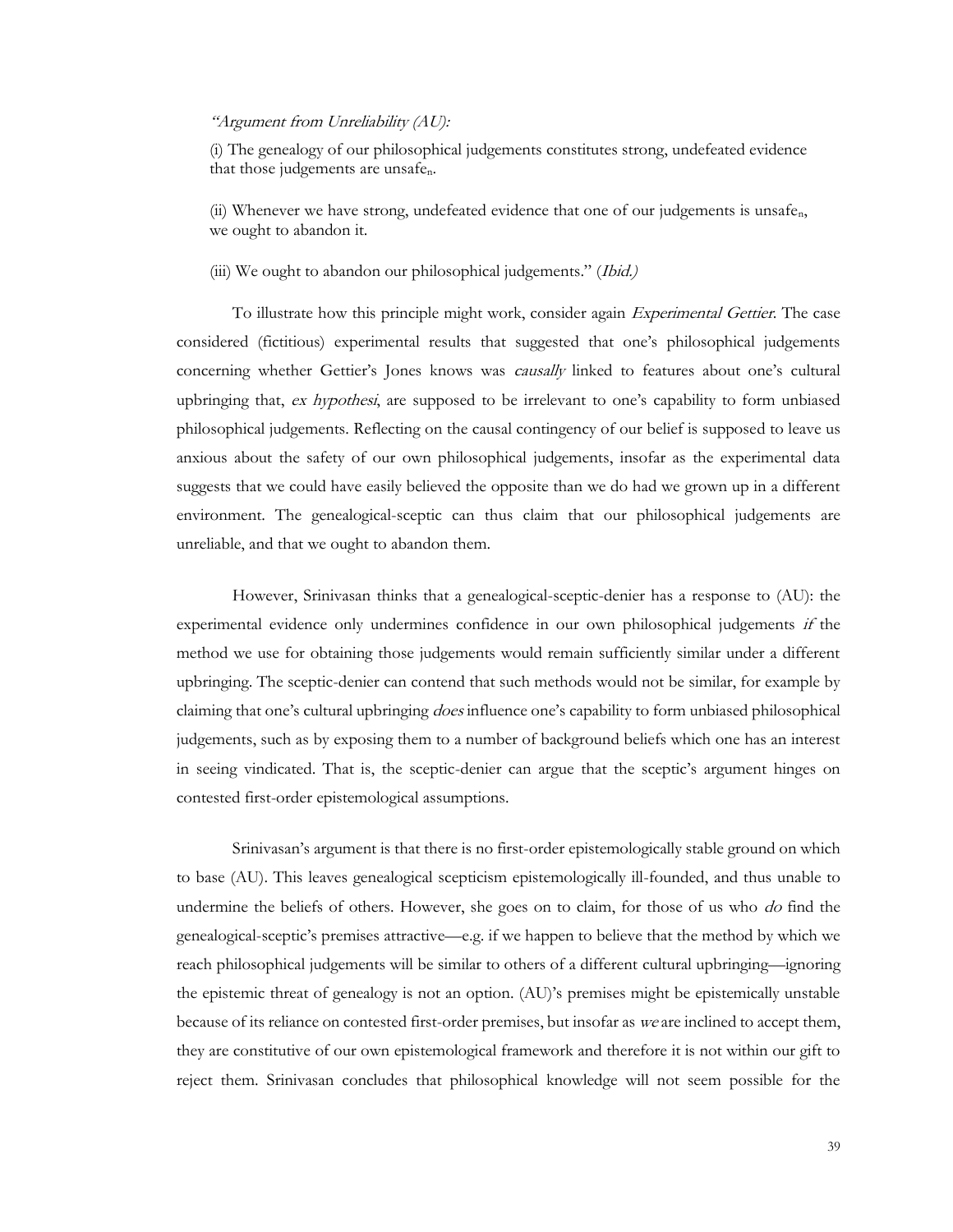*"Argument from Unreliability (AU):*

(i) The genealogy of our philosophical judgements constitutes strong, undefeated evidence that those judgements are unsafe$_n$.

(ii) Whenever we have strong, undefeated evidence that one of our judgements is unsafe$_n$, we ought to abandon it.

(iii) We ought to abandon our philosophical judgements." (*Ibid.)*

To illustrate how this principle might work, consider again *Experimental Gettier*. The case considered (fictitious) experimental results that suggested that one's philosophical judgements concerning whether Gettier's Jones knows was *causally* linked to features about one's cultural upbringing that, *ex hypothesi*, are supposed to be irrelevant to one's capability to form unbiased philosophical judgements. Reflecting on the causal contingency of our belief is supposed to leave us anxious about the safety of our own philosophical judgements, insofar as the experimental data suggests that we could have easily believed the opposite than we do had we grown up in a different environment. The genealogical-sceptic can thus claim that our philosophical judgements are unreliable, and that we ought to abandon them.

However, Srinivasan thinks that a genealogical-sceptic-denier has a response to (AU): the experimental evidence only undermines confidence in our own philosophical judgements *if* the method we use for obtaining those judgements would remain sufficiently similar under a different upbringing. The sceptic-denier can contend that such methods would not be similar, for example by claiming that one's cultural upbringing *does* influence one's capability to form unbiased philosophical judgements, such as by exposing them to a number of background beliefs which one has an interest in seeing vindicated. That is, the sceptic-denier can argue that the sceptic's argument hinges on contested first-order epistemological assumptions.

Srinivasan's argument is that there is no first-order epistemologically stable ground on which to base (AU). This leaves genealogical scepticism epistemologically ill-founded, and thus unable to undermine the beliefs of others. However, she goes on to claim, for those of us who *do* find the genealogical-sceptic's premises attractive—e.g. if we happen to believe that the method by which we reach philosophical judgements will be similar to others of a different cultural upbringing—ignoring the epistemic threat of genealogy is not an option. (AU)'s premises might be epistemically unstable because of its reliance on contested first-order premises, but insofar as *we* are inclined to accept them, they are constitutive of our own epistemological framework and therefore it is not within our gift to reject them. Srinivasan concludes that philosophical knowledge will not seem possible for the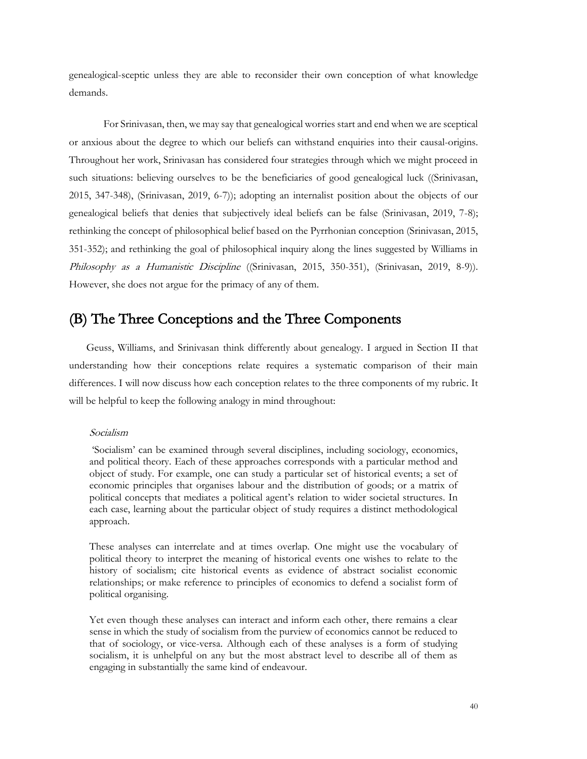genealogical-sceptic unless they are able to reconsider their own conception of what knowledge demands.

For Srinivasan, then, we may say that genealogical worries start and end when we are sceptical or anxious about the degree to which our beliefs can withstand enquiries into their causal-origins. Throughout her work, Srinivasan has considered four strategies through which we might proceed in such situations: believing ourselves to be the beneficiaries of good genealogical luck ((Srinivasan, 2015, 347-348), (Srinivasan, 2019, 6-7)); adopting an internalist position about the objects of our genealogical beliefs that denies that subjectively ideal beliefs can be false (Srinivasan, 2019, 7-8); rethinking the concept of philosophical belief based on the Pyrrhonian conception (Srinivasan, 2015, 351-352); and rethinking the goal of philosophical inquiry along the lines suggested by Williams in *Philosophy as a Humanistic Discipline* ((Srinivasan, 2015, 350-351), (Srinivasan, 2019, 8-9)). However, she does not argue for the primacy of any of them.

## (B) The Three Conceptions and the Three Components

Geuss, Williams, and Srinivasan think differently about genealogy. I argued in Section II that understanding how their conceptions relate requires a systematic comparison of their main differences. I will now discuss how each conception relates to the three components of my rubric. It will be helpful to keep the following analogy in mind throughout:

> *Socialism*
>
> 'Socialism' can be examined through several disciplines, including sociology, economics, and political theory. Each of these approaches corresponds with a particular method and object of study. For example, one can study a particular set of historical events; a set of economic principles that organises labour and the distribution of goods; or a matrix of political concepts that mediates a political agent's relation to wider societal structures. In each case, learning about the particular object of study requires a distinct methodological approach.
>
> These analyses can interrelate and at times overlap. One might use the vocabulary of political theory to interpret the meaning of historical events one wishes to relate to the history of socialism; cite historical events as evidence of abstract socialist economic relationships; or make reference to principles of economics to defend a socialist form of political organising.
>
> Yet even though these analyses can interact and inform each other, there remains a clear sense in which the study of socialism from the purview of economics cannot be reduced to that of sociology, or vice-versa. Although each of these analyses is a form of studying socialism, it is unhelpful on any but the most abstract level to describe all of them as engaging in substantially the same kind of endeavour.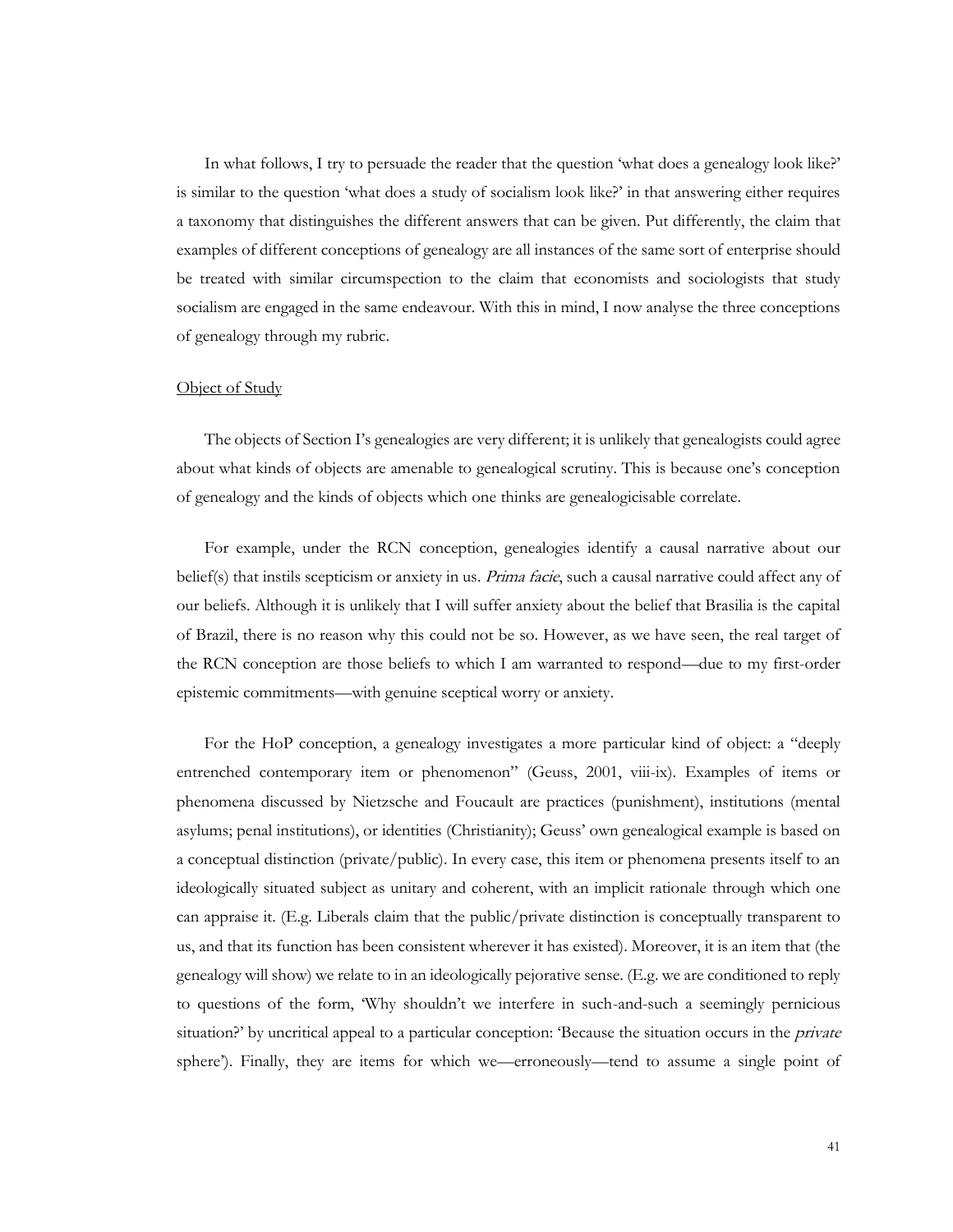In what follows, I try to persuade the reader that the question 'what does a genealogy look like?' is similar to the question 'what does a study of socialism look like?' in that answering either requires a taxonomy that distinguishes the different answers that can be given. Put differently, the claim that examples of different conceptions of genealogy are all instances of the same sort of enterprise should be treated with similar circumspection to the claim that economists and sociologists that study socialism are engaged in the same endeavour. With this in mind, I now analyse the three conceptions of genealogy through my rubric.

## Object of Study

The objects of Section I's genealogies are very different; it is unlikely that genealogists could agree about what kinds of objects are amenable to genealogical scrutiny. This is because one's conception of genealogy and the kinds of objects which one thinks are genealogicisable correlate.

For example, under the RCN conception, genealogies identify a causal narrative about our belief(s) that instils scepticism or anxiety in us. *Prima facie*, such a causal narrative could affect any of our beliefs. Although it is unlikely that I will suffer anxiety about the belief that Brasilia is the capital of Brazil, there is no reason why this could not be so. However, as we have seen, the real target of the RCN conception are those beliefs to which I am warranted to respond—due to my first-order epistemic commitments—with genuine sceptical worry or anxiety.

For the HoP conception, a genealogy investigates a more particular kind of object: a "deeply entrenched contemporary item or phenomenon" (Geuss, 2001, viii-ix). Examples of items or phenomena discussed by Nietzsche and Foucault are practices (punishment), institutions (mental asylums; penal institutions), or identities (Christianity); Geuss' own genealogical example is based on a conceptual distinction (private/public). In every case, this item or phenomena presents itself to an ideologically situated subject as unitary and coherent, with an implicit rationale through which one can appraise it. (E.g. Liberals claim that the public/private distinction is conceptually transparent to us, and that its function has been consistent wherever it has existed). Moreover, it is an item that (the genealogy will show) we relate to in an ideologically pejorative sense. (E.g. we are conditioned to reply to questions of the form, 'Why shouldn't we interfere in such-and-such a seemingly pernicious situation?' by uncritical appeal to a particular conception: 'Because the situation occurs in the *private* sphere'). Finally, they are items for which we—erroneously—tend to assume a single point of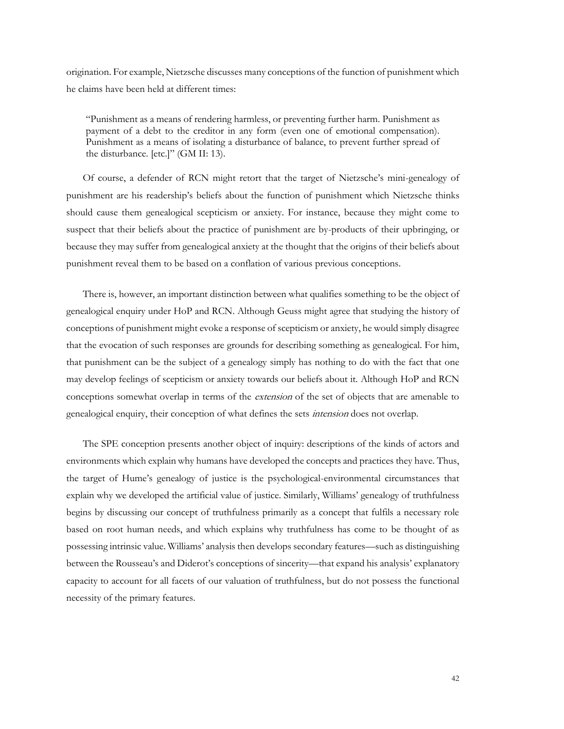origination. For example, Nietzsche discusses many conceptions of the function of punishment which he claims have been held at different times:

> "Punishment as a means of rendering harmless, or preventing further harm. Punishment as payment of a debt to the creditor in any form (even one of emotional compensation). Punishment as a means of isolating a disturbance of balance, to prevent further spread of the disturbance. [etc.]" (GM II: 13).

Of course, a defender of RCN might retort that the target of Nietzsche's mini-genealogy of punishment are his readership's beliefs about the function of punishment which Nietzsche thinks should cause them genealogical scepticism or anxiety. For instance, because they might come to suspect that their beliefs about the practice of punishment are by-products of their upbringing, or because they may suffer from genealogical anxiety at the thought that the origins of their beliefs about punishment reveal them to be based on a conflation of various previous conceptions.

There is, however, an important distinction between what qualifies something to be the object of genealogical enquiry under HoP and RCN. Although Geuss might agree that studying the history of conceptions of punishment might evoke a response of scepticism or anxiety, he would simply disagree that the evocation of such responses are grounds for describing something as genealogical. For him, that punishment can be the subject of a genealogy simply has nothing to do with the fact that one may develop feelings of scepticism or anxiety towards our beliefs about it. Although HoP and RCN conceptions somewhat overlap in terms of the *extension* of the set of objects that are amenable to genealogical enquiry, their conception of what defines the sets *intension* does not overlap.

The SPE conception presents another object of inquiry: descriptions of the kinds of actors and environments which explain why humans have developed the concepts and practices they have. Thus, the target of Hume's genealogy of justice is the psychological-environmental circumstances that explain why we developed the artificial value of justice. Similarly, Williams' genealogy of truthfulness begins by discussing our concept of truthfulness primarily as a concept that fulfils a necessary role based on root human needs, and which explains why truthfulness has come to be thought of as possessing intrinsic value. Williams' analysis then develops secondary features—such as distinguishing between the Rousseau's and Diderot's conceptions of sincerity—that expand his analysis' explanatory capacity to account for all facets of our valuation of truthfulness, but do not possess the functional necessity of the primary features.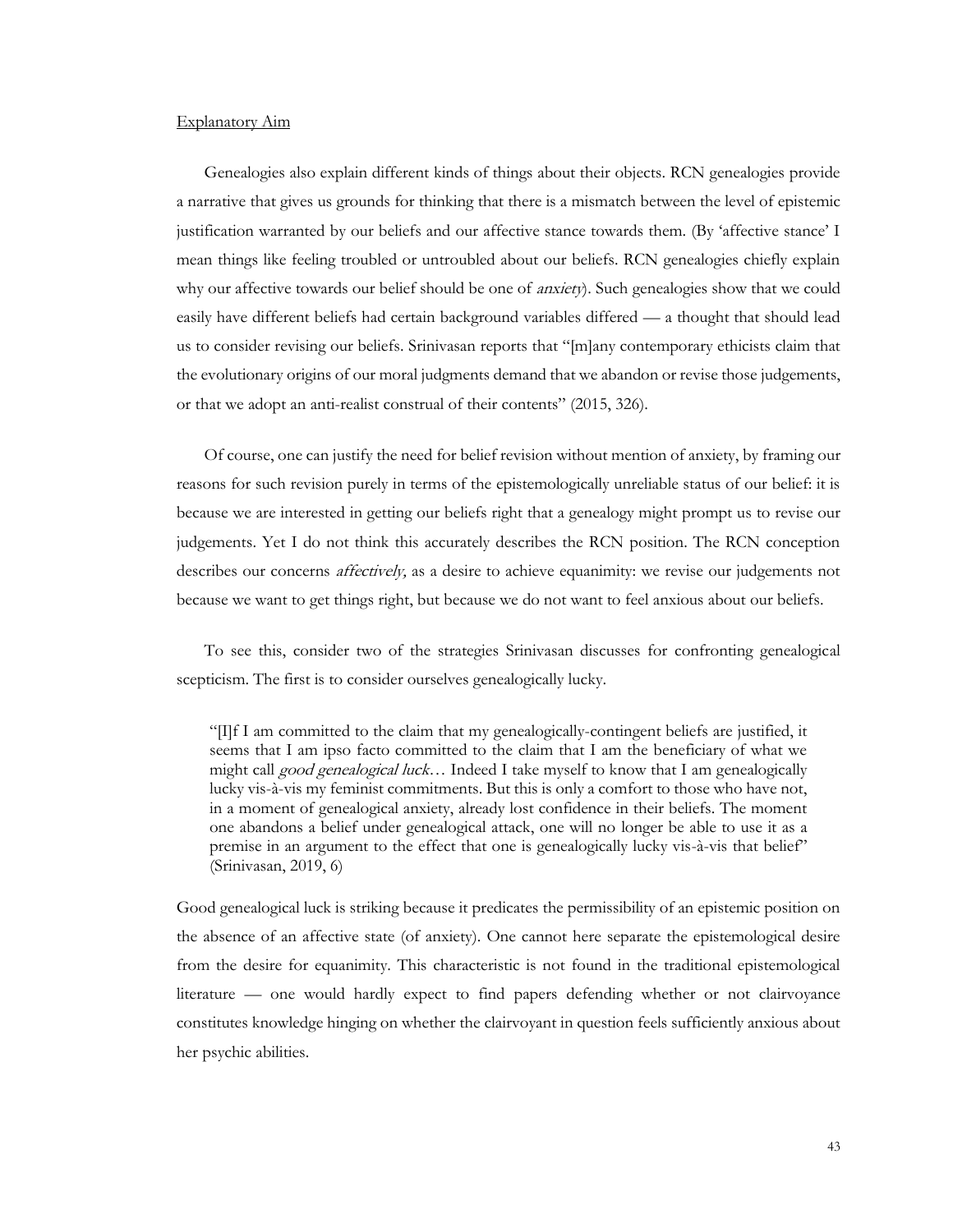Explanatory Aim

Genealogies also explain different kinds of things about their objects. RCN genealogies provide a narrative that gives us grounds for thinking that there is a mismatch between the level of epistemic justification warranted by our beliefs and our affective stance towards them. (By 'affective stance' I mean things like feeling troubled or untroubled about our beliefs. RCN genealogies chiefly explain why our affective towards our belief should be one of *anxiety*). Such genealogies show that we could easily have different beliefs had certain background variables differed — a thought that should lead us to consider revising our beliefs. Srinivasan reports that "[m]any contemporary ethicists claim that the evolutionary origins of our moral judgments demand that we abandon or revise those judgements, or that we adopt an anti-realist construal of their contents" (2015, 326).

Of course, one can justify the need for belief revision without mention of anxiety, by framing our reasons for such revision purely in terms of the epistemologically unreliable status of our belief: it is because we are interested in getting our beliefs right that a genealogy might prompt us to revise our judgements. Yet I do not think this accurately describes the RCN position. The RCN conception describes our concerns *affectively,* as a desire to achieve equanimity: we revise our judgements not because we want to get things right, but because we do not want to feel anxious about our beliefs.

To see this, consider two of the strategies Srinivasan discusses for confronting genealogical scepticism. The first is to consider ourselves genealogically lucky.

> "[I]f I am committed to the claim that my genealogically-contingent beliefs are justified, it seems that I am ipso facto committed to the claim that I am the beneficiary of what we might call *good genealogical luck…* Indeed I take myself to know that I am genealogically lucky vis-à-vis my feminist commitments. But this is only a comfort to those who have not, in a moment of genealogical anxiety, already lost confidence in their beliefs. The moment one abandons a belief under genealogical attack, one will no longer be able to use it as a premise in an argument to the effect that one is genealogically lucky vis-à-vis that belief" (Srinivasan, 2019, 6)

Good genealogical luck is striking because it predicates the permissibility of an epistemic position on the absence of an affective state (of anxiety). One cannot here separate the epistemological desire from the desire for equanimity. This characteristic is not found in the traditional epistemological literature — one would hardly expect to find papers defending whether or not clairvoyance constitutes knowledge hinging on whether the clairvoyant in question feels sufficiently anxious about her psychic abilities.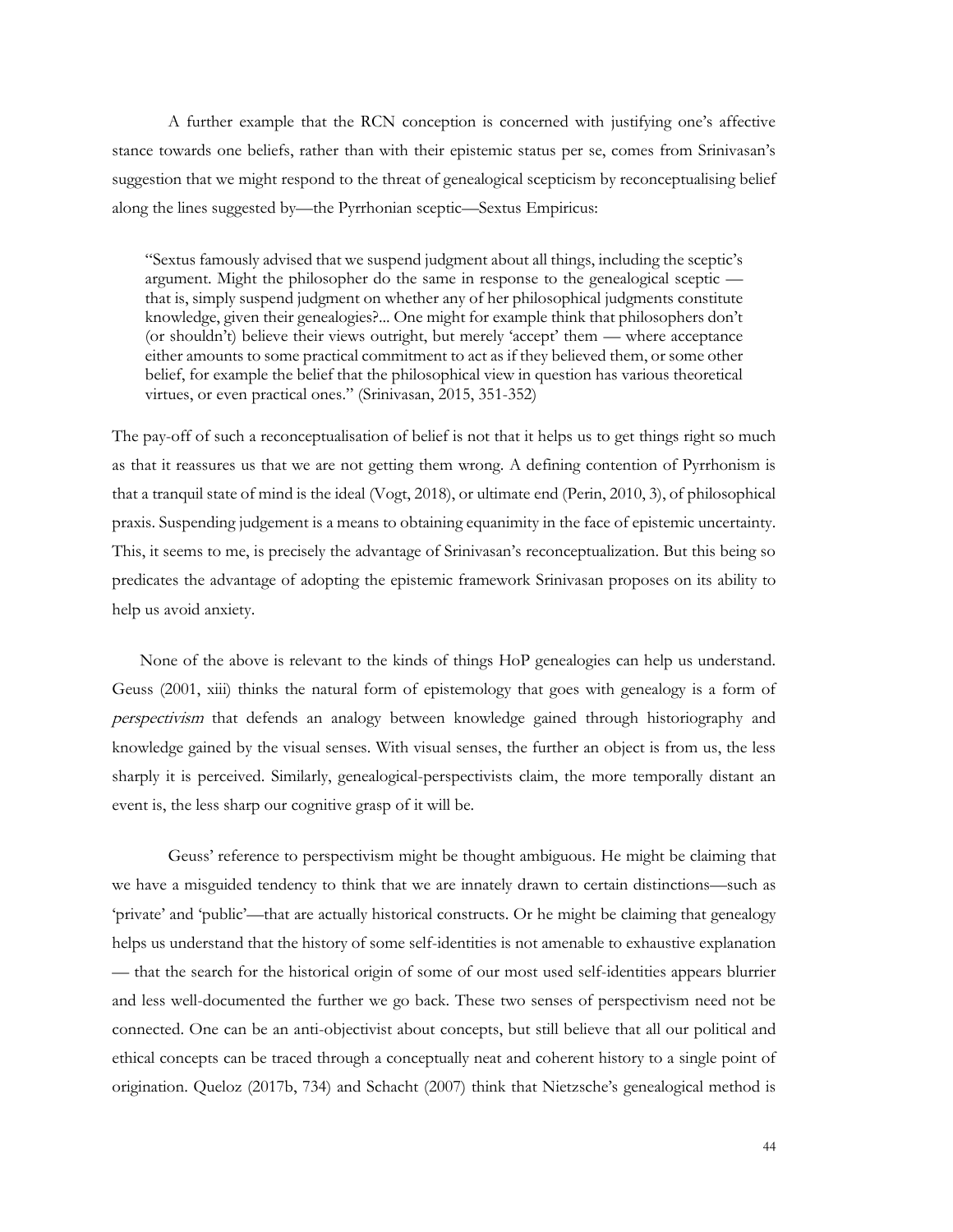A further example that the RCN conception is concerned with justifying one's affective stance towards one beliefs, rather than with their epistemic status per se, comes from Srinivasan's suggestion that we might respond to the threat of genealogical scepticism by reconceptualising belief along the lines suggested by—the Pyrrhonian sceptic—Sextus Empiricus:

> "Sextus famously advised that we suspend judgment about all things, including the sceptic's argument. Might the philosopher do the same in response to the genealogical sceptic — that is, simply suspend judgment on whether any of her philosophical judgments constitute knowledge, given their genealogies?... One might for example think that philosophers don't (or shouldn't) believe their views outright, but merely 'accept' them — where acceptance either amounts to some practical commitment to act as if they believed them, or some other belief, for example the belief that the philosophical view in question has various theoretical virtues, or even practical ones." (Srinivasan, 2015, 351-352)

The pay-off of such a reconceptualisation of belief is not that it helps us to get things right so much as that it reassures us that we are not getting them wrong. A defining contention of Pyrrhonism is that a tranquil state of mind is the ideal (Vogt, 2018), or ultimate end (Perin, 2010, 3), of philosophical praxis. Suspending judgement is a means to obtaining equanimity in the face of epistemic uncertainty. This, it seems to me, is precisely the advantage of Srinivasan's reconceptualization. But this being so predicates the advantage of adopting the epistemic framework Srinivasan proposes on its ability to help us avoid anxiety.

None of the above is relevant to the kinds of things HoP genealogies can help us understand. Geuss (2001, xiii) thinks the natural form of epistemology that goes with genealogy is a form of *perspectivism* that defends an analogy between knowledge gained through historiography and knowledge gained by the visual senses. With visual senses, the further an object is from us, the less sharply it is perceived. Similarly, genealogical-perspectivists claim, the more temporally distant an event is, the less sharp our cognitive grasp of it will be.

Geuss' reference to perspectivism might be thought ambiguous. He might be claiming that we have a misguided tendency to think that we are innately drawn to certain distinctions—such as 'private' and 'public'—that are actually historical constructs. Or he might be claiming that genealogy helps us understand that the history of some self-identities is not amenable to exhaustive explanation — that the search for the historical origin of some of our most used self-identities appears blurrier and less well-documented the further we go back. These two senses of perspectivism need not be connected. One can be an anti-objectivist about concepts, but still believe that all our political and ethical concepts can be traced through a conceptually neat and coherent history to a single point of origination. Queloz (2017b, 734) and Schacht (2007) think that Nietzsche's genealogical method is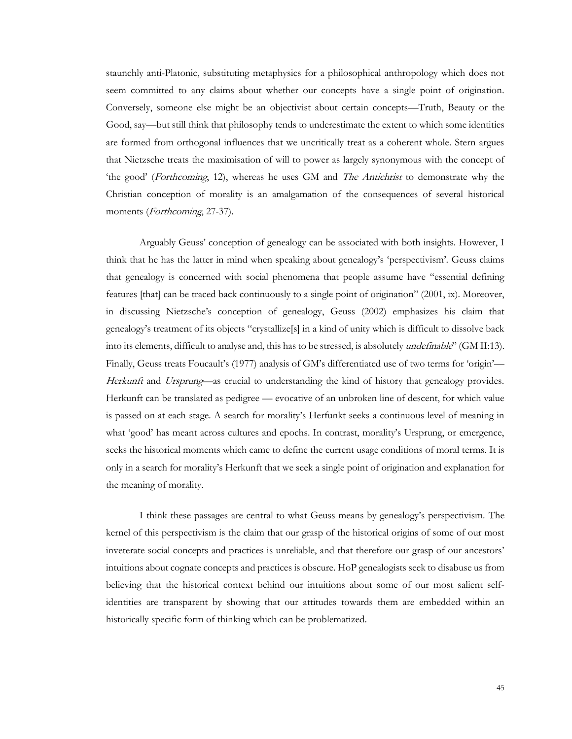staunchly anti-Platonic, substituting metaphysics for a philosophical anthropology which does not seem committed to any claims about whether our concepts have a single point of origination. Conversely, someone else might be an objectivist about certain concepts—Truth, Beauty or the Good, say—but still think that philosophy tends to underestimate the extent to which some identities are formed from orthogonal influences that we uncritically treat as a coherent whole. Stern argues that Nietzsche treats the maximisation of will to power as largely synonymous with the concept of 'the good' (*Forthcoming*, 12), whereas he uses GM and *The Antichrist* to demonstrate why the Christian conception of morality is an amalgamation of the consequences of several historical moments (*Forthcoming*, 27-37).

Arguably Geuss' conception of genealogy can be associated with both insights. However, I think that he has the latter in mind when speaking about genealogy's 'perspectivism'. Geuss claims that genealogy is concerned with social phenomena that people assume have "essential defining features [that] can be traced back continuously to a single point of origination" (2001, ix). Moreover, in discussing Nietzsche's conception of genealogy, Geuss (2002) emphasizes his claim that genealogy's treatment of its objects "crystallize[s] in a kind of unity which is difficult to dissolve back into its elements, difficult to analyse and, this has to be stressed, is absolutely *undefinable*" (GM II:13). Finally, Geuss treats Foucault's (1977) analysis of GM's differentiated use of two terms for 'origin'—*Herkunft* and *Ursprung*—as crucial to understanding the kind of history that genealogy provides. Herkunft can be translated as pedigree — evocative of an unbroken line of descent, for which value is passed on at each stage. A search for morality's Herfunkt seeks a continuous level of meaning in what 'good' has meant across cultures and epochs. In contrast, morality's Ursprung, or emergence, seeks the historical moments which came to define the current usage conditions of moral terms. It is only in a search for morality's Herkunft that we seek a single point of origination and explanation for the meaning of morality.

I think these passages are central to what Geuss means by genealogy's perspectivism. The kernel of this perspectivism is the claim that our grasp of the historical origins of some of our most inveterate social concepts and practices is unreliable, and that therefore our grasp of our ancestors' intuitions about cognate concepts and practices is obscure. HoP genealogists seek to disabuse us from believing that the historical context behind our intuitions about some of our most salient self-identities are transparent by showing that our attitudes towards them are embedded within an historically specific form of thinking which can be problematized.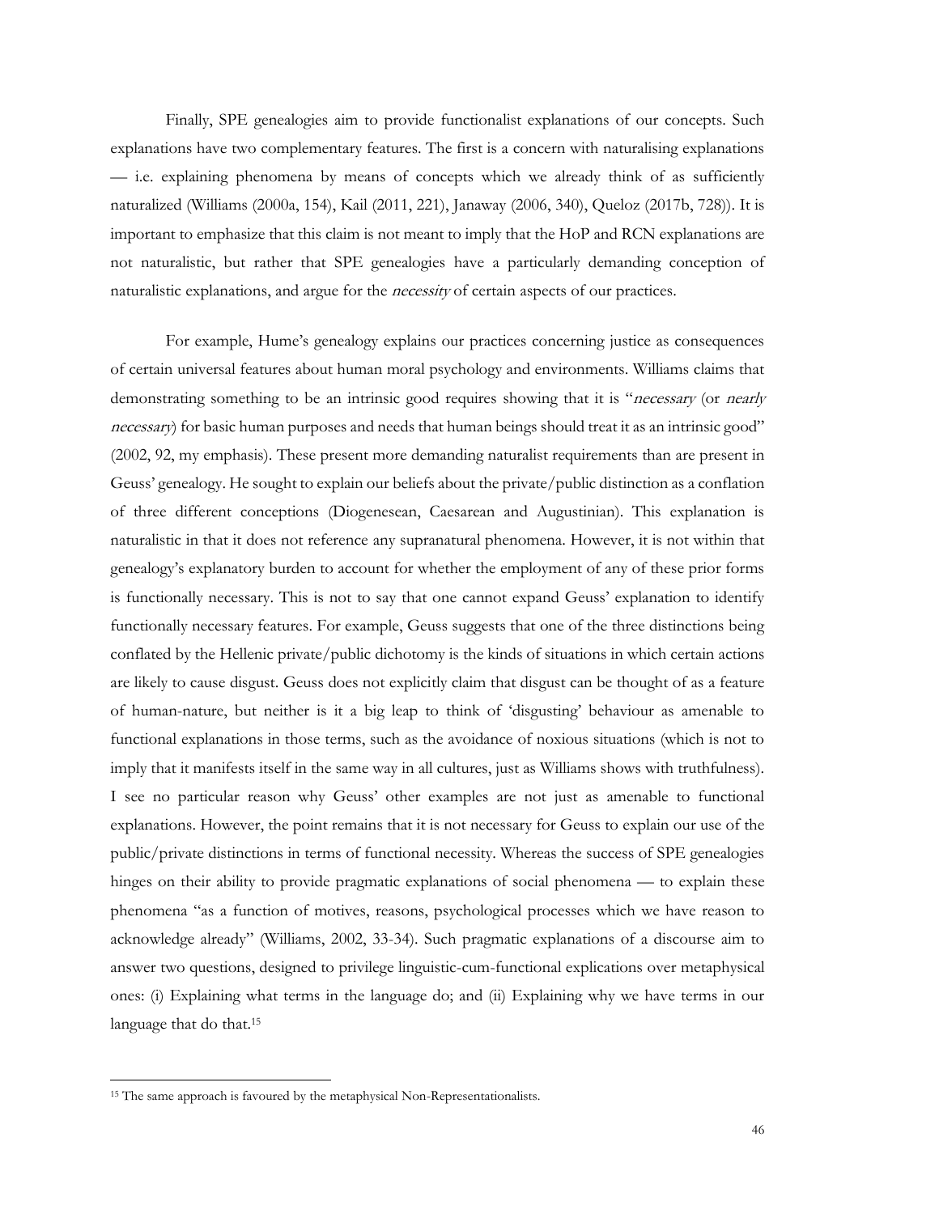Finally, SPE genealogies aim to provide functionalist explanations of our concepts. Such explanations have two complementary features. The first is a concern with naturalising explanations — i.e. explaining phenomena by means of concepts which we already think of as sufficiently naturalized (Williams (2000a, 154), Kail (2011, 221), Janaway (2006, 340), Queloz (2017b, 728)). It is important to emphasize that this claim is not meant to imply that the HoP and RCN explanations are not naturalistic, but rather that SPE genealogies have a particularly demanding conception of naturalistic explanations, and argue for the *necessity* of certain aspects of our practices.

For example, Hume's genealogy explains our practices concerning justice as consequences of certain universal features about human moral psychology and environments. Williams claims that demonstrating something to be an intrinsic good requires showing that it is "*necessary* (or *nearly necessary*) for basic human purposes and needs that human beings should treat it as an intrinsic good" (2002, 92, my emphasis). These present more demanding naturalist requirements than are present in Geuss' genealogy. He sought to explain our beliefs about the private/public distinction as a conflation of three different conceptions (Diogenesean, Caesarean and Augustinian). This explanation is naturalistic in that it does not reference any supranatural phenomena. However, it is not within that genealogy's explanatory burden to account for whether the employment of any of these prior forms is functionally necessary. This is not to say that one cannot expand Geuss' explanation to identify functionally necessary features. For example, Geuss suggests that one of the three distinctions being conflated by the Hellenic private/public dichotomy is the kinds of situations in which certain actions are likely to cause disgust. Geuss does not explicitly claim that disgust can be thought of as a feature of human-nature, but neither is it a big leap to think of 'disgusting' behaviour as amenable to functional explanations in those terms, such as the avoidance of noxious situations (which is not to imply that it manifests itself in the same way in all cultures, just as Williams shows with truthfulness). I see no particular reason why Geuss' other examples are not just as amenable to functional explanations. However, the point remains that it is not necessary for Geuss to explain our use of the public/private distinctions in terms of functional necessity. Whereas the success of SPE genealogies hinges on their ability to provide pragmatic explanations of social phenomena — to explain these phenomena "as a function of motives, reasons, psychological processes which we have reason to acknowledge already" (Williams, 2002, 33-34). Such pragmatic explanations of a discourse aim to answer two questions, designed to privilege linguistic-cum-functional explications over metaphysical ones: (i) Explaining what terms in the language do; and (ii) Explaining why we have terms in our language that do that.[15]

---

[15] The same approach is favoured by the metaphysical Non-Representationalists.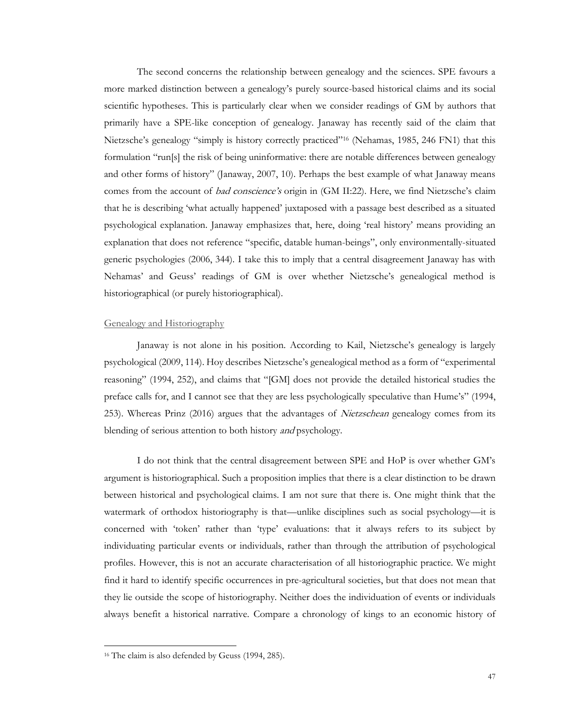The second concerns the relationship between genealogy and the sciences. SPE favours a more marked distinction between a genealogy's purely source-based historical claims and its social scientific hypotheses. This is particularly clear when we consider readings of GM by authors that primarily have a SPE-like conception of genealogy. Janaway has recently said of the claim that Nietzsche's genealogy "simply is history correctly practiced"[16] (Nehamas, 1985, 246 FN1) that this formulation "run[s] the risk of being uninformative: there are notable differences between genealogy and other forms of history" (Janaway, 2007, 10). Perhaps the best example of what Janaway means comes from the account of *bad conscience's* origin in (GM II:22). Here, we find Nietzsche's claim that he is describing 'what actually happened' juxtaposed with a passage best described as a situated psychological explanation. Janaway emphasizes that, here, doing 'real history' means providing an explanation that does not reference "specific, datable human-beings", only environmentally-situated generic psychologies (2006, 344). I take this to imply that a central disagreement Janaway has with Nehamas' and Geuss' readings of GM is over whether Nietzsche's genealogical method is historiographical (or purely historiographical).

## Genealogy and Historiography

Janaway is not alone in his position. According to Kail, Nietzsche's genealogy is largely psychological (2009, 114). Hoy describes Nietzsche's genealogical method as a form of "experimental reasoning" (1994, 252), and claims that "[GM] does not provide the detailed historical studies the preface calls for, and I cannot see that they are less psychologically speculative than Hume's" (1994, 253). Whereas Prinz (2016) argues that the advantages of *Nietzschean* genealogy comes from its blending of serious attention to both history *and* psychology.

I do not think that the central disagreement between SPE and HoP is over whether GM's argument is historiographical. Such a proposition implies that there is a clear distinction to be drawn between historical and psychological claims. I am not sure that there is. One might think that the watermark of orthodox historiography is that—unlike disciplines such as social psychology—it is concerned with 'token' rather than 'type' evaluations: that it always refers to its subject by individuating particular events or individuals, rather than through the attribution of psychological profiles. However, this is not an accurate characterisation of all historiographic practice. We might find it hard to identify specific occurrences in pre-agricultural societies, but that does not mean that they lie outside the scope of historiography. Neither does the individuation of events or individuals always benefit a historical narrative. Compare a chronology of kings to an economic history of

[16] The claim is also defended by Geuss (1994, 285).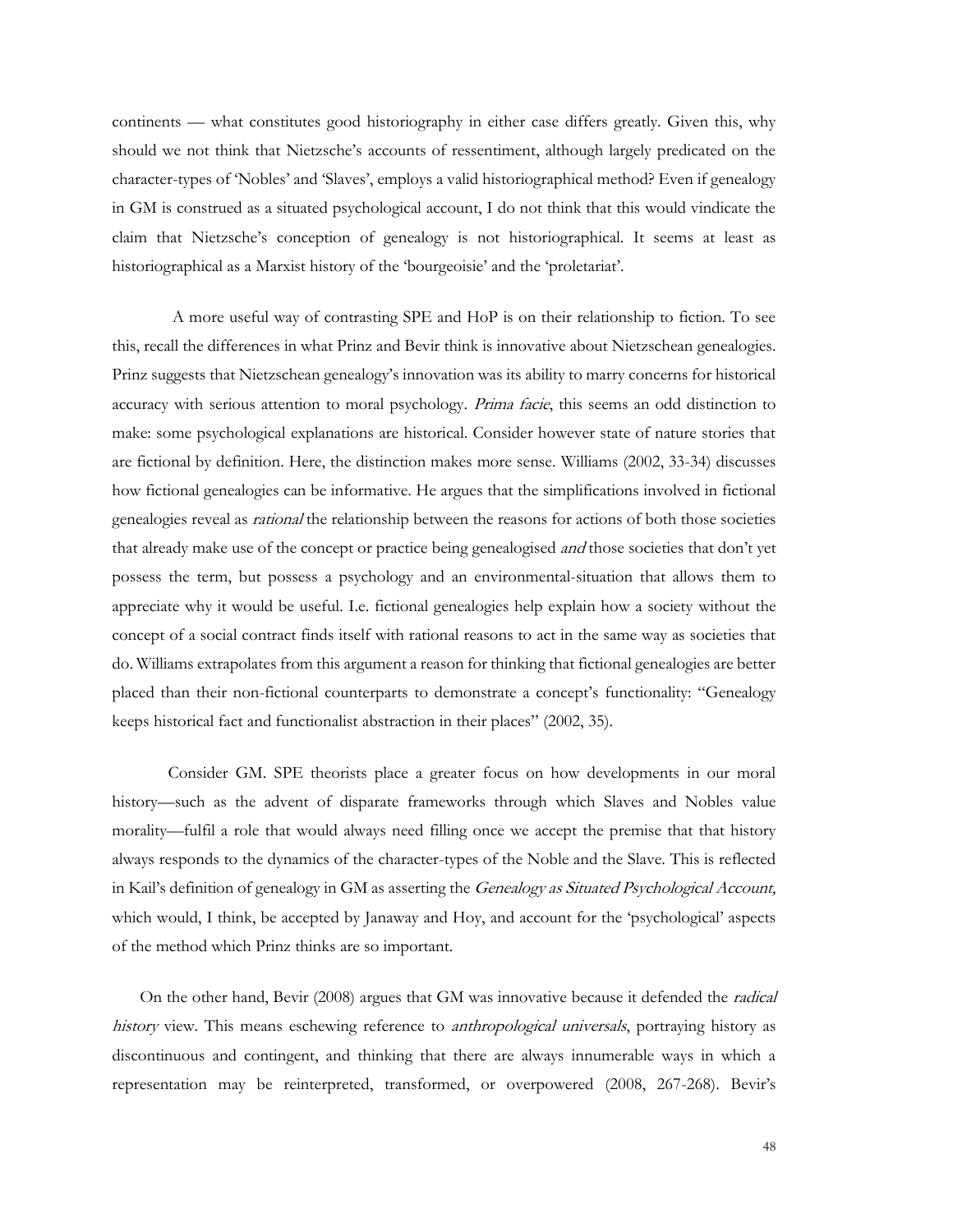continents — what constitutes good historiography in either case differs greatly. Given this, why should we not think that Nietzsche's accounts of ressentiment, although largely predicated on the character-types of 'Nobles' and 'Slaves', employs a valid historiographical method? Even if genealogy in GM is construed as a situated psychological account, I do not think that this would vindicate the claim that Nietzsche's conception of genealogy is not historiographical. It seems at least as historiographical as a Marxist history of the 'bourgeoisie' and the 'proletariat'.

A more useful way of contrasting SPE and HoP is on their relationship to fiction. To see this, recall the differences in what Prinz and Bevir think is innovative about Nietzschean genealogies. Prinz suggests that Nietzschean genealogy's innovation was its ability to marry concerns for historical accuracy with serious attention to moral psychology. *Prima facie*, this seems an odd distinction to make: some psychological explanations are historical. Consider however state of nature stories that are fictional by definition. Here, the distinction makes more sense. Williams (2002, 33-34) discusses how fictional genealogies can be informative. He argues that the simplifications involved in fictional genealogies reveal as *rational* the relationship between the reasons for actions of both those societies that already make use of the concept or practice being genealogised *and* those societies that don't yet possess the term, but possess a psychology and an environmental-situation that allows them to appreciate why it would be useful. I.e. fictional genealogies help explain how a society without the concept of a social contract finds itself with rational reasons to act in the same way as societies that do. Williams extrapolates from this argument a reason for thinking that fictional genealogies are better placed than their non-fictional counterparts to demonstrate a concept's functionality: "Genealogy keeps historical fact and functionalist abstraction in their places" (2002, 35).

Consider GM. SPE theorists place a greater focus on how developments in our moral history—such as the advent of disparate frameworks through which Slaves and Nobles value morality—fulfil a role that would always need filling once we accept the premise that that history always responds to the dynamics of the character-types of the Noble and the Slave. This is reflected in Kail's definition of genealogy in GM as asserting the *Genealogy as Situated Psychological Account,* which would, I think, be accepted by Janaway and Hoy, and account for the 'psychological' aspects of the method which Prinz thinks are so important.

On the other hand, Bevir (2008) argues that GM was innovative because it defended the *radical history* view. This means eschewing reference to *anthropological universals*, portraying history as discontinuous and contingent, and thinking that there are always innumerable ways in which a representation may be reinterpreted, transformed, or overpowered (2008, 267-268). Bevir's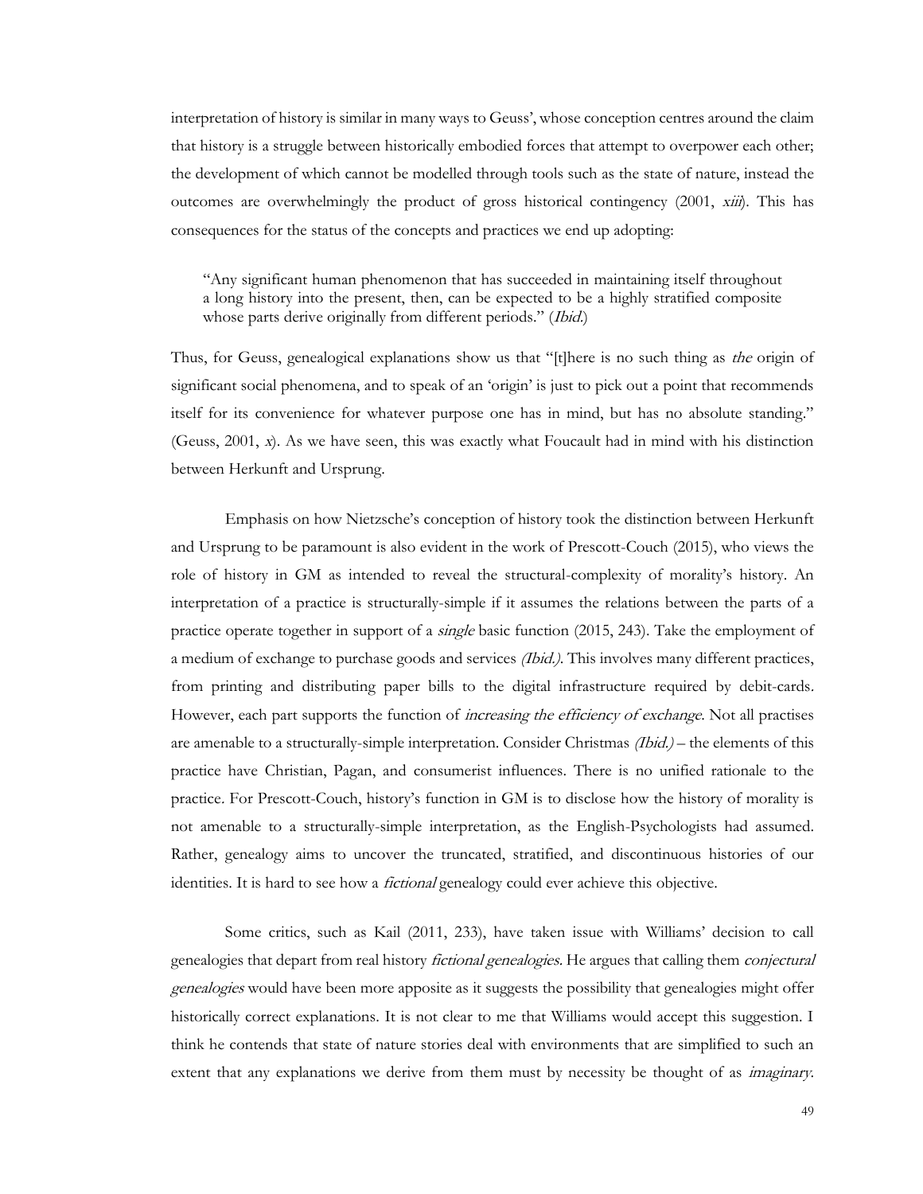interpretation of history is similar in many ways to Geuss', whose conception centres around the claim that history is a struggle between historically embodied forces that attempt to overpower each other; the development of which cannot be modelled through tools such as the state of nature, instead the outcomes are overwhelmingly the product of gross historical contingency (2001, *xiii*). This has consequences for the status of the concepts and practices we end up adopting:

> "Any significant human phenomenon that has succeeded in maintaining itself throughout a long history into the present, then, can be expected to be a highly stratified composite whose parts derive originally from different periods." (*Ibid.*)

Thus, for Geuss, genealogical explanations show us that "[t]here is no such thing as *the* origin of significant social phenomena, and to speak of an 'origin' is just to pick out a point that recommends itself for its convenience for whatever purpose one has in mind, but has no absolute standing." (Geuss, 2001, *x*). As we have seen, this was exactly what Foucault had in mind with his distinction between Herkunft and Ursprung.

Emphasis on how Nietzsche's conception of history took the distinction between Herkunft and Ursprung to be paramount is also evident in the work of Prescott-Couch (2015), who views the role of history in GM as intended to reveal the structural-complexity of morality's history. An interpretation of a practice is structurally-simple if it assumes the relations between the parts of a practice operate together in support of a *single* basic function (2015, 243). Take the employment of a medium of exchange to purchase goods and services *(Ibid.)*. This involves many different practices, from printing and distributing paper bills to the digital infrastructure required by debit-cards. However, each part supports the function of *increasing the efficiency of exchange*. Not all practises are amenable to a structurally-simple interpretation. Consider Christmas *(Ibid.)* – the elements of this practice have Christian, Pagan, and consumerist influences. There is no unified rationale to the practice. For Prescott-Couch, history's function in GM is to disclose how the history of morality is not amenable to a structurally-simple interpretation, as the English-Psychologists had assumed. Rather, genealogy aims to uncover the truncated, stratified, and discontinuous histories of our identities. It is hard to see how a *fictional* genealogy could ever achieve this objective.

Some critics, such as Kail (2011, 233), have taken issue with Williams' decision to call genealogies that depart from real history *fictional genealogies.* He argues that calling them *conjectural genealogies* would have been more apposite as it suggests the possibility that genealogies might offer historically correct explanations. It is not clear to me that Williams would accept this suggestion. I think he contends that state of nature stories deal with environments that are simplified to such an extent that any explanations we derive from them must by necessity be thought of as *imaginary*.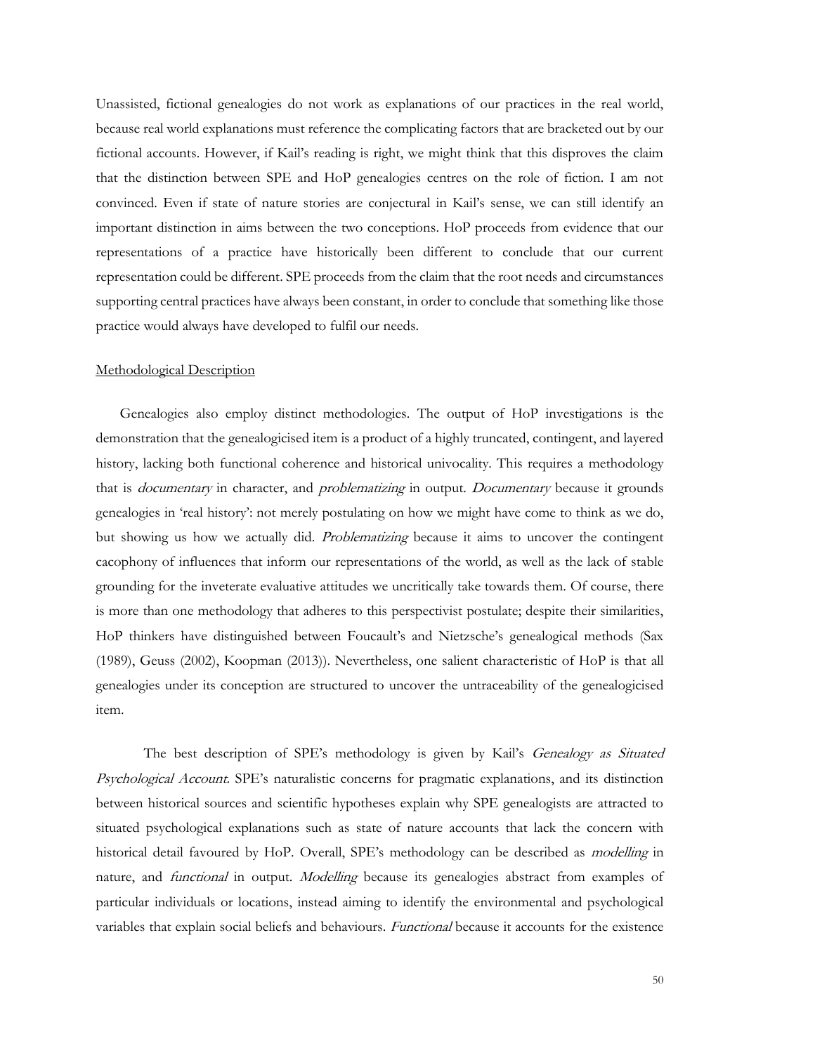Unassisted, fictional genealogies do not work as explanations of our practices in the real world, because real world explanations must reference the complicating factors that are bracketed out by our fictional accounts. However, if Kail's reading is right, we might think that this disproves the claim that the distinction between SPE and HoP genealogies centres on the role of fiction. I am not convinced. Even if state of nature stories are conjectural in Kail's sense, we can still identify an important distinction in aims between the two conceptions. HoP proceeds from evidence that our representations of a practice have historically been different to conclude that our current representation could be different. SPE proceeds from the claim that the root needs and circumstances supporting central practices have always been constant, in order to conclude that something like those practice would always have developed to fulfil our needs.

Methodological Description

Genealogies also employ distinct methodologies. The output of HoP investigations is the demonstration that the genealogicised item is a product of a highly truncated, contingent, and layered history, lacking both functional coherence and historical univocality. This requires a methodology that is *documentary* in character, and *problematizing* in output. *Documentary* because it grounds genealogies in 'real history': not merely postulating on how we might have come to think as we do, but showing us how we actually did. *Problematizing* because it aims to uncover the contingent cacophony of influences that inform our representations of the world, as well as the lack of stable grounding for the inveterate evaluative attitudes we uncritically take towards them. Of course, there is more than one methodology that adheres to this perspectivist postulate; despite their similarities, HoP thinkers have distinguished between Foucault's and Nietzsche's genealogical methods (Sax (1989), Geuss (2002), Koopman (2013)). Nevertheless, one salient characteristic of HoP is that all genealogies under its conception are structured to uncover the untraceability of the genealogicised item.

The best description of SPE's methodology is given by Kail's *Genealogy as Situated Psychological Account*. SPE's naturalistic concerns for pragmatic explanations, and its distinction between historical sources and scientific hypotheses explain why SPE genealogists are attracted to situated psychological explanations such as state of nature accounts that lack the concern with historical detail favoured by HoP. Overall, SPE's methodology can be described as *modelling* in nature, and *functional* in output. *Modelling* because its genealogies abstract from examples of particular individuals or locations, instead aiming to identify the environmental and psychological variables that explain social beliefs and behaviours. *Functional* because it accounts for the existence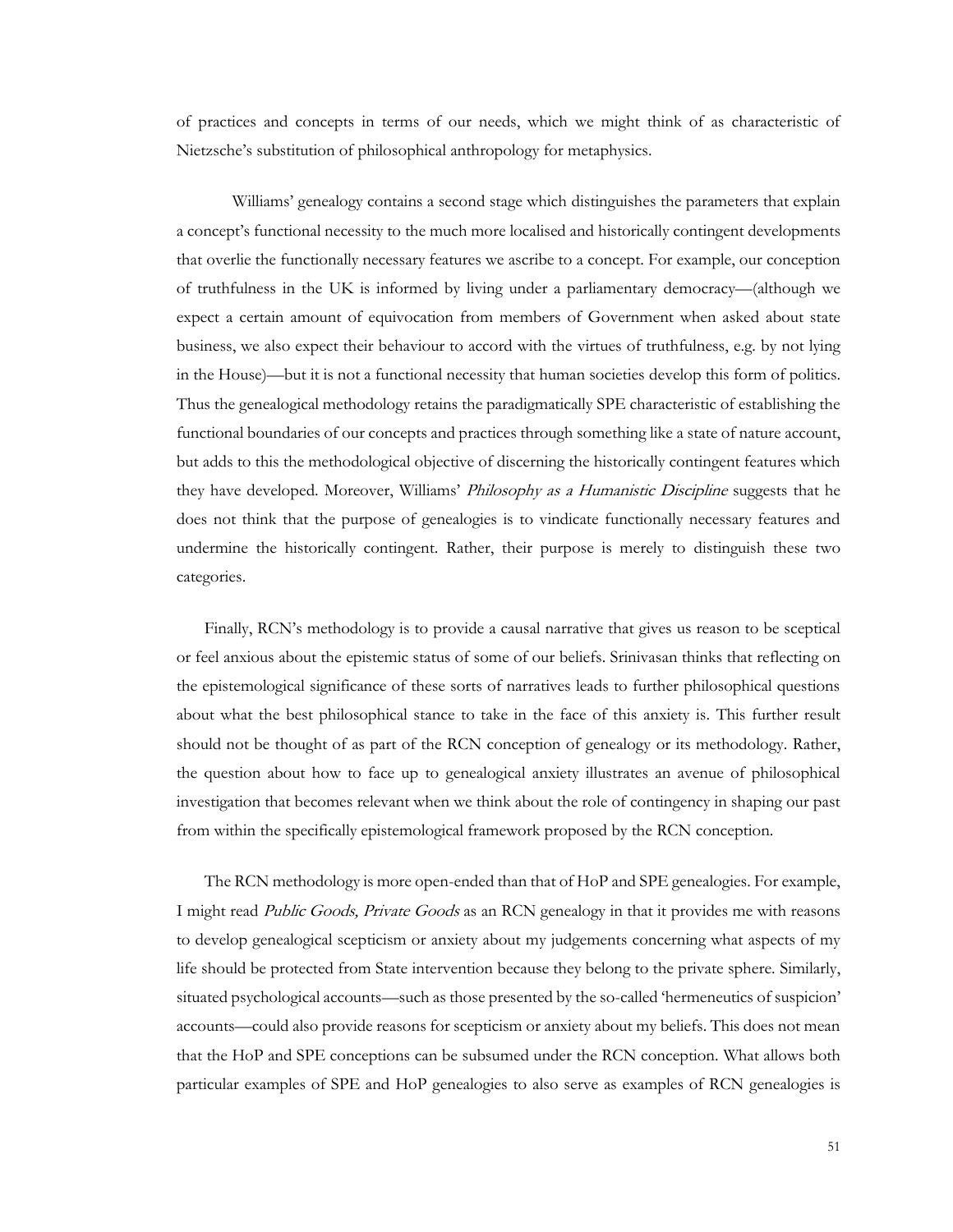of practices and concepts in terms of our needs, which we might think of as characteristic of Nietzsche's substitution of philosophical anthropology for metaphysics.

Williams' genealogy contains a second stage which distinguishes the parameters that explain a concept's functional necessity to the much more localised and historically contingent developments that overlie the functionally necessary features we ascribe to a concept. For example, our conception of truthfulness in the UK is informed by living under a parliamentary democracy—(although we expect a certain amount of equivocation from members of Government when asked about state business, we also expect their behaviour to accord with the virtues of truthfulness, e.g. by not lying in the House)—but it is not a functional necessity that human societies develop this form of politics. Thus the genealogical methodology retains the paradigmatically SPE characteristic of establishing the functional boundaries of our concepts and practices through something like a state of nature account, but adds to this the methodological objective of discerning the historically contingent features which they have developed. Moreover, Williams' *Philosophy as a Humanistic Discipline* suggests that he does not think that the purpose of genealogies is to vindicate functionally necessary features and undermine the historically contingent. Rather, their purpose is merely to distinguish these two categories.

Finally, RCN's methodology is to provide a causal narrative that gives us reason to be sceptical or feel anxious about the epistemic status of some of our beliefs. Srinivasan thinks that reflecting on the epistemological significance of these sorts of narratives leads to further philosophical questions about what the best philosophical stance to take in the face of this anxiety is. This further result should not be thought of as part of the RCN conception of genealogy or its methodology. Rather, the question about how to face up to genealogical anxiety illustrates an avenue of philosophical investigation that becomes relevant when we think about the role of contingency in shaping our past from within the specifically epistemological framework proposed by the RCN conception.

The RCN methodology is more open-ended than that of HoP and SPE genealogies. For example, I might read *Public Goods, Private Goods* as an RCN genealogy in that it provides me with reasons to develop genealogical scepticism or anxiety about my judgements concerning what aspects of my life should be protected from State intervention because they belong to the private sphere. Similarly, situated psychological accounts—such as those presented by the so-called 'hermeneutics of suspicion' accounts—could also provide reasons for scepticism or anxiety about my beliefs. This does not mean that the HoP and SPE conceptions can be subsumed under the RCN conception. What allows both particular examples of SPE and HoP genealogies to also serve as examples of RCN genealogies is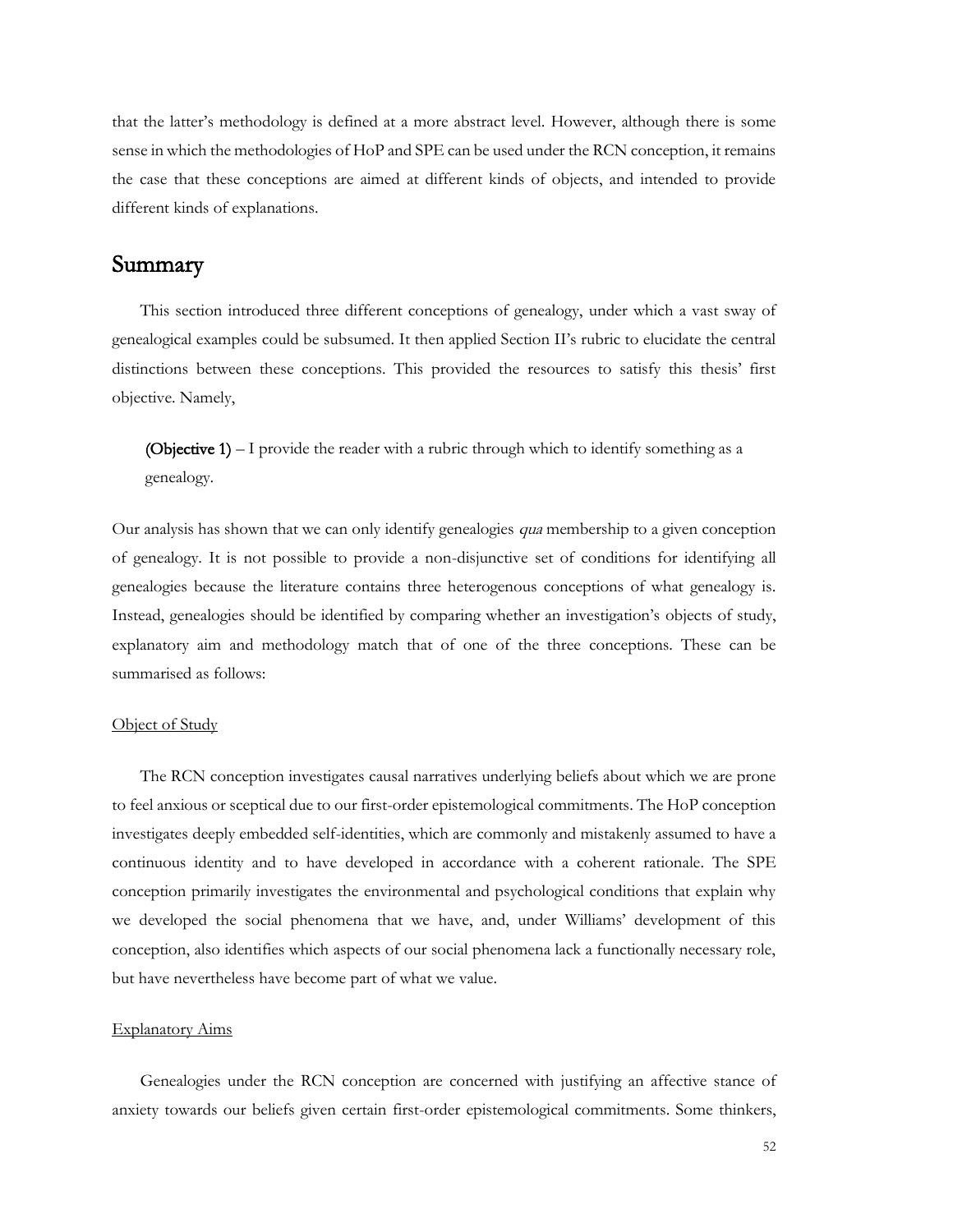that the latter's methodology is defined at a more abstract level. However, although there is some sense in which the methodologies of HoP and SPE can be used under the RCN conception, it remains the case that these conceptions are aimed at different kinds of objects, and intended to provide different kinds of explanations.

## Summary

This section introduced three different conceptions of genealogy, under which a vast sway of genealogical examples could be subsumed. It then applied Section II's rubric to elucidate the central distinctions between these conceptions. This provided the resources to satisfy this thesis' first objective. Namely,

> **(Objective 1)** – I provide the reader with a rubric through which to identify something as a genealogy.

Our analysis has shown that we can only identify genealogies *qua* membership to a given conception of genealogy. It is not possible to provide a non-disjunctive set of conditions for identifying all genealogies because the literature contains three heterogenous conceptions of what genealogy is. Instead, genealogies should be identified by comparing whether an investigation's objects of study, explanatory aim and methodology match that of one of the three conceptions. These can be summarised as follows:

<u>Object of Study</u>

The RCN conception investigates causal narratives underlying beliefs about which we are prone to feel anxious or sceptical due to our first-order epistemological commitments. The HoP conception investigates deeply embedded self-identities, which are commonly and mistakenly assumed to have a continuous identity and to have developed in accordance with a coherent rationale. The SPE conception primarily investigates the environmental and psychological conditions that explain why we developed the social phenomena that we have, and, under Williams' development of this conception, also identifies which aspects of our social phenomena lack a functionally necessary role, but have nevertheless have become part of what we value.

<u>Explanatory Aims</u>

Genealogies under the RCN conception are concerned with justifying an affective stance of anxiety towards our beliefs given certain first-order epistemological commitments. Some thinkers,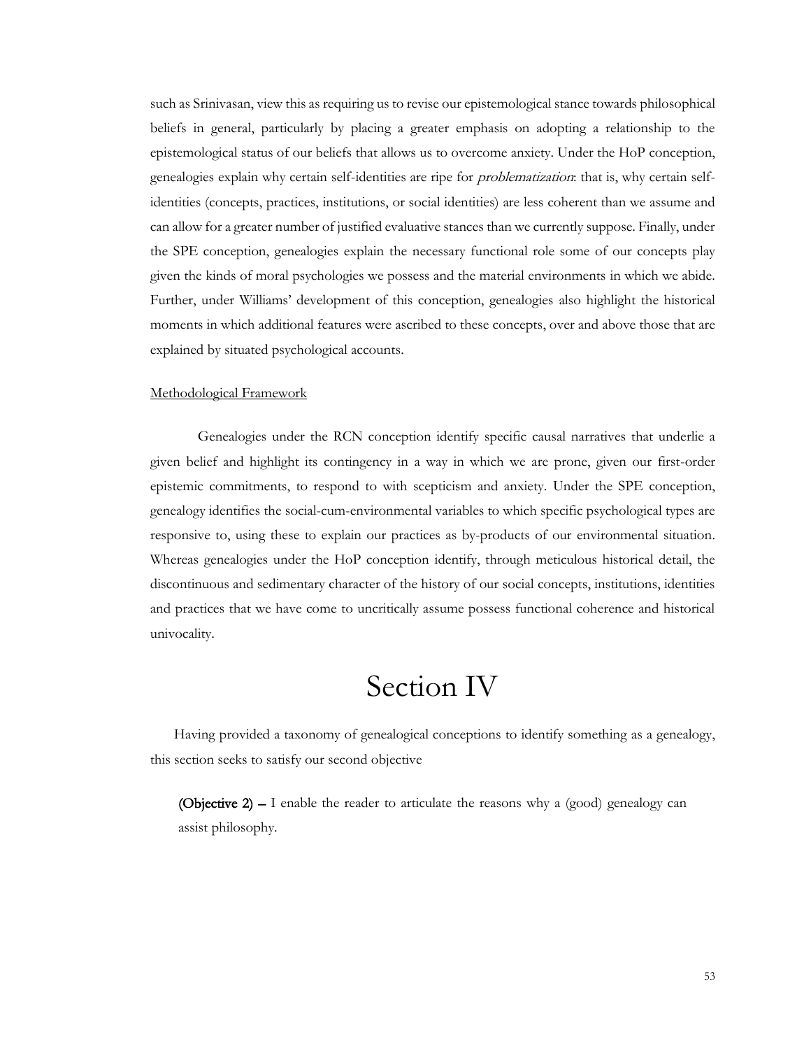such as Srinivasan, view this as requiring us to revise our epistemological stance towards philosophical beliefs in general, particularly by placing a greater emphasis on adopting a relationship to the epistemological status of our beliefs that allows us to overcome anxiety. Under the HoP conception, genealogies explain why certain self-identities are ripe for *problematization*: that is, why certain self-identities (concepts, practices, institutions, or social identities) are less coherent than we assume and can allow for a greater number of justified evaluative stances than we currently suppose. Finally, under the SPE conception, genealogies explain the necessary functional role some of our concepts play given the kinds of moral psychologies we possess and the material environments in which we abide. Further, under Williams' development of this conception, genealogies also highlight the historical moments in which additional features were ascribed to these concepts, over and above those that are explained by situated psychological accounts.

<u>Methodological Framework</u>

Genealogies under the RCN conception identify specific causal narratives that underlie a given belief and highlight its contingency in a way in which we are prone, given our first-order epistemic commitments, to respond to with scepticism and anxiety. Under the SPE conception, genealogy identifies the social-cum-environmental variables to which specific psychological types are responsive to, using these to explain our practices as by-products of our environmental situation. Whereas genealogies under the HoP conception identify, through meticulous historical detail, the discontinuous and sedimentary character of the history of our social concepts, institutions, identities and practices that we have come to uncritically assume possess functional coherence and historical univocality.

# Section IV

Having provided a taxonomy of genealogical conceptions to identify something as a genealogy, this section seeks to satisfy our second objective

> **(Objective 2)** – I enable the reader to articulate the reasons why a (good) genealogy can assist philosophy.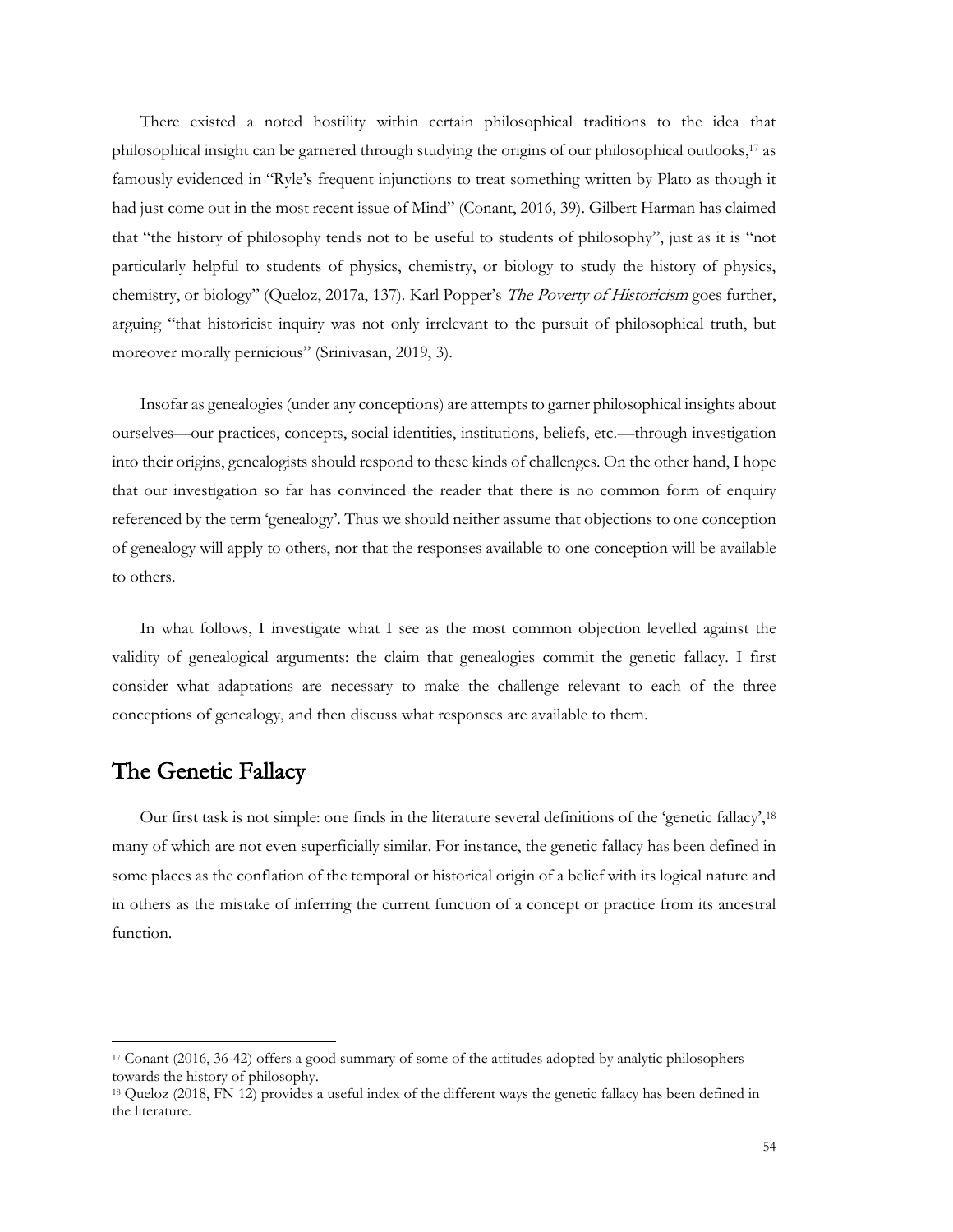There existed a noted hostility within certain philosophical traditions to the idea that philosophical insight can be garnered through studying the origins of our philosophical outlooks,[17] as famously evidenced in "Ryle's frequent injunctions to treat something written by Plato as though it had just come out in the most recent issue of Mind" (Conant, 2016, 39). Gilbert Harman has claimed that "the history of philosophy tends not to be useful to students of philosophy", just as it is "not particularly helpful to students of physics, chemistry, or biology to study the history of physics, chemistry, or biology" (Queloz, 2017a, 137). Karl Popper's *The Poverty of Historicism* goes further, arguing "that historicist inquiry was not only irrelevant to the pursuit of philosophical truth, but moreover morally pernicious" (Srinivasan, 2019, 3).

Insofar as genealogies (under any conceptions) are attempts to garner philosophical insights about ourselves—our practices, concepts, social identities, institutions, beliefs, etc.—through investigation into their origins, genealogists should respond to these kinds of challenges. On the other hand, I hope that our investigation so far has convinced the reader that there is no common form of enquiry referenced by the term 'genealogy'. Thus we should neither assume that objections to one conception of genealogy will apply to others, nor that the responses available to one conception will be available to others.

In what follows, I investigate what I see as the most common objection levelled against the validity of genealogical arguments: the claim that genealogies commit the genetic fallacy. I first consider what adaptations are necessary to make the challenge relevant to each of the three conceptions of genealogy, and then discuss what responses are available to them.

## The Genetic Fallacy

Our first task is not simple: one finds in the literature several definitions of the 'genetic fallacy',[18] many of which are not even superficially similar. For instance, the genetic fallacy has been defined in some places as the conflation of the temporal or historical origin of a belief with its logical nature and in others as the mistake of inferring the current function of a concept or practice from its ancestral function.

---

[17] Conant (2016, 36-42) offers a good summary of some of the attitudes adopted by analytic philosophers towards the history of philosophy.

[18] Queloz (2018, FN 12) provides a useful index of the different ways the genetic fallacy has been defined in the literature.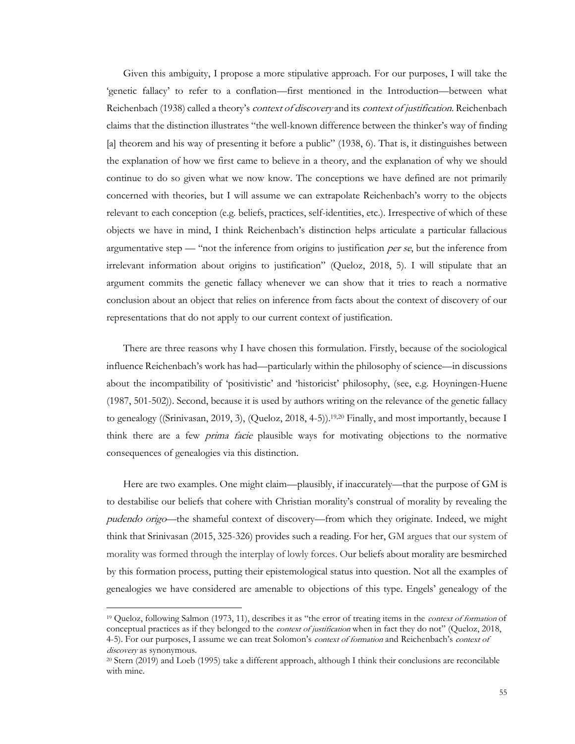Given this ambiguity, I propose a more stipulative approach. For our purposes, I will take the 'genetic fallacy' to refer to a conflation—first mentioned in the Introduction—between what Reichenbach (1938) called a theory's *context of discovery* and its *context of justification.* Reichenbach claims that the distinction illustrates "the well-known difference between the thinker's way of finding [a] theorem and his way of presenting it before a public" (1938, 6). That is, it distinguishes between the explanation of how we first came to believe in a theory, and the explanation of why we should continue to do so given what we now know. The conceptions we have defined are not primarily concerned with theories, but I will assume we can extrapolate Reichenbach's worry to the objects relevant to each conception (e.g. beliefs, practices, self-identities, etc.). Irrespective of which of these objects we have in mind, I think Reichenbach's distinction helps articulate a particular fallacious argumentative step — "not the inference from origins to justification *per se*, but the inference from irrelevant information about origins to justification" (Queloz, 2018, 5). I will stipulate that an argument commits the genetic fallacy whenever we can show that it tries to reach a normative conclusion about an object that relies on inference from facts about the context of discovery of our representations that do not apply to our current context of justification.

There are three reasons why I have chosen this formulation. Firstly, because of the sociological influence Reichenbach's work has had—particularly within the philosophy of science—in discussions about the incompatibility of 'positivistic' and 'historicist' philosophy, (see, e.g. Hoyningen-Huene (1987, 501-502)). Second, because it is used by authors writing on the relevance of the genetic fallacy to genealogy ((Srinivasan, 2019, 3), (Queloz, 2018, 4-5)).[19,20] Finally, and most importantly, because I think there are a few *prima facie* plausible ways for motivating objections to the normative consequences of genealogies via this distinction.

Here are two examples. One might claim—plausibly, if inaccurately—that the purpose of GM is to destabilise our beliefs that cohere with Christian morality's construal of morality by revealing the *pudendo origo*—the shameful context of discovery—from which they originate. Indeed, we might think that Srinivasan (2015, 325-326) provides such a reading. For her, GM argues that our system of morality was formed through the interplay of lowly forces. Our beliefs about morality are besmirched by this formation process, putting their epistemological status into question. Not all the examples of genealogies we have considered are amenable to objections of this type. Engels' genealogy of the

---

[19] Queloz, following Salmon (1973, 11), describes it as "the error of treating items in the *context of formation* of conceptual practices as if they belonged to the *context of justification* when in fact they do not" (Queloz, 2018, 4-5). For our purposes, I assume we can treat Solomon's *context of formation* and Reichenbach's *context of discovery* as synonymous.

[20] Stern (2019) and Loeb (1995) take a different approach, although I think their conclusions are reconcilable with mine.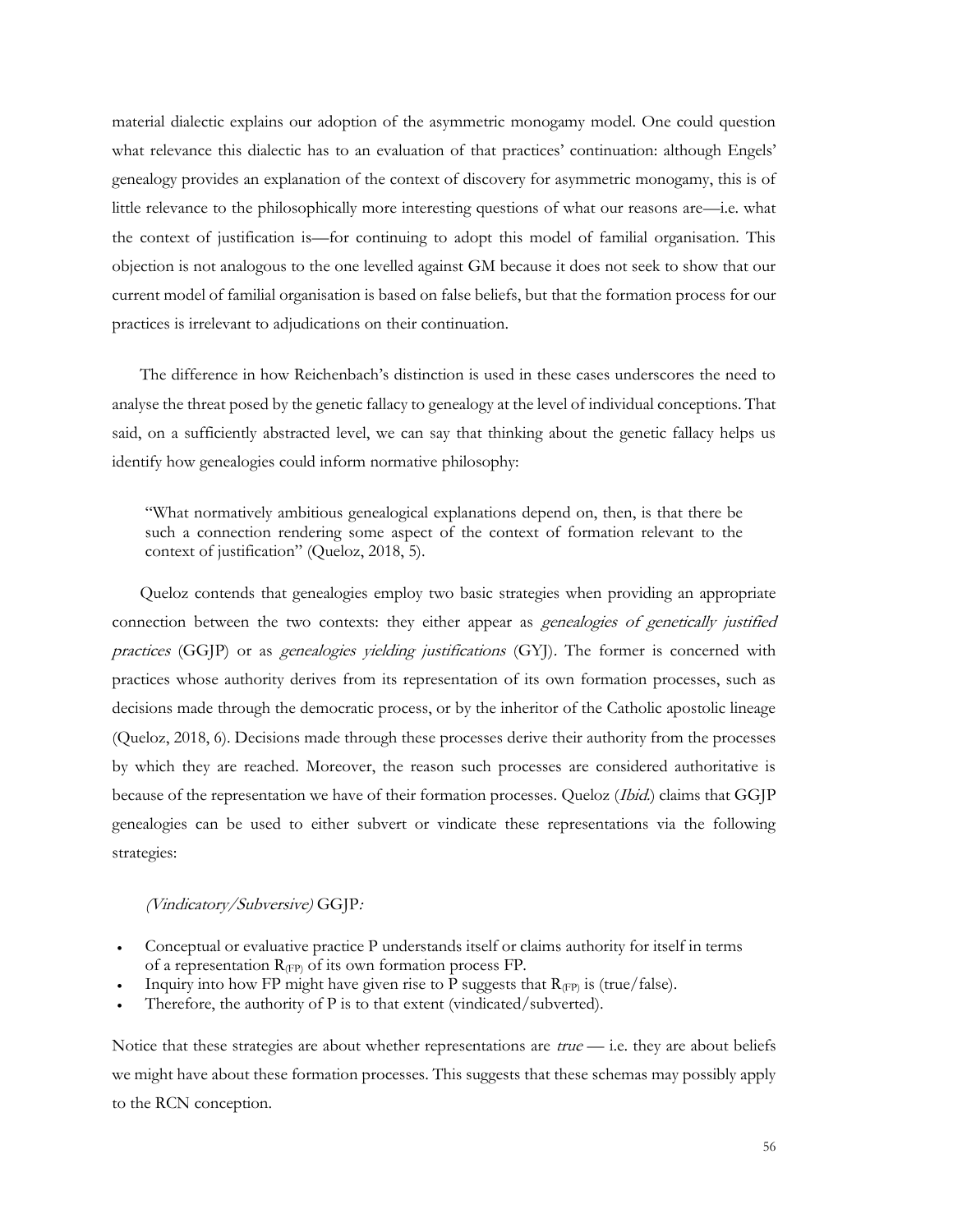material dialectic explains our adoption of the asymmetric monogamy model. One could question what relevance this dialectic has to an evaluation of that practices' continuation: although Engels' genealogy provides an explanation of the context of discovery for asymmetric monogamy, this is of little relevance to the philosophically more interesting questions of what our reasons are—i.e. what the context of justification is—for continuing to adopt this model of familial organisation. This objection is not analogous to the one levelled against GM because it does not seek to show that our current model of familial organisation is based on false beliefs, but that the formation process for our practices is irrelevant to adjudications on their continuation.

The difference in how Reichenbach's distinction is used in these cases underscores the need to analyse the threat posed by the genetic fallacy to genealogy at the level of individual conceptions. That said, on a sufficiently abstracted level, we can say that thinking about the genetic fallacy helps us identify how genealogies could inform normative philosophy:

> "What normatively ambitious genealogical explanations depend on, then, is that there be such a connection rendering some aspect of the context of formation relevant to the context of justification" (Queloz, 2018, 5).

Queloz contends that genealogies employ two basic strategies when providing an appropriate connection between the two contexts: they either appear as *genealogies of genetically justified practices* (GGJP) or as *genealogies yielding justifications* (GYJ). The former is concerned with practices whose authority derives from its representation of its own formation processes, such as decisions made through the democratic process, or by the inheritor of the Catholic apostolic lineage (Queloz, 2018, 6). Decisions made through these processes derive their authority from the processes by which they are reached. Moreover, the reason such processes are considered authoritative is because of the representation we have of their formation processes. Queloz (*Ibid.*) claims that GGJP genealogies can be used to either subvert or vindicate these representations via the following strategies:

*(Vindicatory/Subversive)* GGJP*:*

- Conceptual or evaluative practice P understands itself or claims authority for itself in terms of a representation $R_{(FP)}$ of its own formation process FP.
- Inquiry into how FP might have given rise to P suggests that $R_{(FP)}$ is (true/false).
- Therefore, the authority of P is to that extent (vindicated/subverted).

Notice that these strategies are about whether representations are *true* — i.e. they are about beliefs we might have about these formation processes. This suggests that these schemas may possibly apply to the RCN conception.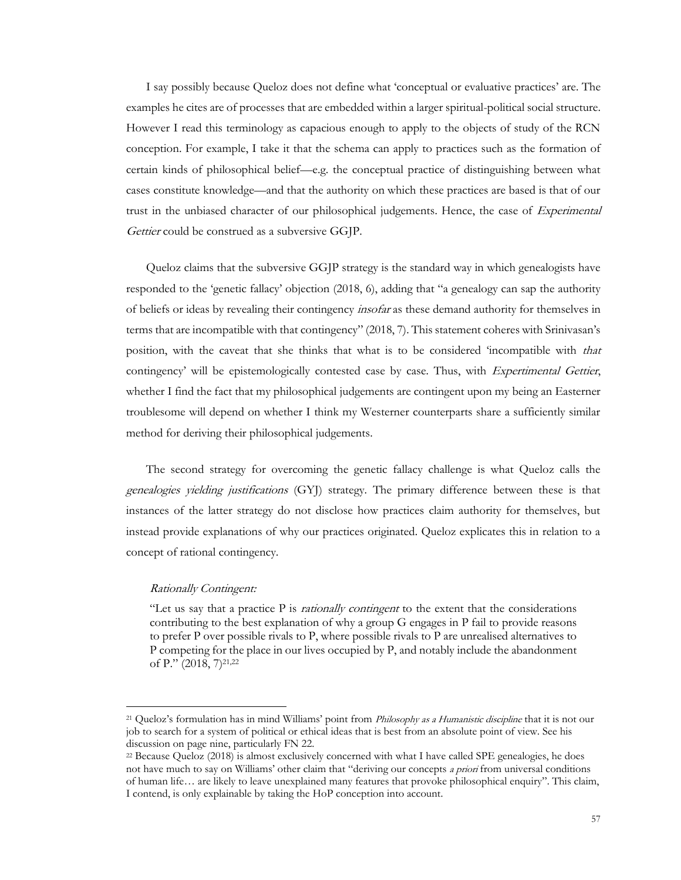I say possibly because Queloz does not define what 'conceptual or evaluative practices' are. The examples he cites are of processes that are embedded within a larger spiritual-political social structure. However I read this terminology as capacious enough to apply to the objects of study of the RCN conception. For example, I take it that the schema can apply to practices such as the formation of certain kinds of philosophical belief—e.g. the conceptual practice of distinguishing between what cases constitute knowledge—and that the authority on which these practices are based is that of our trust in the unbiased character of our philosophical judgements. Hence, the case of *Experimental Gettier* could be construed as a subversive GGJP.

Queloz claims that the subversive GGJP strategy is the standard way in which genealogists have responded to the 'genetic fallacy' objection (2018, 6), adding that "a genealogy can sap the authority of beliefs or ideas by revealing their contingency *insofar* as these demand authority for themselves in terms that are incompatible with that contingency" (2018, 7). This statement coheres with Srinivasan's position, with the caveat that she thinks that what is to be considered 'incompatible with *that* contingency' will be epistemologically contested case by case. Thus, with *Expertimental Gettier*, whether I find the fact that my philosophical judgements are contingent upon my being an Easterner troublesome will depend on whether I think my Westerner counterparts share a sufficiently similar method for deriving their philosophical judgements.

The second strategy for overcoming the genetic fallacy challenge is what Queloz calls the *genealogies yielding justifications* (GYJ) strategy. The primary difference between these is that instances of the latter strategy do not disclose how practices claim authority for themselves, but instead provide explanations of why our practices originated. Queloz explicates this in relation to a concept of rational contingency.

> *Rationally Contingent:*
>
> "Let us say that a practice P is *rationally contingent* to the extent that the considerations contributing to the best explanation of why a group G engages in P fail to provide reasons to prefer P over possible rivals to P, where possible rivals to P are unrealised alternatives to P competing for the place in our lives occupied by P, and notably include the abandonment of P." (2018, 7)[21,22]

---

[21] Queloz's formulation has in mind Williams' point from *Philosophy as a Humanistic discipline* that it is not our job to search for a system of political or ethical ideas that is best from an absolute point of view. See his discussion on page nine, particularly FN 22.

[22] Because Queloz (2018) is almost exclusively concerned with what I have called SPE genealogies, he does not have much to say on Williams' other claim that "deriving our concepts *a priori* from universal conditions of human life… are likely to leave unexplained many features that provoke philosophical enquiry". This claim, I contend, is only explainable by taking the HoP conception into account.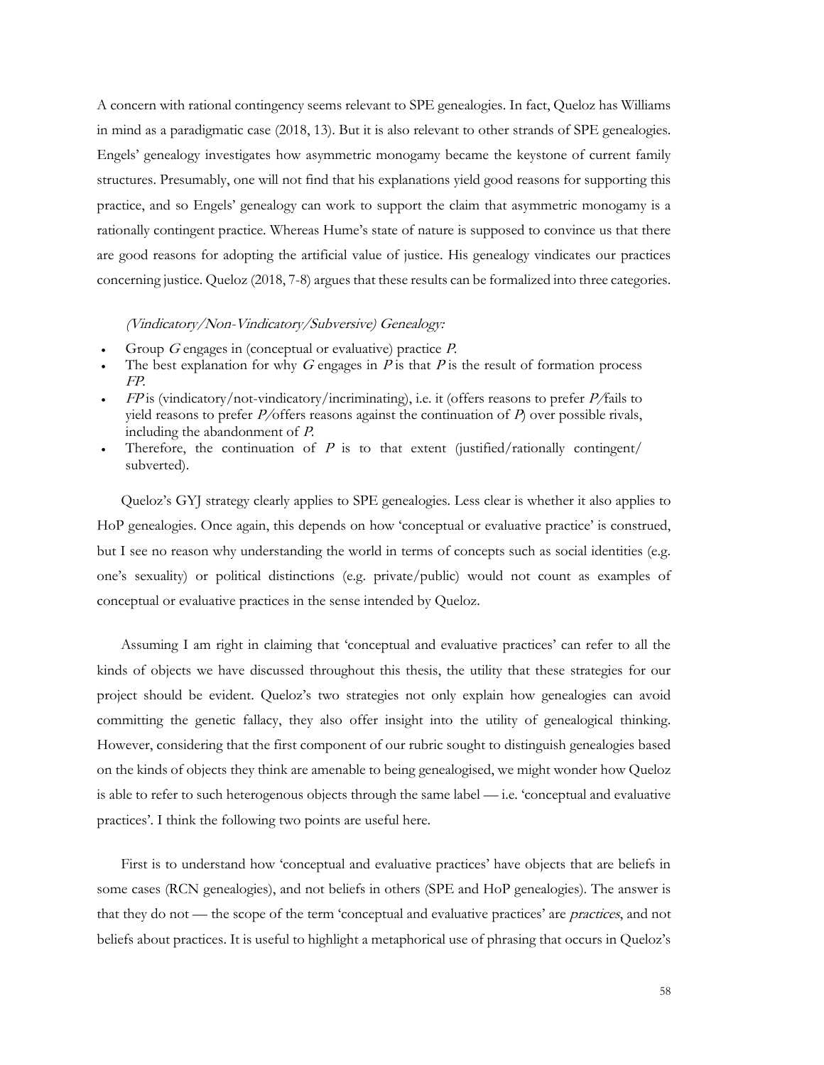A concern with rational contingency seems relevant to SPE genealogies. In fact, Queloz has Williams in mind as a paradigmatic case (2018, 13). But it is also relevant to other strands of SPE genealogies. Engels' genealogy investigates how asymmetric monogamy became the keystone of current family structures. Presumably, one will not find that his explanations yield good reasons for supporting this practice, and so Engels' genealogy can work to support the claim that asymmetric monogamy is a rationally contingent practice. Whereas Hume's state of nature is supposed to convince us that there are good reasons for adopting the artificial value of justice. His genealogy vindicates our practices concerning justice. Queloz (2018, 7-8) argues that these results can be formalized into three categories.

*(Vindicatory/Non-Vindicatory/Subversive) Genealogy:*

- Group *G* engages in (conceptual or evaluative) practice *P*.
- The best explanation for why *G* engages in *P* is that *P* is the result of formation process *FP*.
- *FP* is (vindicatory/not-vindicatory/incriminating), i.e. it (offers reasons to prefer *P*/fails to yield reasons to prefer *P*/offers reasons against the continuation of *P*) over possible rivals, including the abandonment of *P*.
- Therefore, the continuation of *P* is to that extent (justified/rationally contingent/ subverted).

Queloz's GYJ strategy clearly applies to SPE genealogies. Less clear is whether it also applies to HoP genealogies. Once again, this depends on how 'conceptual or evaluative practice' is construed, but I see no reason why understanding the world in terms of concepts such as social identities (e.g. one's sexuality) or political distinctions (e.g. private/public) would not count as examples of conceptual or evaluative practices in the sense intended by Queloz.

Assuming I am right in claiming that 'conceptual and evaluative practices' can refer to all the kinds of objects we have discussed throughout this thesis, the utility that these strategies for our project should be evident. Queloz's two strategies not only explain how genealogies can avoid committing the genetic fallacy, they also offer insight into the utility of genealogical thinking. However, considering that the first component of our rubric sought to distinguish genealogies based on the kinds of objects they think are amenable to being genealogised, we might wonder how Queloz is able to refer to such heterogenous objects through the same label — i.e. 'conceptual and evaluative practices'. I think the following two points are useful here.

First is to understand how 'conceptual and evaluative practices' have objects that are beliefs in some cases (RCN genealogies), and not beliefs in others (SPE and HoP genealogies). The answer is that they do not — the scope of the term 'conceptual and evaluative practices' are *practices*, and not beliefs about practices. It is useful to highlight a metaphorical use of phrasing that occurs in Queloz's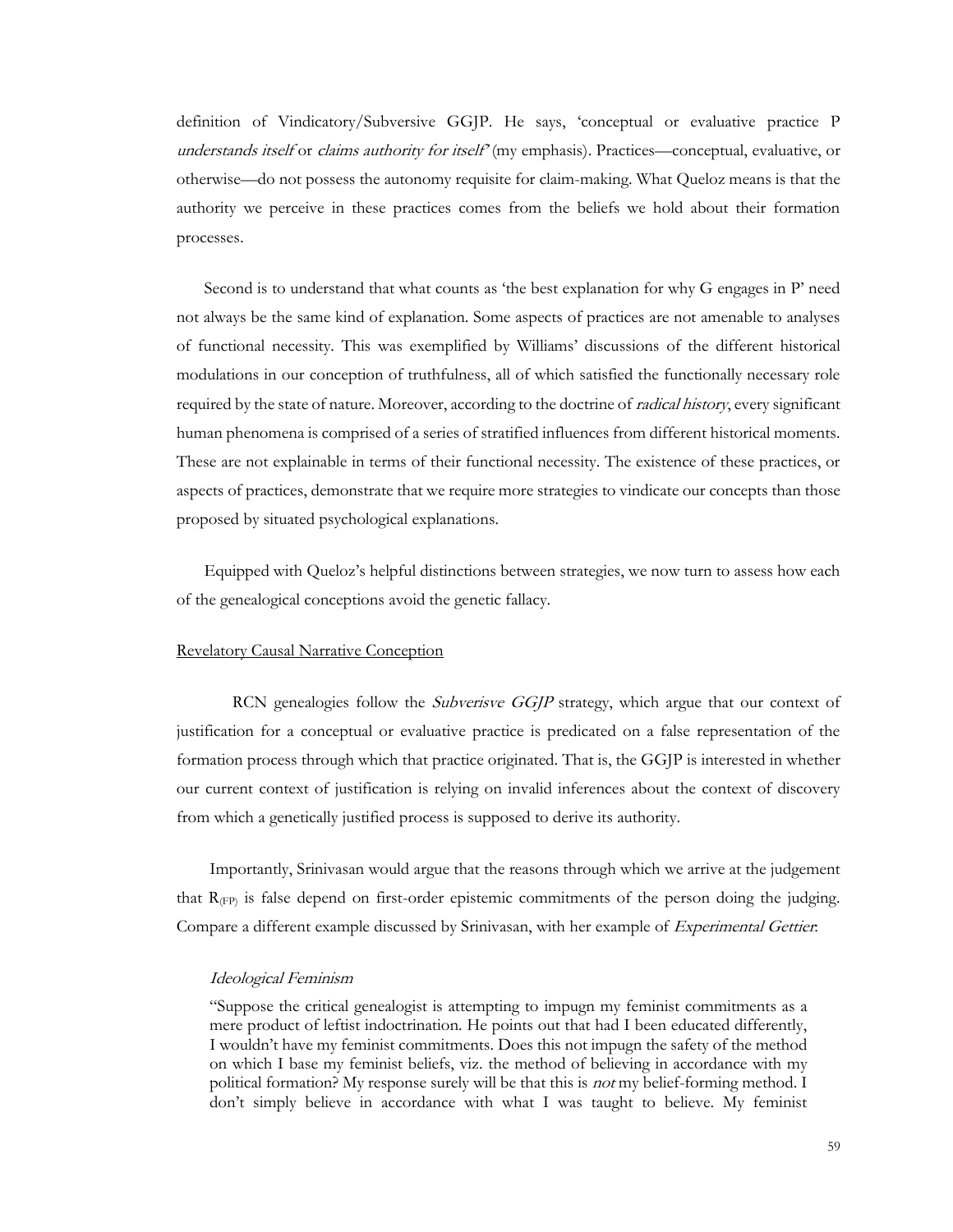definition of Vindicatory/Subversive GGJP. He says, 'conceptual or evaluative practice P *understands itself* or *claims authority for itself*' (my emphasis). Practices—conceptual, evaluative, or otherwise—do not possess the autonomy requisite for claim-making. What Queloz means is that the authority we perceive in these practices comes from the beliefs we hold about their formation processes.

Second is to understand that what counts as 'the best explanation for why G engages in P' need not always be the same kind of explanation. Some aspects of practices are not amenable to analyses of functional necessity. This was exemplified by Williams' discussions of the different historical modulations in our conception of truthfulness, all of which satisfied the functionally necessary role required by the state of nature. Moreover, according to the doctrine of *radical history*, every significant human phenomena is comprised of a series of stratified influences from different historical moments. These are not explainable in terms of their functional necessity. The existence of these practices, or aspects of practices, demonstrate that we require more strategies to vindicate our concepts than those proposed by situated psychological explanations.

Equipped with Queloz's helpful distinctions between strategies, we now turn to assess how each of the genealogical conceptions avoid the genetic fallacy.

<u>Revelatory Causal Narrative Conception</u>

RCN genealogies follow the *Subverisve GGJP* strategy, which argue that our context of justification for a conceptual or evaluative practice is predicated on a false representation of the formation process through which that practice originated. That is, the GGJP is interested in whether our current context of justification is relying on invalid inferences about the context of discovery from which a genetically justified process is supposed to derive its authority.

Importantly, Srinivasan would argue that the reasons through which we arrive at the judgement that $R_{(FP)}$ is false depend on first-order epistemic commitments of the person doing the judging. Compare a different example discussed by Srinivasan, with her example of *Experimental Gettier*:

> *Ideological Feminism*
>
> "Suppose the critical genealogist is attempting to impugn my feminist commitments as a mere product of leftist indoctrination. He points out that had I been educated differently, I wouldn't have my feminist commitments. Does this not impugn the safety of the method on which I base my feminist beliefs, viz. the method of believing in accordance with my political formation? My response surely will be that this is *not* my belief-forming method. I don't simply believe in accordance with what I was taught to believe. My feminist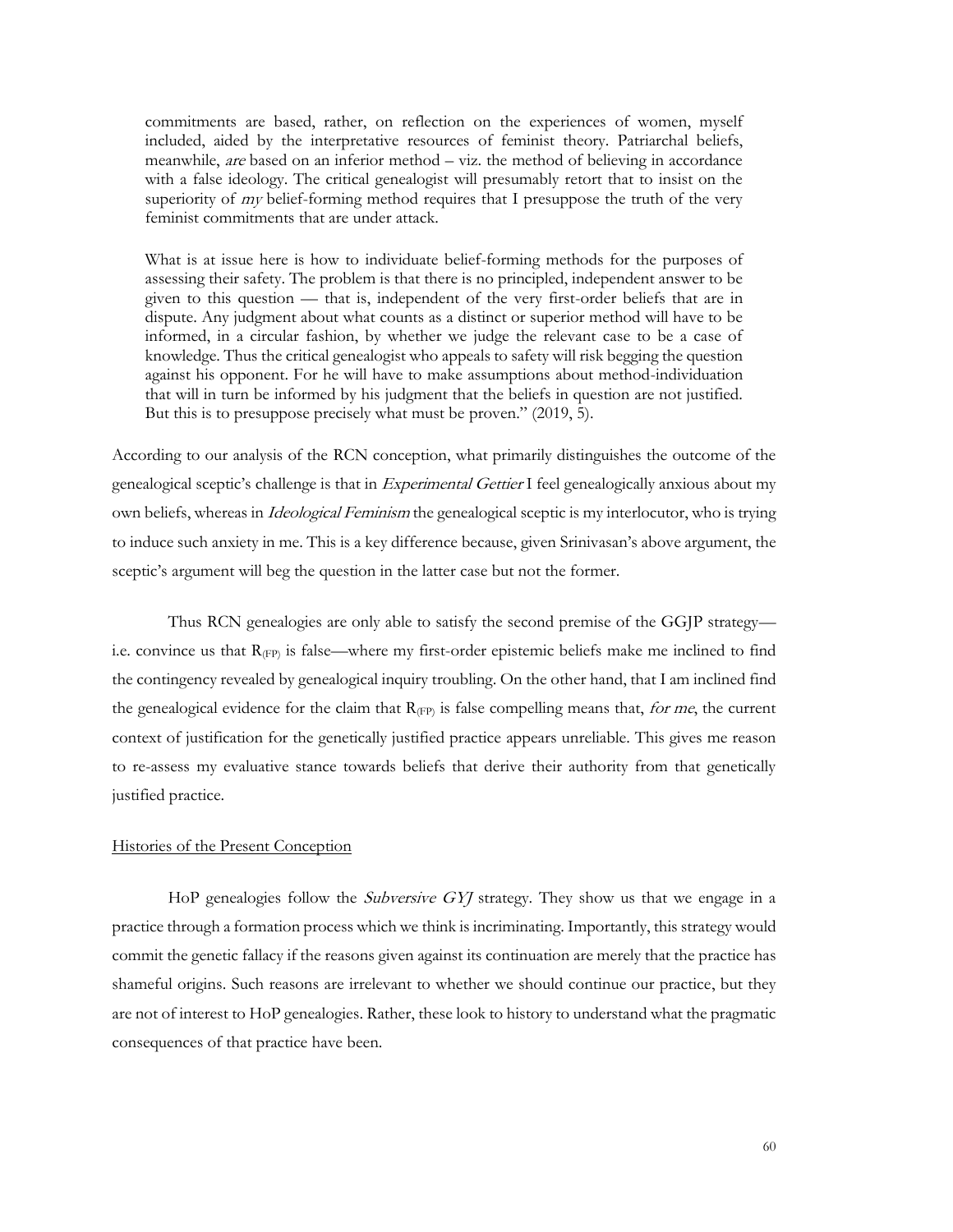> commitments are based, rather, on reflection on the experiences of women, myself included, aided by the interpretative resources of feminist theory. Patriarchal beliefs, meanwhile, *are* based on an inferior method – viz. the method of believing in accordance with a false ideology. The critical genealogist will presumably retort that to insist on the superiority of *my* belief-forming method requires that I presuppose the truth of the very feminist commitments that are under attack.
>
> What is at issue here is how to individuate belief-forming methods for the purposes of assessing their safety. The problem is that there is no principled, independent answer to be given to this question — that is, independent of the very first-order beliefs that are in dispute. Any judgment about what counts as a distinct or superior method will have to be informed, in a circular fashion, by whether we judge the relevant case to be a case of knowledge. Thus the critical genealogist who appeals to safety will risk begging the question against his opponent. For he will have to make assumptions about method-individuation that will in turn be informed by his judgment that the beliefs in question are not justified. But this is to presuppose precisely what must be proven." (2019, 5).

According to our analysis of the RCN conception, what primarily distinguishes the outcome of the genealogical sceptic's challenge is that in *Experimental Gettier* I feel genealogically anxious about my own beliefs, whereas in *Ideological Feminism* the genealogical sceptic is my interlocutor, who is trying to induce such anxiety in me. This is a key difference because, given Srinivasan's above argument, the sceptic's argument will beg the question in the latter case but not the former.

Thus RCN genealogies are only able to satisfy the second premise of the GGJP strategy—i.e. convince us that $R_{(FP)}$ is false—where my first-order epistemic beliefs make me inclined to find the contingency revealed by genealogical inquiry troubling. On the other hand, that I am inclined find the genealogical evidence for the claim that $R_{(FP)}$ is false compelling means that, *for me*, the current context of justification for the genetically justified practice appears unreliable. This gives me reason to re-assess my evaluative stance towards beliefs that derive their authority from that genetically justified practice.

<u>Histories of the Present Conception</u>

HoP genealogies follow the *Subversive GYJ* strategy. They show us that we engage in a practice through a formation process which we think is incriminating. Importantly, this strategy would commit the genetic fallacy if the reasons given against its continuation are merely that the practice has shameful origins. Such reasons are irrelevant to whether we should continue our practice, but they are not of interest to HoP genealogies. Rather, these look to history to understand what the pragmatic consequences of that practice have been.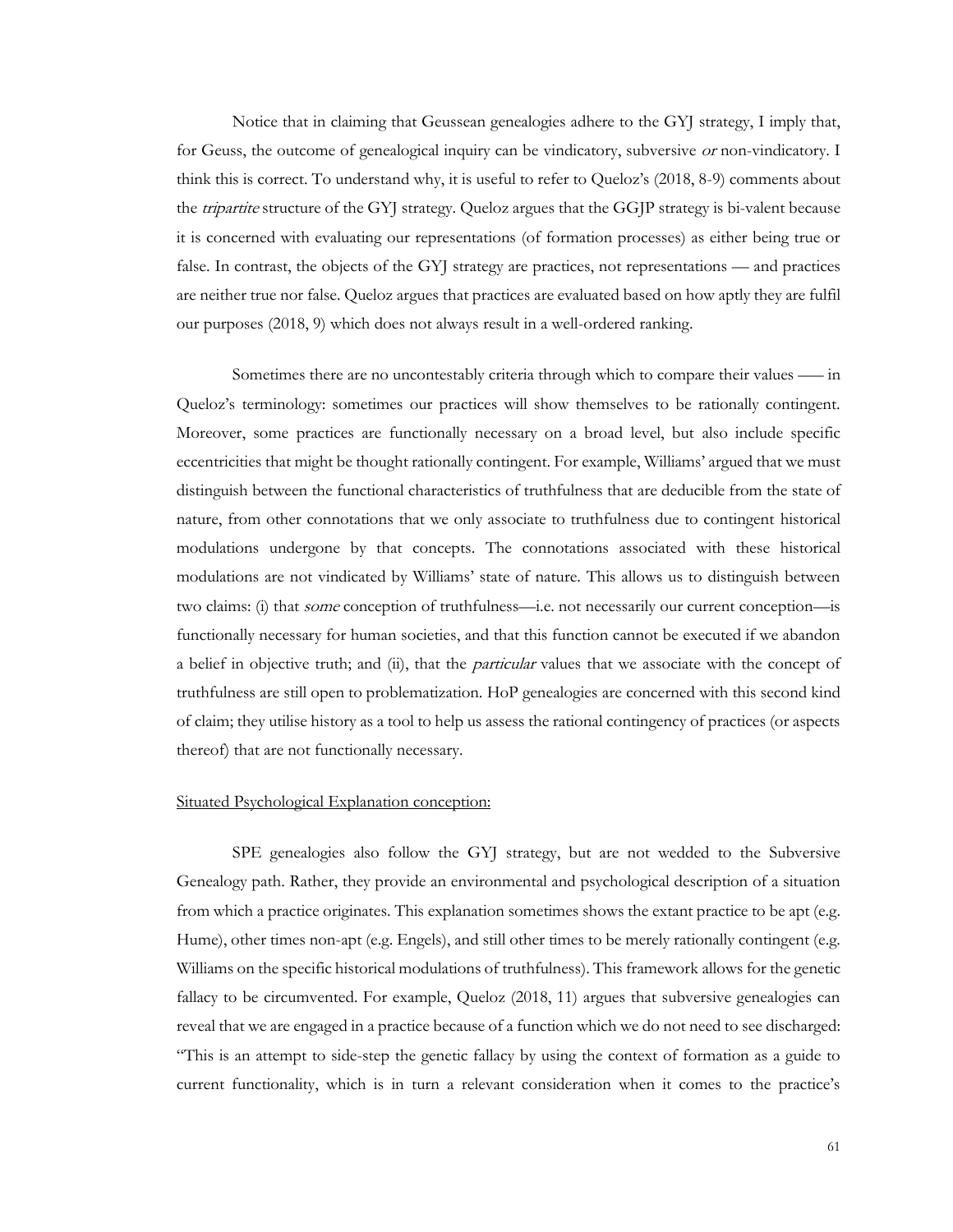Notice that in claiming that Geussean genealogies adhere to the GYJ strategy, I imply that, for Geuss, the outcome of genealogical inquiry can be vindicatory, subversive *or* non-vindicatory. I think this is correct. To understand why, it is useful to refer to Queloz's (2018, 8-9) comments about the *tripartite* structure of the GYJ strategy. Queloz argues that the GGJP strategy is bi-valent because it is concerned with evaluating our representations (of formation processes) as either being true or false. In contrast, the objects of the GYJ strategy are practices, not representations — and practices are neither true nor false. Queloz argues that practices are evaluated based on how aptly they are fulfil our purposes (2018, 9) which does not always result in a well-ordered ranking.

Sometimes there are no uncontestably criteria through which to compare their values —– in Queloz's terminology: sometimes our practices will show themselves to be rationally contingent. Moreover, some practices are functionally necessary on a broad level, but also include specific eccentricities that might be thought rationally contingent. For example, Williams' argued that we must distinguish between the functional characteristics of truthfulness that are deducible from the state of nature, from other connotations that we only associate to truthfulness due to contingent historical modulations undergone by that concepts. The connotations associated with these historical modulations are not vindicated by Williams' state of nature. This allows us to distinguish between two claims: (i) that *some* conception of truthfulness—i.e. not necessarily our current conception—is functionally necessary for human societies, and that this function cannot be executed if we abandon a belief in objective truth; and (ii), that the *particular* values that we associate with the concept of truthfulness are still open to problematization. HoP genealogies are concerned with this second kind of claim; they utilise history as a tool to help us assess the rational contingency of practices (or aspects thereof) that are not functionally necessary.

<u>Situated Psychological Explanation conception:</u>

SPE genealogies also follow the GYJ strategy, but are not wedded to the Subversive Genealogy path. Rather, they provide an environmental and psychological description of a situation from which a practice originates. This explanation sometimes shows the extant practice to be apt (e.g. Hume), other times non-apt (e.g. Engels), and still other times to be merely rationally contingent (e.g. Williams on the specific historical modulations of truthfulness). This framework allows for the genetic fallacy to be circumvented. For example, Queloz (2018, 11) argues that subversive genealogies can reveal that we are engaged in a practice because of a function which we do not need to see discharged: "This is an attempt to side-step the genetic fallacy by using the context of formation as a guide to current functionality, which is in turn a relevant consideration when it comes to the practice's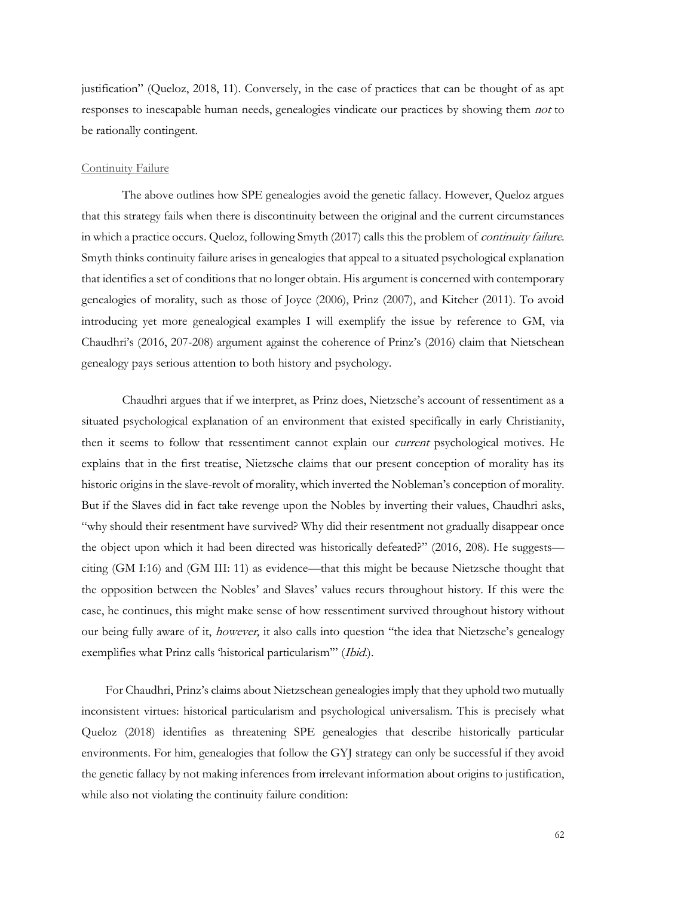justification" (Queloz, 2018, 11). Conversely, in the case of practices that can be thought of as apt responses to inescapable human needs, genealogies vindicate our practices by showing them *not* to be rationally contingent.

### Continuity Failure

The above outlines how SPE genealogies avoid the genetic fallacy. However, Queloz argues that this strategy fails when there is discontinuity between the original and the current circumstances in which a practice occurs. Queloz, following Smyth (2017) calls this the problem of *continuity failure*. Smyth thinks continuity failure arises in genealogies that appeal to a situated psychological explanation that identifies a set of conditions that no longer obtain. His argument is concerned with contemporary genealogies of morality, such as those of Joyce (2006), Prinz (2007), and Kitcher (2011). To avoid introducing yet more genealogical examples I will exemplify the issue by reference to GM, via Chaudhri's (2016, 207-208) argument against the coherence of Prinz's (2016) claim that Nietschean genealogy pays serious attention to both history and psychology.

Chaudhri argues that if we interpret, as Prinz does, Nietzsche's account of ressentiment as a situated psychological explanation of an environment that existed specifically in early Christianity, then it seems to follow that ressentiment cannot explain our *current* psychological motives. He explains that in the first treatise, Nietzsche claims that our present conception of morality has its historic origins in the slave-revolt of morality, which inverted the Nobleman's conception of morality. But if the Slaves did in fact take revenge upon the Nobles by inverting their values, Chaudhri asks, "why should their resentment have survived? Why did their resentment not gradually disappear once the object upon which it had been directed was historically defeated?" (2016, 208). He suggests—citing (GM I:16) and (GM III: 11) as evidence—that this might be because Nietzsche thought that the opposition between the Nobles' and Slaves' values recurs throughout history. If this were the case, he continues, this might make sense of how ressentiment survived throughout history without our being fully aware of it, *however,* it also calls into question "the idea that Nietzsche's genealogy exemplifies what Prinz calls 'historical particularism'" (*Ibid.*).

For Chaudhri, Prinz's claims about Nietzschean genealogies imply that they uphold two mutually inconsistent virtues: historical particularism and psychological universalism. This is precisely what Queloz (2018) identifies as threatening SPE genealogies that describe historically particular environments. For him, genealogies that follow the GYJ strategy can only be successful if they avoid the genetic fallacy by not making inferences from irrelevant information about origins to justification, while also not violating the continuity failure condition: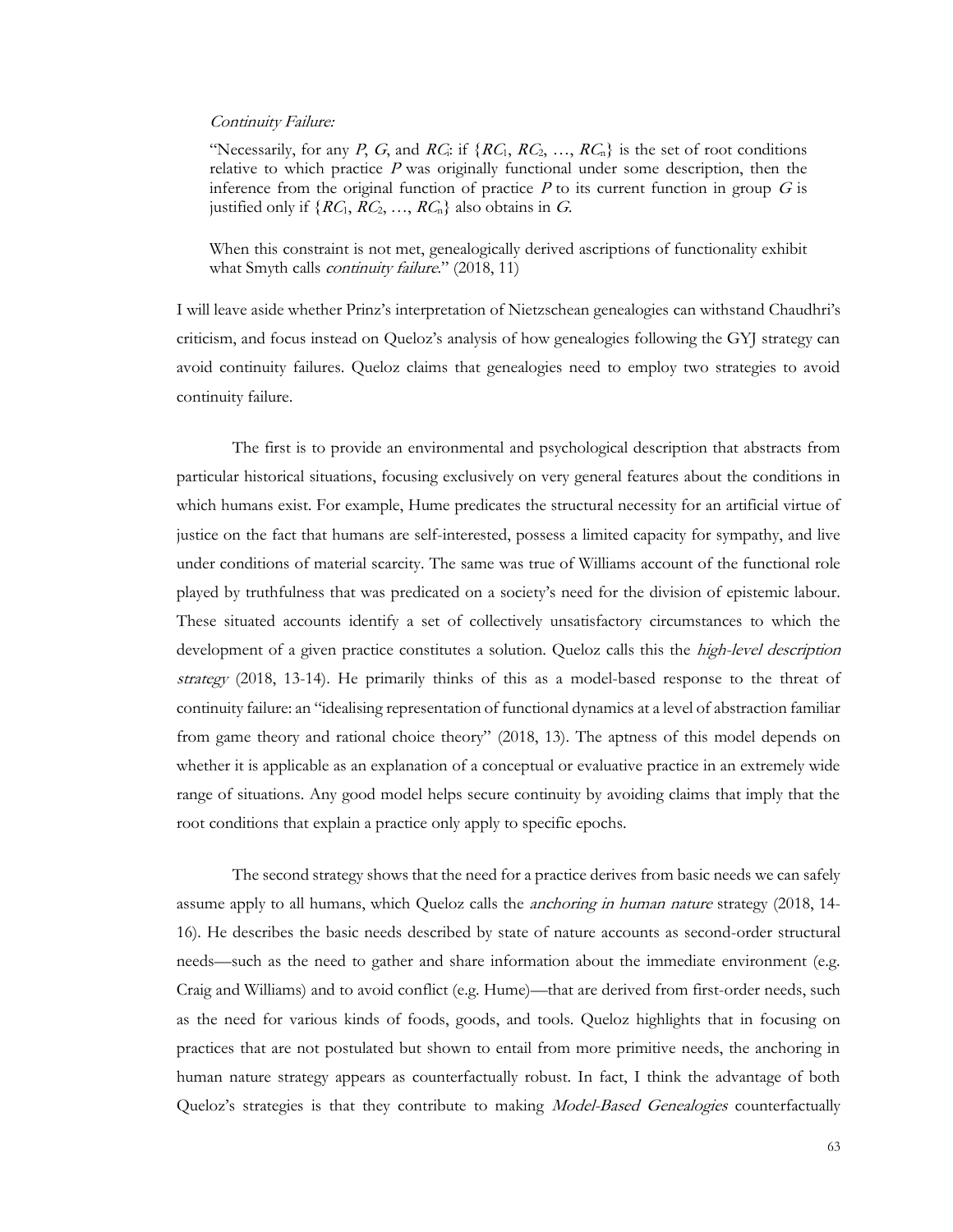*Continuity Failure:*

> "Necessarily, for any $P$, $G$, and $RC_i$: if $\{RC_1, RC_2, \ldots, RC_n\}$ is the set of root conditions relative to which practice $P$ was originally functional under some description, then the inference from the original function of practice $P$ to its current function in group $G$ is justified only if $\{RC_1, RC_2, \ldots, RC_n\}$ also obtains in $G$.
>
> When this constraint is not met, genealogically derived ascriptions of functionality exhibit what Smyth calls *continuity failure*." (2018, 11)

I will leave aside whether Prinz's interpretation of Nietzschean genealogies can withstand Chaudhri's criticism, and focus instead on Queloz's analysis of how genealogies following the GYJ strategy can avoid continuity failures. Queloz claims that genealogies need to employ two strategies to avoid continuity failure.

The first is to provide an environmental and psychological description that abstracts from particular historical situations, focusing exclusively on very general features about the conditions in which humans exist. For example, Hume predicates the structural necessity for an artificial virtue of justice on the fact that humans are self-interested, possess a limited capacity for sympathy, and live under conditions of material scarcity. The same was true of Williams account of the functional role played by truthfulness that was predicated on a society's need for the division of epistemic labour. These situated accounts identify a set of collectively unsatisfactory circumstances to which the development of a given practice constitutes a solution. Queloz calls this the *high-level description strategy* (2018, 13-14). He primarily thinks of this as a model-based response to the threat of continuity failure: an "idealising representation of functional dynamics at a level of abstraction familiar from game theory and rational choice theory" (2018, 13). The aptness of this model depends on whether it is applicable as an explanation of a conceptual or evaluative practice in an extremely wide range of situations. Any good model helps secure continuity by avoiding claims that imply that the root conditions that explain a practice only apply to specific epochs.

The second strategy shows that the need for a practice derives from basic needs we can safely assume apply to all humans, which Queloz calls the *anchoring in human nature* strategy (2018, 14-16). He describes the basic needs described by state of nature accounts as second-order structural needs—such as the need to gather and share information about the immediate environment (e.g. Craig and Williams) and to avoid conflict (e.g. Hume)—that are derived from first-order needs, such as the need for various kinds of foods, goods, and tools. Queloz highlights that in focusing on practices that are not postulated but shown to entail from more primitive needs, the anchoring in human nature strategy appears as counterfactually robust. In fact, I think the advantage of both Queloz's strategies is that they contribute to making *Model-Based Genealogies* counterfactually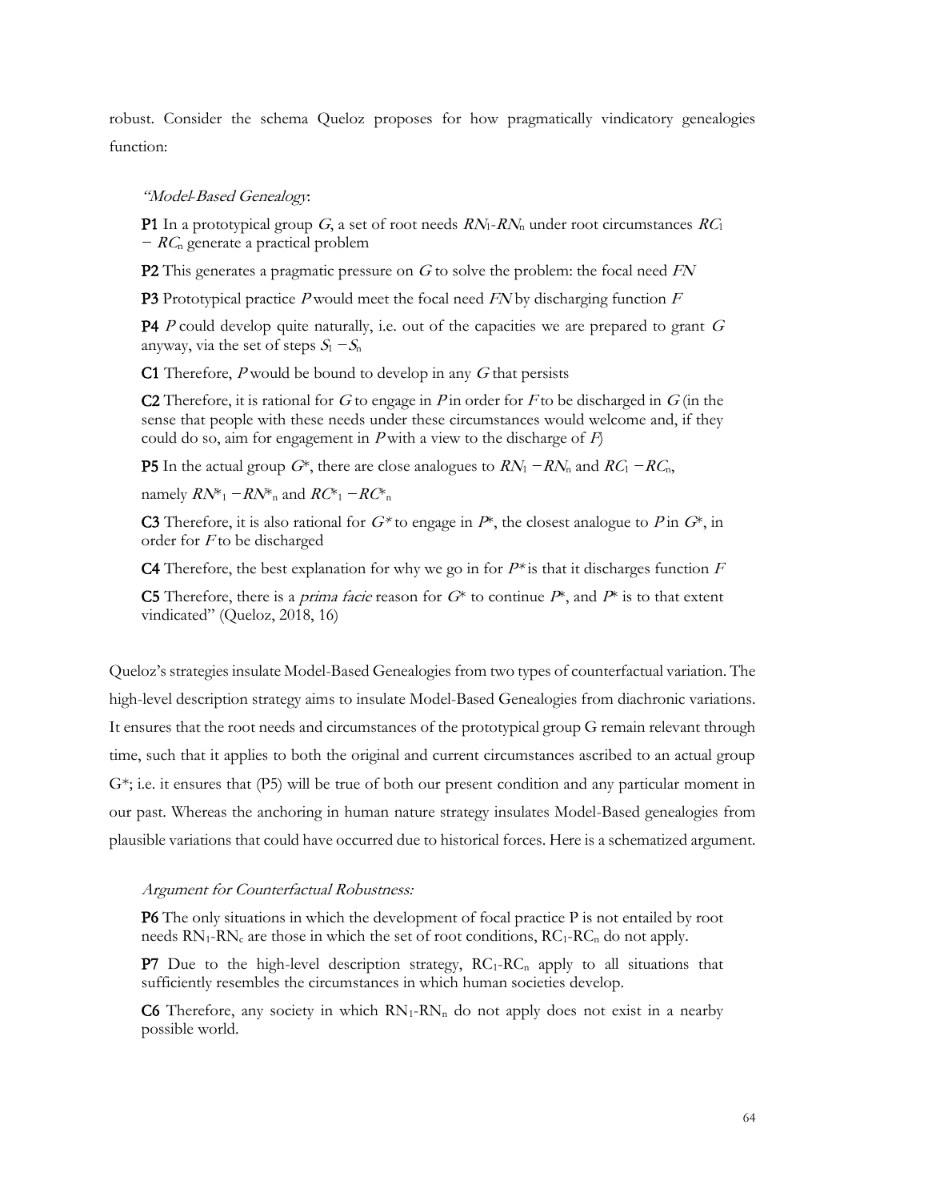robust. Consider the schema Queloz proposes for how pragmatically vindicatory genealogies function:

> *"Model-Based Genealogy*:
>
> **P1** In a prototypical group *G*, a set of root needs $RN_1$-$RN_n$ under root circumstances $RC_1 - RC_n$ generate a practical problem
>
> **P2** This generates a pragmatic pressure on *G* to solve the problem: the focal need *FN*
>
> **P3** Prototypical practice *P* would meet the focal need *FN* by discharging function *F*
>
> **P4** *P* could develop quite naturally, i.e. out of the capacities we are prepared to grant *G* anyway, via the set of steps $S_1 - S_n$
>
> **C1** Therefore, *P* would be bound to develop in any *G* that persists
>
> **C2** Therefore, it is rational for *G* to engage in *P* in order for *F* to be discharged in *G* (in the sense that people with these needs under these circumstances would welcome and, if they could do so, aim for engagement in *P* with a view to the discharge of *F*)
>
> **P5** In the actual group $G^*$, there are close analogues to $RN_1 - RN_n$ and $RC_1 - RC_n$, namely $RN^*_1 - RN^*_n$ and $RC^*_1 - RC^*_n$
>
> **C3** Therefore, it is also rational for $G^*$ to engage in $P^*$, the closest analogue to *P* in $G^*$, in order for *F* to be discharged
>
> **C4** Therefore, the best explanation for why we go in for $P^*$ is that it discharges function *F*
>
> **C5** Therefore, there is a *prima facie* reason for $G^*$ to continue $P^*$, and $P^*$ is to that extent vindicated" (Queloz, 2018, 16)

Queloz's strategies insulate Model-Based Genealogies from two types of counterfactual variation. The high-level description strategy aims to insulate Model-Based Genealogies from diachronic variations. It ensures that the root needs and circumstances of the prototypical group G remain relevant through time, such that it applies to both the original and current circumstances ascribed to an actual group G*; i.e. it ensures that (P5) will be true of both our present condition and any particular moment in our past. Whereas the anchoring in human nature strategy insulates Model-Based genealogies from plausible variations that could have occurred due to historical forces. Here is a schematized argument.

> *Argument for Counterfactual Robustness:*
>
> **P6** The only situations in which the development of focal practice P is not entailed by root needs $RN_1$-$RN_c$ are those in which the set of root conditions, $RC_1$-$RC_n$ do not apply.
>
> **P7** Due to the high-level description strategy, $RC_1$-$RC_n$ apply to all situations that sufficiently resembles the circumstances in which human societies develop.
>
> **C6** Therefore, any society in which $RN_1$-$RN_n$ do not apply does not exist in a nearby possible world.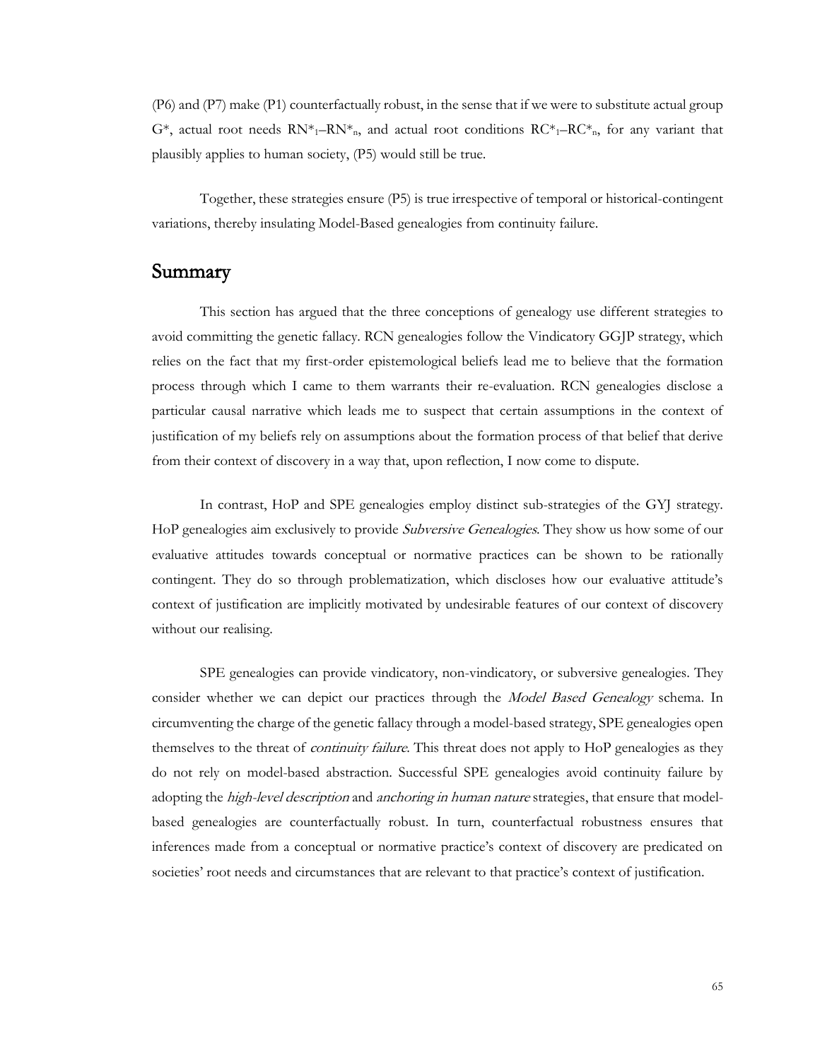(P6) and (P7) make (P1) counterfactually robust, in the sense that if we were to substitute actual group $G^*$, actual root needs $RN^*_1$–$RN^*_n$, and actual root conditions $RC^*_1$–$RC^*_n$, for any variant that plausibly applies to human society, (P5) would still be true.

Together, these strategies ensure (P5) is true irrespective of temporal or historical-contingent variations, thereby insulating Model-Based genealogies from continuity failure.

## Summary

This section has argued that the three conceptions of genealogy use different strategies to avoid committing the genetic fallacy. RCN genealogies follow the Vindicatory GGJP strategy, which relies on the fact that my first-order epistemological beliefs lead me to believe that the formation process through which I came to them warrants their re-evaluation. RCN genealogies disclose a particular causal narrative which leads me to suspect that certain assumptions in the context of justification of my beliefs rely on assumptions about the formation process of that belief that derive from their context of discovery in a way that, upon reflection, I now come to dispute.

In contrast, HoP and SPE genealogies employ distinct sub-strategies of the GYJ strategy. HoP genealogies aim exclusively to provide *Subversive Genealogies*. They show us how some of our evaluative attitudes towards conceptual or normative practices can be shown to be rationally contingent. They do so through problematization, which discloses how our evaluative attitude's context of justification are implicitly motivated by undesirable features of our context of discovery without our realising.

SPE genealogies can provide vindicatory, non-vindicatory, or subversive genealogies. They consider whether we can depict our practices through the *Model Based Genealogy* schema. In circumventing the charge of the genetic fallacy through a model-based strategy, SPE genealogies open themselves to the threat of *continuity failure*. This threat does not apply to HoP genealogies as they do not rely on model-based abstraction. Successful SPE genealogies avoid continuity failure by adopting the *high-level description* and *anchoring in human nature* strategies, that ensure that model-based genealogies are counterfactually robust. In turn, counterfactual robustness ensures that inferences made from a conceptual or normative practice's context of discovery are predicated on societies' root needs and circumstances that are relevant to that practice's context of justification.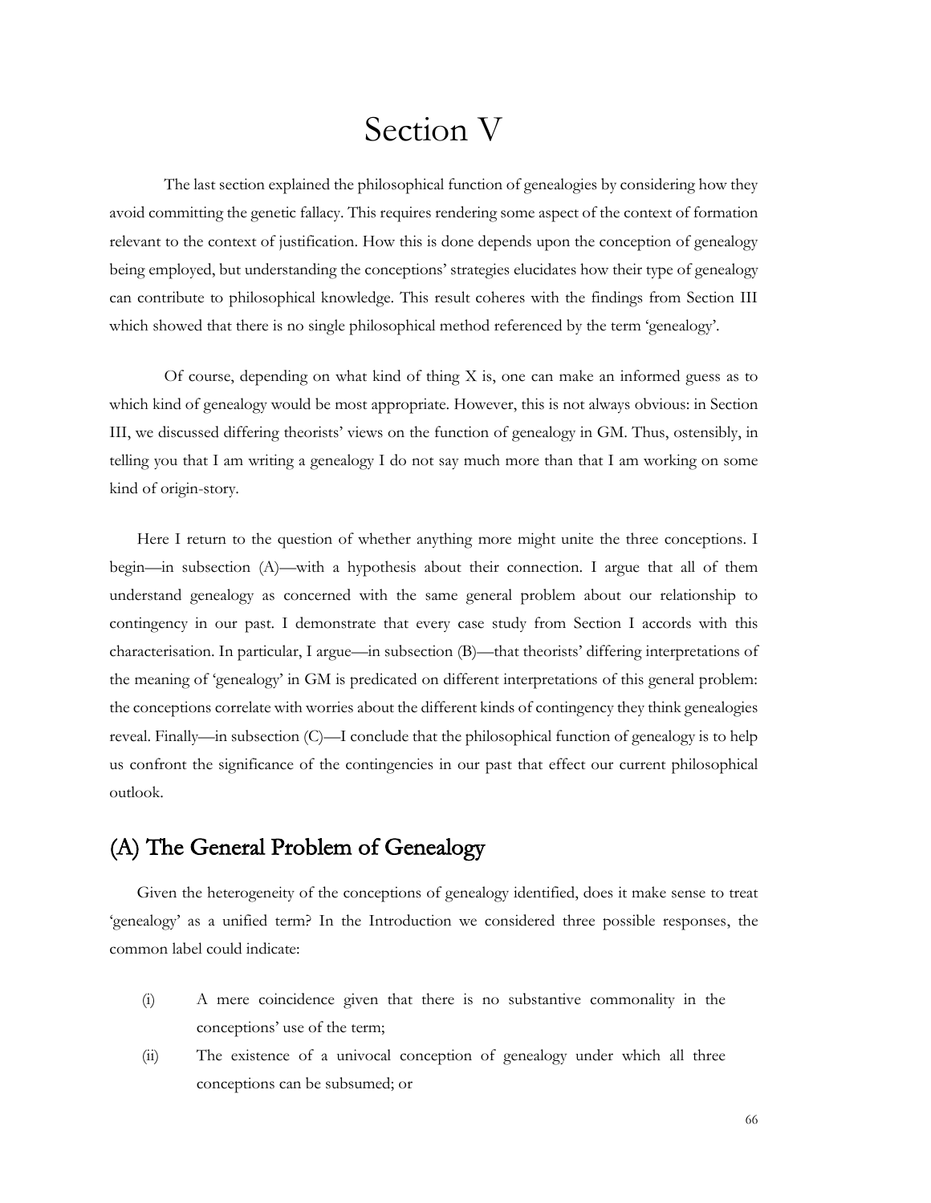# Section V

The last section explained the philosophical function of genealogies by considering how they avoid committing the genetic fallacy. This requires rendering some aspect of the context of formation relevant to the context of justification. How this is done depends upon the conception of genealogy being employed, but understanding the conceptions' strategies elucidates how their type of genealogy can contribute to philosophical knowledge. This result coheres with the findings from Section III which showed that there is no single philosophical method referenced by the term 'genealogy'.

Of course, depending on what kind of thing X is, one can make an informed guess as to which kind of genealogy would be most appropriate. However, this is not always obvious: in Section III, we discussed differing theorists' views on the function of genealogy in GM. Thus, ostensibly, in telling you that I am writing a genealogy I do not say much more than that I am working on some kind of origin-story.

Here I return to the question of whether anything more might unite the three conceptions. I begin—in subsection (A)—with a hypothesis about their connection. I argue that all of them understand genealogy as concerned with the same general problem about our relationship to contingency in our past. I demonstrate that every case study from Section I accords with this characterisation. In particular, I argue—in subsection (B)—that theorists' differing interpretations of the meaning of 'genealogy' in GM is predicated on different interpretations of this general problem: the conceptions correlate with worries about the different kinds of contingency they think genealogies reveal. Finally—in subsection (C)—I conclude that the philosophical function of genealogy is to help us confront the significance of the contingencies in our past that effect our current philosophical outlook.

## (A) The General Problem of Genealogy

Given the heterogeneity of the conceptions of genealogy identified, does it make sense to treat 'genealogy' as a unified term? In the Introduction we considered three possible responses, the common label could indicate:

(i) A mere coincidence given that there is no substantive commonality in the conceptions' use of the term;

(ii) The existence of a univocal conception of genealogy under which all three conceptions can be subsumed; or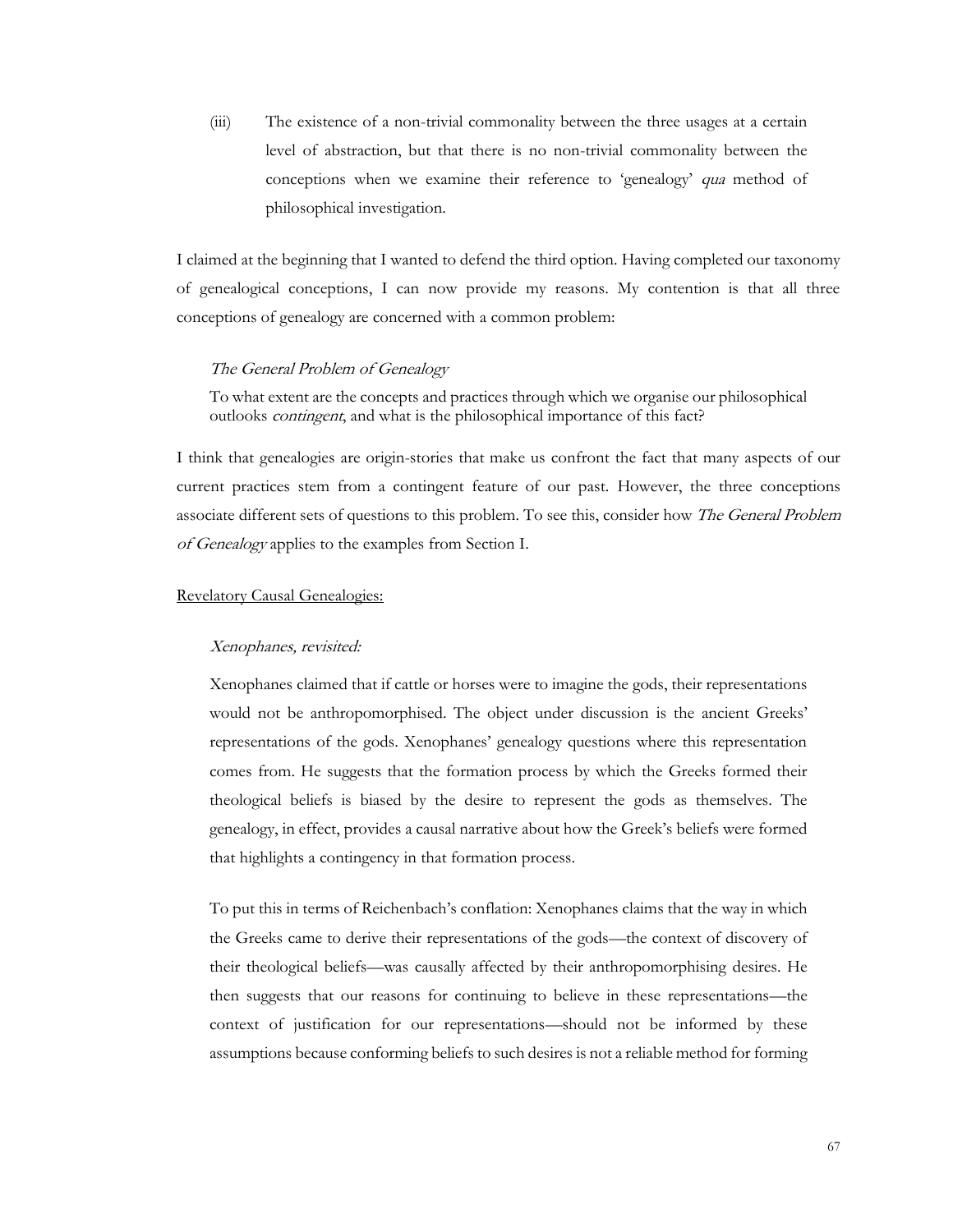(iii) The existence of a non-trivial commonality between the three usages at a certain level of abstraction, but that there is no non-trivial commonality between the conceptions when we examine their reference to 'genealogy' *qua* method of philosophical investigation.

I claimed at the beginning that I wanted to defend the third option. Having completed our taxonomy of genealogical conceptions, I can now provide my reasons. My contention is that all three conceptions of genealogy are concerned with a common problem:

> *The General Problem of Genealogy*
>
> To what extent are the concepts and practices through which we organise our philosophical outlooks *contingent*, and what is the philosophical importance of this fact?

I think that genealogies are origin-stories that make us confront the fact that many aspects of our current practices stem from a contingent feature of our past. However, the three conceptions associate different sets of questions to this problem. To see this, consider how *The General Problem of Genealogy* applies to the examples from Section I.

<u>Revelatory Causal Genealogies:</u>

> *Xenophanes, revisited:*
>
> Xenophanes claimed that if cattle or horses were to imagine the gods, their representations would not be anthropomorphised. The object under discussion is the ancient Greeks' representations of the gods. Xenophanes' genealogy questions where this representation comes from. He suggests that the formation process by which the Greeks formed their theological beliefs is biased by the desire to represent the gods as themselves. The genealogy, in effect, provides a causal narrative about how the Greek's beliefs were formed that highlights a contingency in that formation process.
>
> To put this in terms of Reichenbach's conflation: Xenophanes claims that the way in which the Greeks came to derive their representations of the gods—the context of discovery of their theological beliefs—was causally affected by their anthropomorphising desires. He then suggests that our reasons for continuing to believe in these representations—the context of justification for our representations—should not be informed by these assumptions because conforming beliefs to such desires is not a reliable method for forming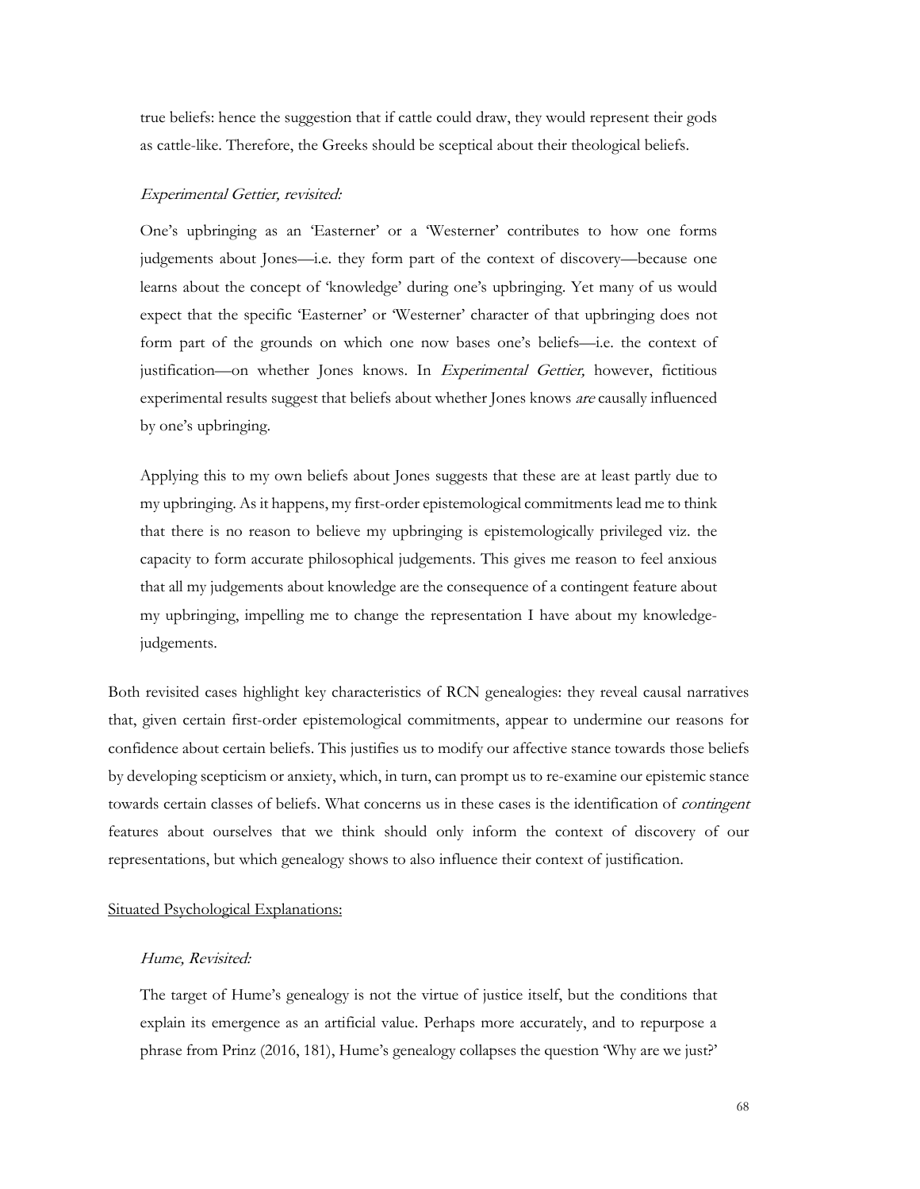true beliefs: hence the suggestion that if cattle could draw, they would represent their gods as cattle-like. Therefore, the Greeks should be sceptical about their theological beliefs.

> *Experimental Gettier, revisited:*
>
> One's upbringing as an 'Easterner' or a 'Westerner' contributes to how one forms judgements about Jones—i.e. they form part of the context of discovery—because one learns about the concept of 'knowledge' during one's upbringing. Yet many of us would expect that the specific 'Easterner' or 'Westerner' character of that upbringing does not form part of the grounds on which one now bases one's beliefs—i.e. the context of justification—on whether Jones knows. In *Experimental Gettier,* however, fictitious experimental results suggest that beliefs about whether Jones knows *are* causally influenced by one's upbringing.
>
> Applying this to my own beliefs about Jones suggests that these are at least partly due to my upbringing. As it happens, my first-order epistemological commitments lead me to think that there is no reason to believe my upbringing is epistemologically privileged viz. the capacity to form accurate philosophical judgements. This gives me reason to feel anxious that all my judgements about knowledge are the consequence of a contingent feature about my upbringing, impelling me to change the representation I have about my knowledge-judgements.

Both revisited cases highlight key characteristics of RCN genealogies: they reveal causal narratives that, given certain first-order epistemological commitments, appear to undermine our reasons for confidence about certain beliefs. This justifies us to modify our affective stance towards those beliefs by developing scepticism or anxiety, which, in turn, can prompt us to re-examine our epistemic stance towards certain classes of beliefs. What concerns us in these cases is the identification of *contingent* features about ourselves that we think should only inform the context of discovery of our representations, but which genealogy shows to also influence their context of justification.

<u>Situated Psychological Explanations:</u>

> *Hume, Revisited:*
>
> The target of Hume's genealogy is not the virtue of justice itself, but the conditions that explain its emergence as an artificial value. Perhaps more accurately, and to repurpose a phrase from Prinz (2016, 181), Hume's genealogy collapses the question 'Why are we just?'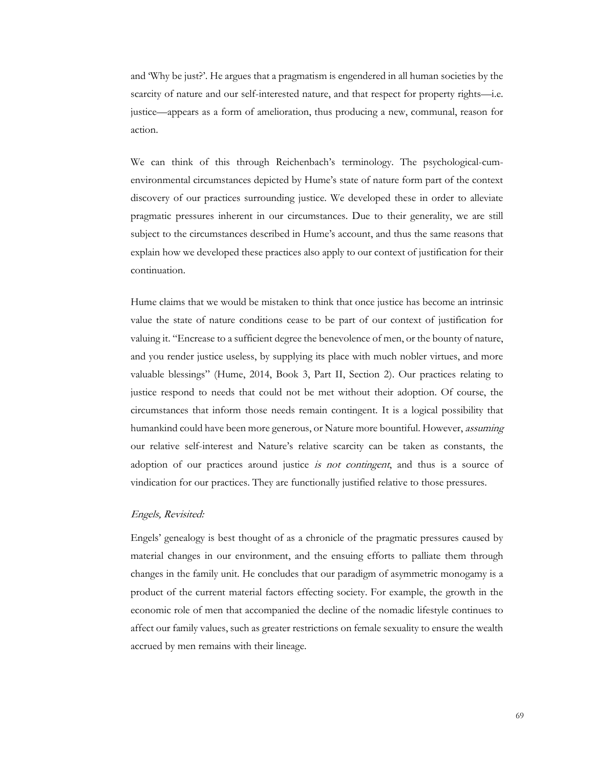and 'Why be just?'. He argues that a pragmatism is engendered in all human societies by the scarcity of nature and our self-interested nature, and that respect for property rights—i.e. justice—appears as a form of amelioration, thus producing a new, communal, reason for action.

We can think of this through Reichenbach's terminology. The psychological-cum-environmental circumstances depicted by Hume's state of nature form part of the context discovery of our practices surrounding justice. We developed these in order to alleviate pragmatic pressures inherent in our circumstances. Due to their generality, we are still subject to the circumstances described in Hume's account, and thus the same reasons that explain how we developed these practices also apply to our context of justification for their continuation.

Hume claims that we would be mistaken to think that once justice has become an intrinsic value the state of nature conditions cease to be part of our context of justification for valuing it. "Encrease to a sufficient degree the benevolence of men, or the bounty of nature, and you render justice useless, by supplying its place with much nobler virtues, and more valuable blessings" (Hume, 2014, Book 3, Part II, Section 2). Our practices relating to justice respond to needs that could not be met without their adoption. Of course, the circumstances that inform those needs remain contingent. It is a logical possibility that humankind could have been more generous, or Nature more bountiful. However, *assuming* our relative self-interest and Nature's relative scarcity can be taken as constants, the adoption of our practices around justice *is not contingent*, and thus is a source of vindication for our practices. They are functionally justified relative to those pressures.

### *Engels, Revisited:*

Engels' genealogy is best thought of as a chronicle of the pragmatic pressures caused by material changes in our environment, and the ensuing efforts to palliate them through changes in the family unit. He concludes that our paradigm of asymmetric monogamy is a product of the current material factors effecting society. For example, the growth in the economic role of men that accompanied the decline of the nomadic lifestyle continues to affect our family values, such as greater restrictions on female sexuality to ensure the wealth accrued by men remains with their lineage.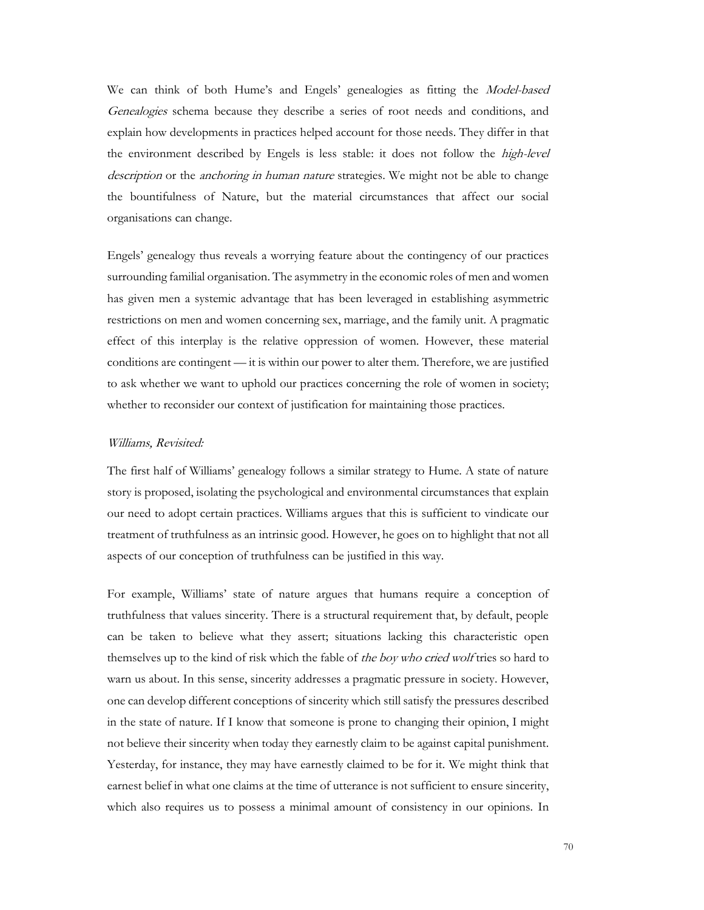We can think of both Hume's and Engels' genealogies as fitting the *Model-based Genealogies* schema because they describe a series of root needs and conditions, and explain how developments in practices helped account for those needs. They differ in that the environment described by Engels is less stable: it does not follow the *high-level description* or the *anchoring in human nature* strategies. We might not be able to change the bountifulness of Nature, but the material circumstances that affect our social organisations can change.

Engels' genealogy thus reveals a worrying feature about the contingency of our practices surrounding familial organisation. The asymmetry in the economic roles of men and women has given men a systemic advantage that has been leveraged in establishing asymmetric restrictions on men and women concerning sex, marriage, and the family unit. A pragmatic effect of this interplay is the relative oppression of women. However, these material conditions are contingent — it is within our power to alter them. Therefore, we are justified to ask whether we want to uphold our practices concerning the role of women in society; whether to reconsider our context of justification for maintaining those practices.

*Williams, Revisited:*

The first half of Williams' genealogy follows a similar strategy to Hume. A state of nature story is proposed, isolating the psychological and environmental circumstances that explain our need to adopt certain practices. Williams argues that this is sufficient to vindicate our treatment of truthfulness as an intrinsic good. However, he goes on to highlight that not all aspects of our conception of truthfulness can be justified in this way.

For example, Williams' state of nature argues that humans require a conception of truthfulness that values sincerity. There is a structural requirement that, by default, people can be taken to believe what they assert; situations lacking this characteristic open themselves up to the kind of risk which the fable of *the boy who cried wolf* tries so hard to warn us about. In this sense, sincerity addresses a pragmatic pressure in society. However, one can develop different conceptions of sincerity which still satisfy the pressures described in the state of nature. If I know that someone is prone to changing their opinion, I might not believe their sincerity when today they earnestly claim to be against capital punishment. Yesterday, for instance, they may have earnestly claimed to be for it. We might think that earnest belief in what one claims at the time of utterance is not sufficient to ensure sincerity, which also requires us to possess a minimal amount of consistency in our opinions. In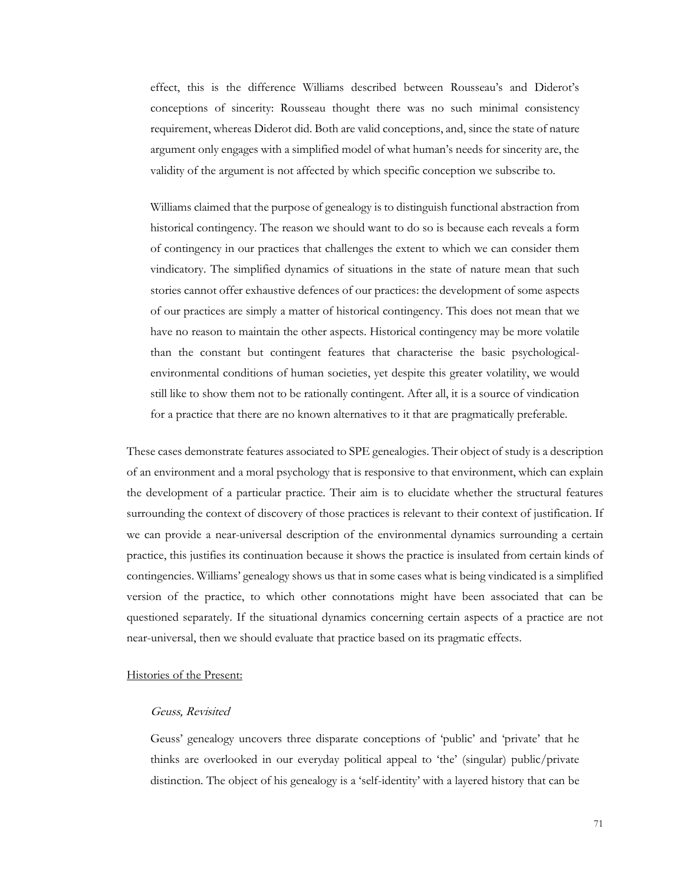effect, this is the difference Williams described between Rousseau's and Diderot's conceptions of sincerity: Rousseau thought there was no such minimal consistency requirement, whereas Diderot did. Both are valid conceptions, and, since the state of nature argument only engages with a simplified model of what human's needs for sincerity are, the validity of the argument is not affected by which specific conception we subscribe to.

Williams claimed that the purpose of genealogy is to distinguish functional abstraction from historical contingency. The reason we should want to do so is because each reveals a form of contingency in our practices that challenges the extent to which we can consider them vindicatory. The simplified dynamics of situations in the state of nature mean that such stories cannot offer exhaustive defences of our practices: the development of some aspects of our practices are simply a matter of historical contingency. This does not mean that we have no reason to maintain the other aspects. Historical contingency may be more volatile than the constant but contingent features that characterise the basic psychological-environmental conditions of human societies, yet despite this greater volatility, we would still like to show them not to be rationally contingent. After all, it is a source of vindication for a practice that there are no known alternatives to it that are pragmatically preferable.

These cases demonstrate features associated to SPE genealogies. Their object of study is a description of an environment and a moral psychology that is responsive to that environment, which can explain the development of a particular practice. Their aim is to elucidate whether the structural features surrounding the context of discovery of those practices is relevant to their context of justification. If we can provide a near-universal description of the environmental dynamics surrounding a certain practice, this justifies its continuation because it shows the practice is insulated from certain kinds of contingencies. Williams' genealogy shows us that in some cases what is being vindicated is a simplified version of the practice, to which other connotations might have been associated that can be questioned separately. If the situational dynamics concerning certain aspects of a practice are not near-universal, then we should evaluate that practice based on its pragmatic effects.

Histories of the Present:

*Geuss, Revisited*

Geuss' genealogy uncovers three disparate conceptions of 'public' and 'private' that he thinks are overlooked in our everyday political appeal to 'the' (singular) public/private distinction. The object of his genealogy is a 'self-identity' with a layered history that can be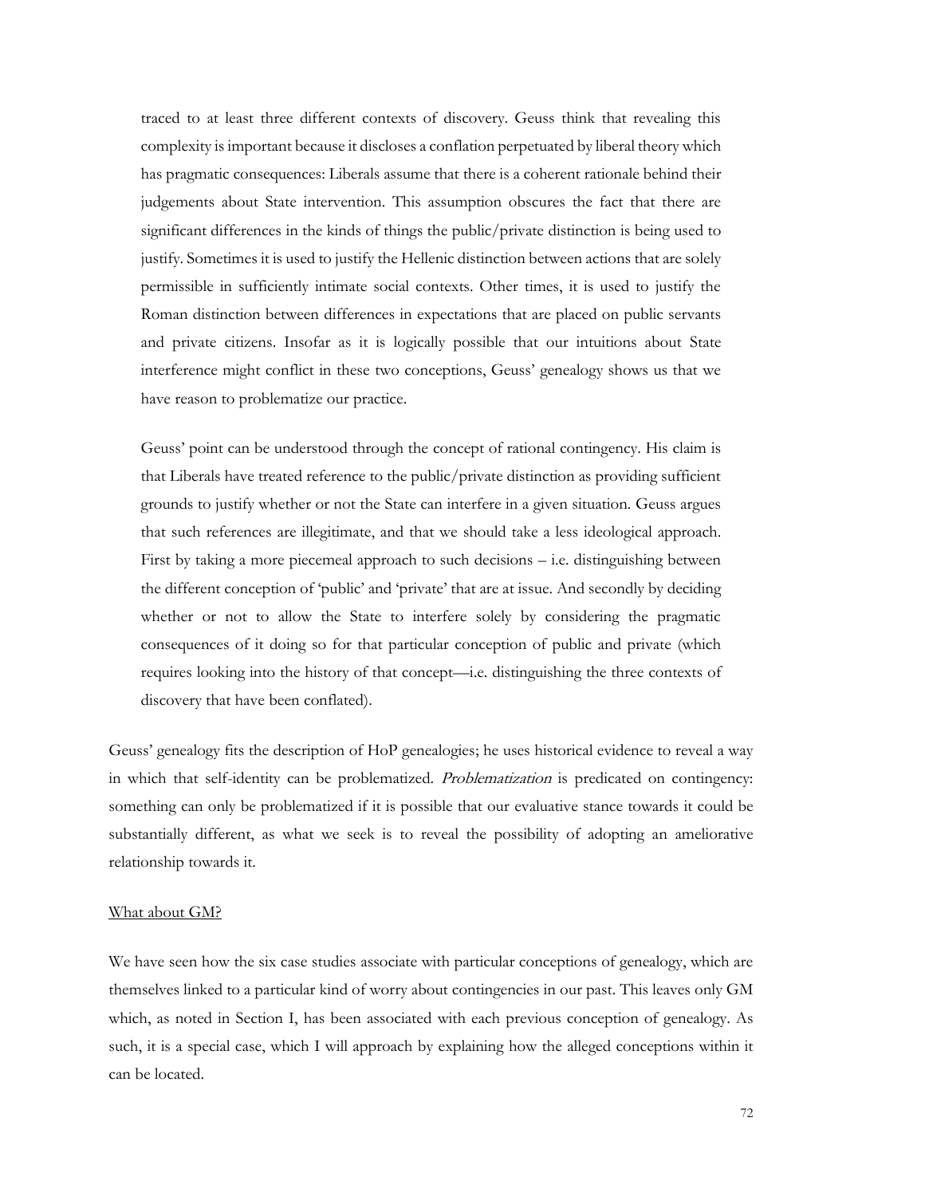traced to at least three different contexts of discovery. Geuss think that revealing this complexity is important because it discloses a conflation perpetuated by liberal theory which has pragmatic consequences: Liberals assume that there is a coherent rationale behind their judgements about State intervention. This assumption obscures the fact that there are significant differences in the kinds of things the public/private distinction is being used to justify. Sometimes it is used to justify the Hellenic distinction between actions that are solely permissible in sufficiently intimate social contexts. Other times, it is used to justify the Roman distinction between differences in expectations that are placed on public servants and private citizens. Insofar as it is logically possible that our intuitions about State interference might conflict in these two conceptions, Geuss' genealogy shows us that we have reason to problematize our practice.

Geuss' point can be understood through the concept of rational contingency. His claim is that Liberals have treated reference to the public/private distinction as providing sufficient grounds to justify whether or not the State can interfere in a given situation. Geuss argues that such references are illegitimate, and that we should take a less ideological approach. First by taking a more piecemeal approach to such decisions – i.e. distinguishing between the different conception of 'public' and 'private' that are at issue. And secondly by deciding whether or not to allow the State to interfere solely by considering the pragmatic consequences of it doing so for that particular conception of public and private (which requires looking into the history of that concept—i.e. distinguishing the three contexts of discovery that have been conflated).

Geuss' genealogy fits the description of HoP genealogies; he uses historical evidence to reveal a way in which that self-identity can be problematized. *Problematization* is predicated on contingency: something can only be problematized if it is possible that our evaluative stance towards it could be substantially different, as what we seek is to reveal the possibility of adopting an ameliorative relationship towards it.

<u>What about GM?</u>

We have seen how the six case studies associate with particular conceptions of genealogy, which are themselves linked to a particular kind of worry about contingencies in our past. This leaves only GM which, as noted in Section I, has been associated with each previous conception of genealogy. As such, it is a special case, which I will approach by explaining how the alleged conceptions within it can be located.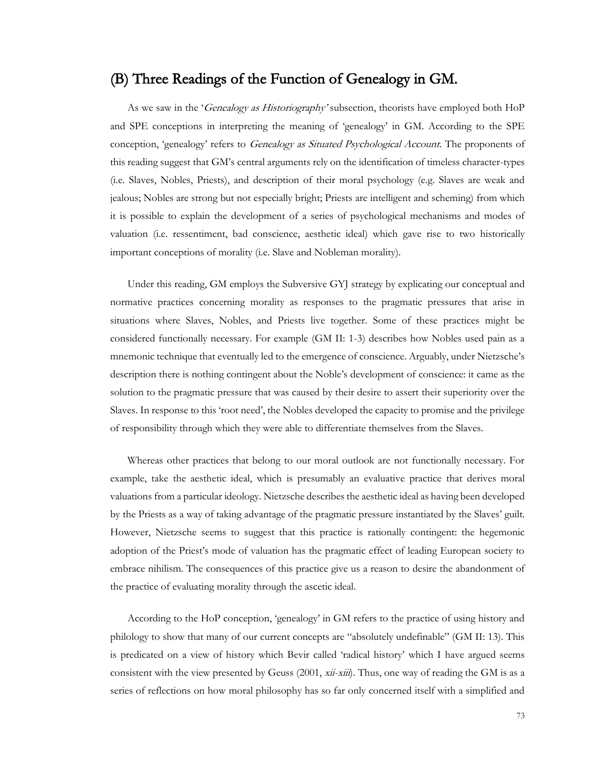## (B) Three Readings of the Function of Genealogy in GM.

As we saw in the '*Genealogy as Historiography*' subsection, theorists have employed both HoP and SPE conceptions in interpreting the meaning of 'genealogy' in GM. According to the SPE conception, 'genealogy' refers to *Genealogy as Situated Psychological Account*. The proponents of this reading suggest that GM's central arguments rely on the identification of timeless character-types (i.e. Slaves, Nobles, Priests), and description of their moral psychology (e.g. Slaves are weak and jealous; Nobles are strong but not especially bright; Priests are intelligent and scheming) from which it is possible to explain the development of a series of psychological mechanisms and modes of valuation (i.e. ressentiment, bad conscience, aesthetic ideal) which gave rise to two historically important conceptions of morality (i.e. Slave and Nobleman morality).

Under this reading, GM employs the Subversive GYJ strategy by explicating our conceptual and normative practices concerning morality as responses to the pragmatic pressures that arise in situations where Slaves, Nobles, and Priests live together. Some of these practices might be considered functionally necessary. For example (GM II: 1-3) describes how Nobles used pain as a mnemonic technique that eventually led to the emergence of conscience. Arguably, under Nietzsche's description there is nothing contingent about the Noble's development of conscience: it came as the solution to the pragmatic pressure that was caused by their desire to assert their superiority over the Slaves. In response to this 'root need', the Nobles developed the capacity to promise and the privilege of responsibility through which they were able to differentiate themselves from the Slaves.

Whereas other practices that belong to our moral outlook are not functionally necessary. For example, take the aesthetic ideal, which is presumably an evaluative practice that derives moral valuations from a particular ideology. Nietzsche describes the aesthetic ideal as having been developed by the Priests as a way of taking advantage of the pragmatic pressure instantiated by the Slaves' guilt. However, Nietzsche seems to suggest that this practice is rationally contingent: the hegemonic adoption of the Priest's mode of valuation has the pragmatic effect of leading European society to embrace nihilism. The consequences of this practice give us a reason to desire the abandonment of the practice of evaluating morality through the ascetic ideal.

According to the HoP conception, 'genealogy' in GM refers to the practice of using history and philology to show that many of our current concepts are "absolutely undefinable" (GM II: 13). This is predicated on a view of history which Bevir called 'radical history' which I have argued seems consistent with the view presented by Geuss (2001, *xii-xiii*). Thus, one way of reading the GM is as a series of reflections on how moral philosophy has so far only concerned itself with a simplified and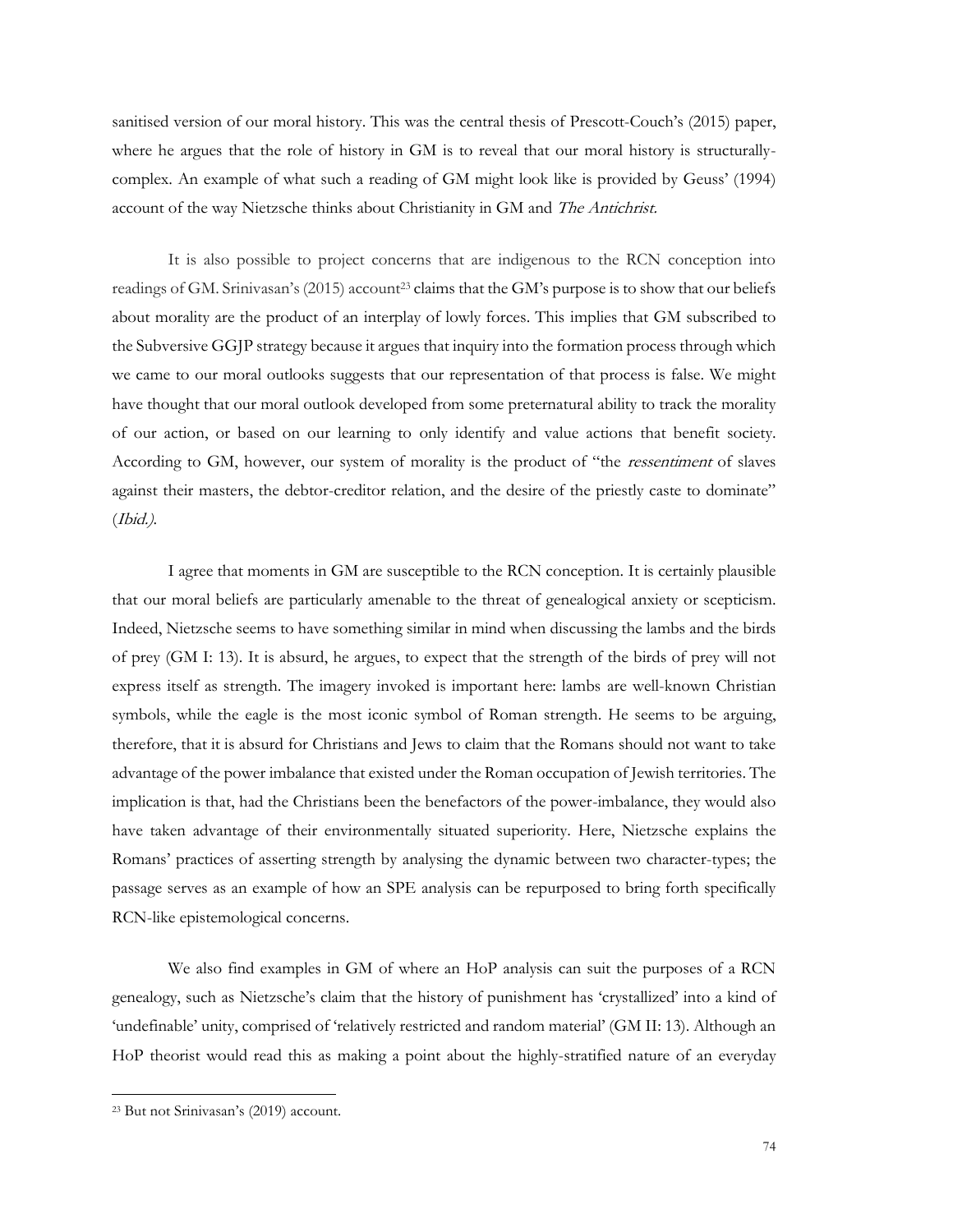sanitised version of our moral history. This was the central thesis of Prescott-Couch's (2015) paper, where he argues that the role of history in GM is to reveal that our moral history is structurally-complex. An example of what such a reading of GM might look like is provided by Geuss' (1994) account of the way Nietzsche thinks about Christianity in GM and *The Antichrist.*

It is also possible to project concerns that are indigenous to the RCN conception into readings of GM. Srinivasan's (2015) account[23] claims that the GM's purpose is to show that our beliefs about morality are the product of an interplay of lowly forces. This implies that GM subscribed to the Subversive GGJP strategy because it argues that inquiry into the formation process through which we came to our moral outlooks suggests that our representation of that process is false. We might have thought that our moral outlook developed from some preternatural ability to track the morality of our action, or based on our learning to only identify and value actions that benefit society. According to GM, however, our system of morality is the product of "the *ressentiment* of slaves against their masters, the debtor-creditor relation, and the desire of the priestly caste to dominate" (*Ibid.).*

I agree that moments in GM are susceptible to the RCN conception. It is certainly plausible that our moral beliefs are particularly amenable to the threat of genealogical anxiety or scepticism. Indeed, Nietzsche seems to have something similar in mind when discussing the lambs and the birds of prey (GM I: 13). It is absurd, he argues, to expect that the strength of the birds of prey will not express itself as strength. The imagery invoked is important here: lambs are well-known Christian symbols, while the eagle is the most iconic symbol of Roman strength. He seems to be arguing, therefore, that it is absurd for Christians and Jews to claim that the Romans should not want to take advantage of the power imbalance that existed under the Roman occupation of Jewish territories. The implication is that, had the Christians been the benefactors of the power-imbalance, they would also have taken advantage of their environmentally situated superiority. Here, Nietzsche explains the Romans' practices of asserting strength by analysing the dynamic between two character-types; the passage serves as an example of how an SPE analysis can be repurposed to bring forth specifically RCN-like epistemological concerns.

We also find examples in GM of where an HoP analysis can suit the purposes of a RCN genealogy, such as Nietzsche's claim that the history of punishment has 'crystallized' into a kind of 'undefinable' unity, comprised of 'relatively restricted and random material' (GM II: 13). Although an HoP theorist would read this as making a point about the highly-stratified nature of an everyday

[23] But not Srinivasan's (2019) account.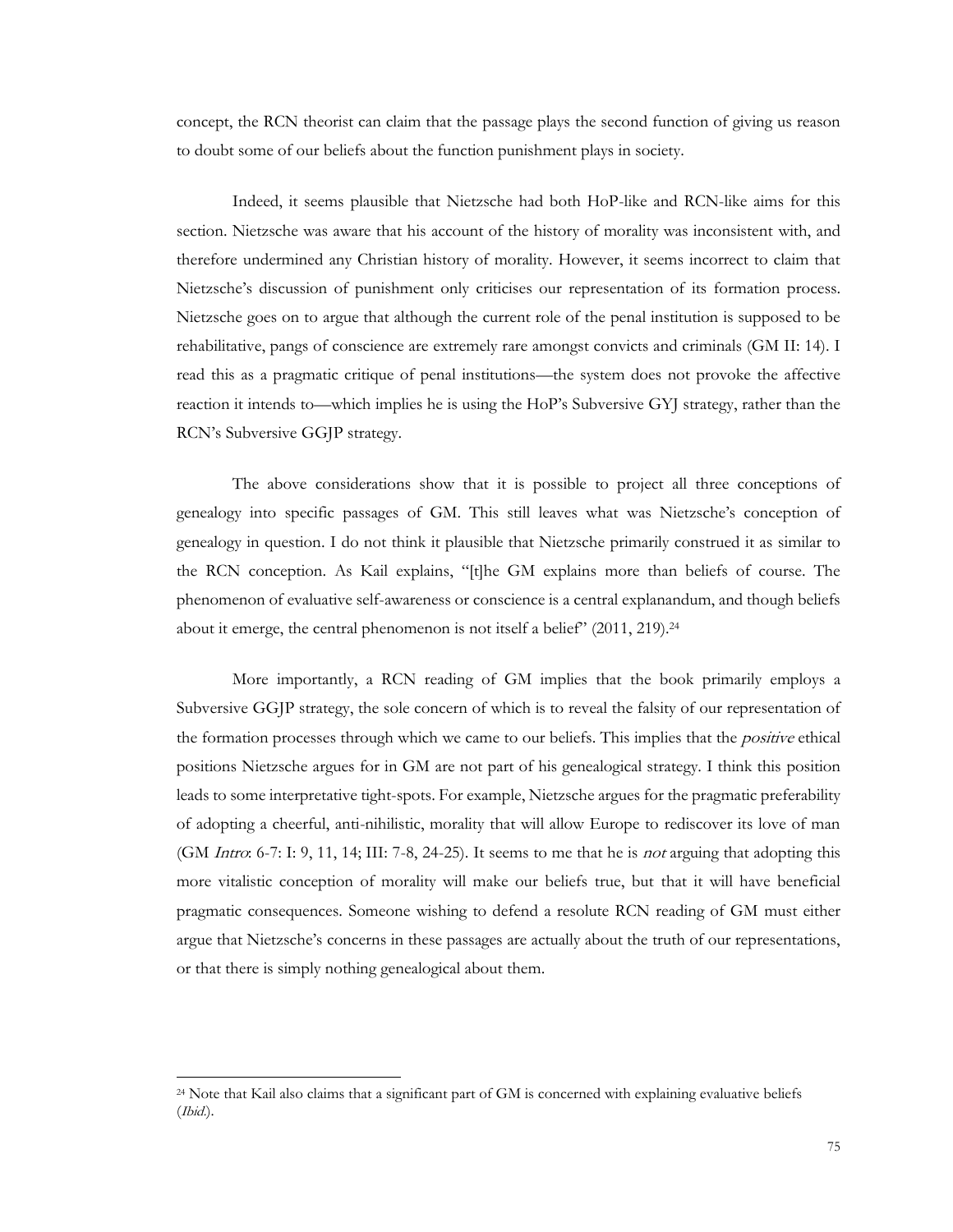concept, the RCN theorist can claim that the passage plays the second function of giving us reason to doubt some of our beliefs about the function punishment plays in society.

Indeed, it seems plausible that Nietzsche had both HoP-like and RCN-like aims for this section. Nietzsche was aware that his account of the history of morality was inconsistent with, and therefore undermined any Christian history of morality. However, it seems incorrect to claim that Nietzsche's discussion of punishment only criticises our representation of its formation process. Nietzsche goes on to argue that although the current role of the penal institution is supposed to be rehabilitative, pangs of conscience are extremely rare amongst convicts and criminals (GM II: 14). I read this as a pragmatic critique of penal institutions—the system does not provoke the affective reaction it intends to—which implies he is using the HoP's Subversive GYJ strategy, rather than the RCN's Subversive GGJP strategy.

The above considerations show that it is possible to project all three conceptions of genealogy into specific passages of GM. This still leaves what was Nietzsche's conception of genealogy in question. I do not think it plausible that Nietzsche primarily construed it as similar to the RCN conception. As Kail explains, "[t]he GM explains more than beliefs of course. The phenomenon of evaluative self-awareness or conscience is a central explanandum, and though beliefs about it emerge, the central phenomenon is not itself a belief" (2011, 219).[24]

More importantly, a RCN reading of GM implies that the book primarily employs a Subversive GGJP strategy, the sole concern of which is to reveal the falsity of our representation of the formation processes through which we came to our beliefs. This implies that the *positive* ethical positions Nietzsche argues for in GM are not part of his genealogical strategy. I think this position leads to some interpretative tight-spots. For example, Nietzsche argues for the pragmatic preferability of adopting a cheerful, anti-nihilistic, morality that will allow Europe to rediscover its love of man (GM *Intro*: 6-7: I: 9, 11, 14; III: 7-8, 24-25). It seems to me that he is *not* arguing that adopting this more vitalistic conception of morality will make our beliefs true, but that it will have beneficial pragmatic consequences. Someone wishing to defend a resolute RCN reading of GM must either argue that Nietzsche's concerns in these passages are actually about the truth of our representations, or that there is simply nothing genealogical about them.

---

[24] Note that Kail also claims that a significant part of GM is concerned with explaining evaluative beliefs (*Ibid.*).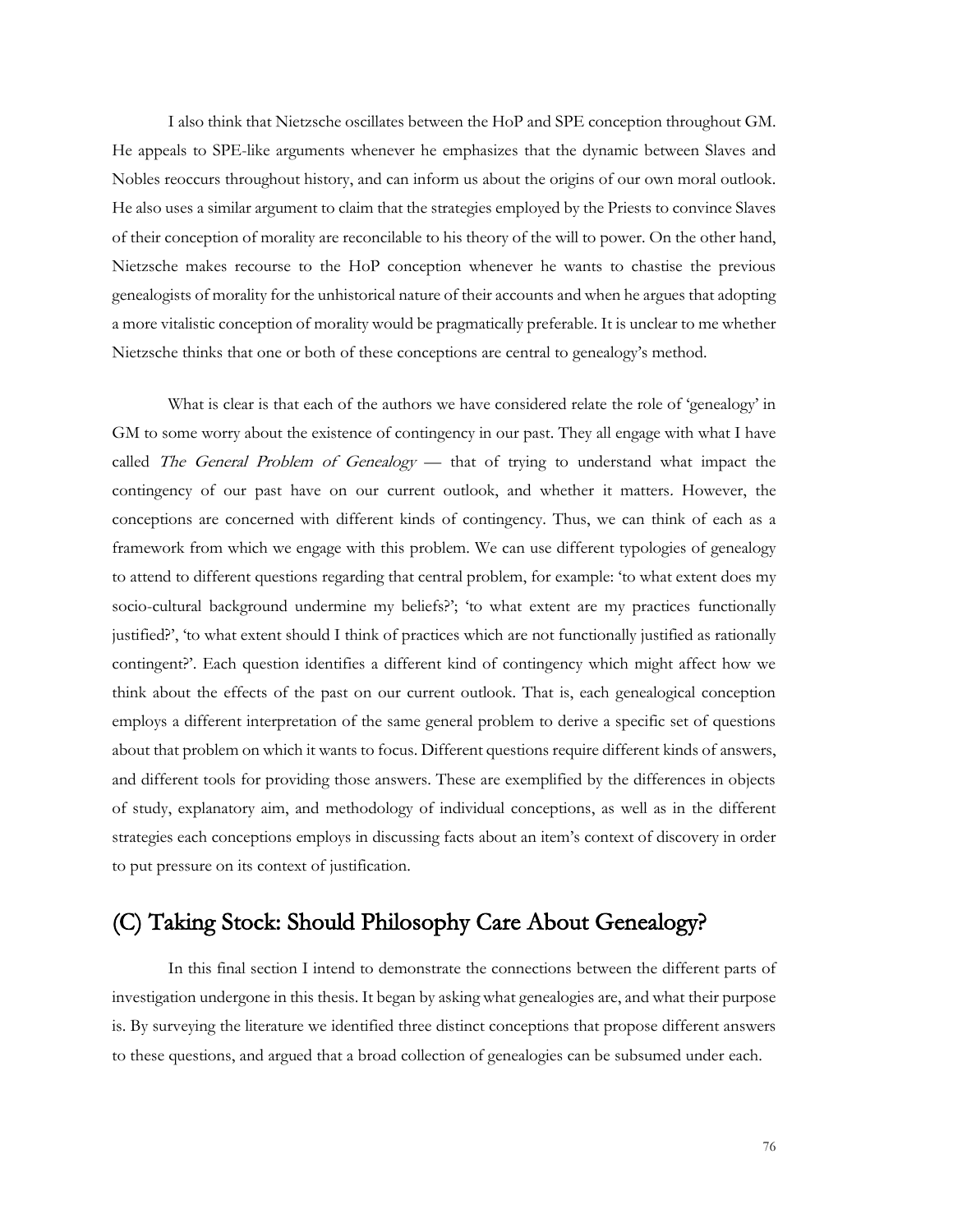I also think that Nietzsche oscillates between the HoP and SPE conception throughout GM. He appeals to SPE-like arguments whenever he emphasizes that the dynamic between Slaves and Nobles reoccurs throughout history, and can inform us about the origins of our own moral outlook. He also uses a similar argument to claim that the strategies employed by the Priests to convince Slaves of their conception of morality are reconcilable to his theory of the will to power. On the other hand, Nietzsche makes recourse to the HoP conception whenever he wants to chastise the previous genealogists of morality for the unhistorical nature of their accounts and when he argues that adopting a more vitalistic conception of morality would be pragmatically preferable. It is unclear to me whether Nietzsche thinks that one or both of these conceptions are central to genealogy's method.

What is clear is that each of the authors we have considered relate the role of 'genealogy' in GM to some worry about the existence of contingency in our past. They all engage with what I have called *The General Problem of Genealogy* — that of trying to understand what impact the contingency of our past have on our current outlook, and whether it matters. However, the conceptions are concerned with different kinds of contingency. Thus, we can think of each as a framework from which we engage with this problem. We can use different typologies of genealogy to attend to different questions regarding that central problem, for example: 'to what extent does my socio-cultural background undermine my beliefs?'; 'to what extent are my practices functionally justified?', 'to what extent should I think of practices which are not functionally justified as rationally contingent?'. Each question identifies a different kind of contingency which might affect how we think about the effects of the past on our current outlook. That is, each genealogical conception employs a different interpretation of the same general problem to derive a specific set of questions about that problem on which it wants to focus. Different questions require different kinds of answers, and different tools for providing those answers. These are exemplified by the differences in objects of study, explanatory aim, and methodology of individual conceptions, as well as in the different strategies each conceptions employs in discussing facts about an item's context of discovery in order to put pressure on its context of justification.

## (C) Taking Stock: Should Philosophy Care About Genealogy?

In this final section I intend to demonstrate the connections between the different parts of investigation undergone in this thesis. It began by asking what genealogies are, and what their purpose is. By surveying the literature we identified three distinct conceptions that propose different answers to these questions, and argued that a broad collection of genealogies can be subsumed under each.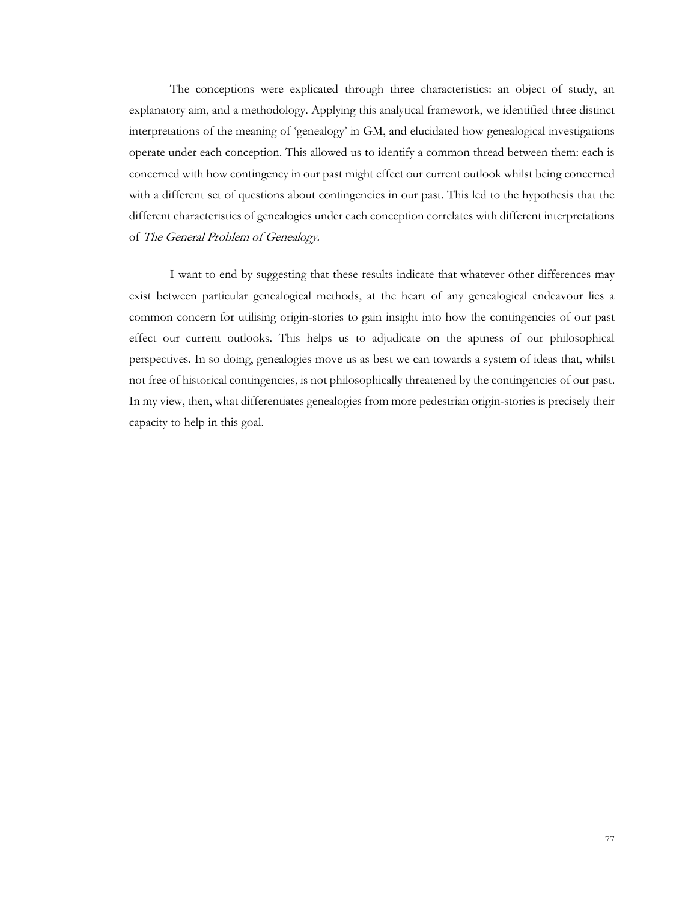The conceptions were explicated through three characteristics: an object of study, an explanatory aim, and a methodology. Applying this analytical framework, we identified three distinct interpretations of the meaning of 'genealogy' in GM, and elucidated how genealogical investigations operate under each conception. This allowed us to identify a common thread between them: each is concerned with how contingency in our past might effect our current outlook whilst being concerned with a different set of questions about contingencies in our past. This led to the hypothesis that the different characteristics of genealogies under each conception correlates with different interpretations of *The General Problem of Genealogy*.

I want to end by suggesting that these results indicate that whatever other differences may exist between particular genealogical methods, at the heart of any genealogical endeavour lies a common concern for utilising origin-stories to gain insight into how the contingencies of our past effect our current outlooks. This helps us to adjudicate on the aptness of our philosophical perspectives. In so doing, genealogies move us as best we can towards a system of ideas that, whilst not free of historical contingencies, is not philosophically threatened by the contingencies of our past. In my view, then, what differentiates genealogies from more pedestrian origin-stories is precisely their capacity to help in this goal.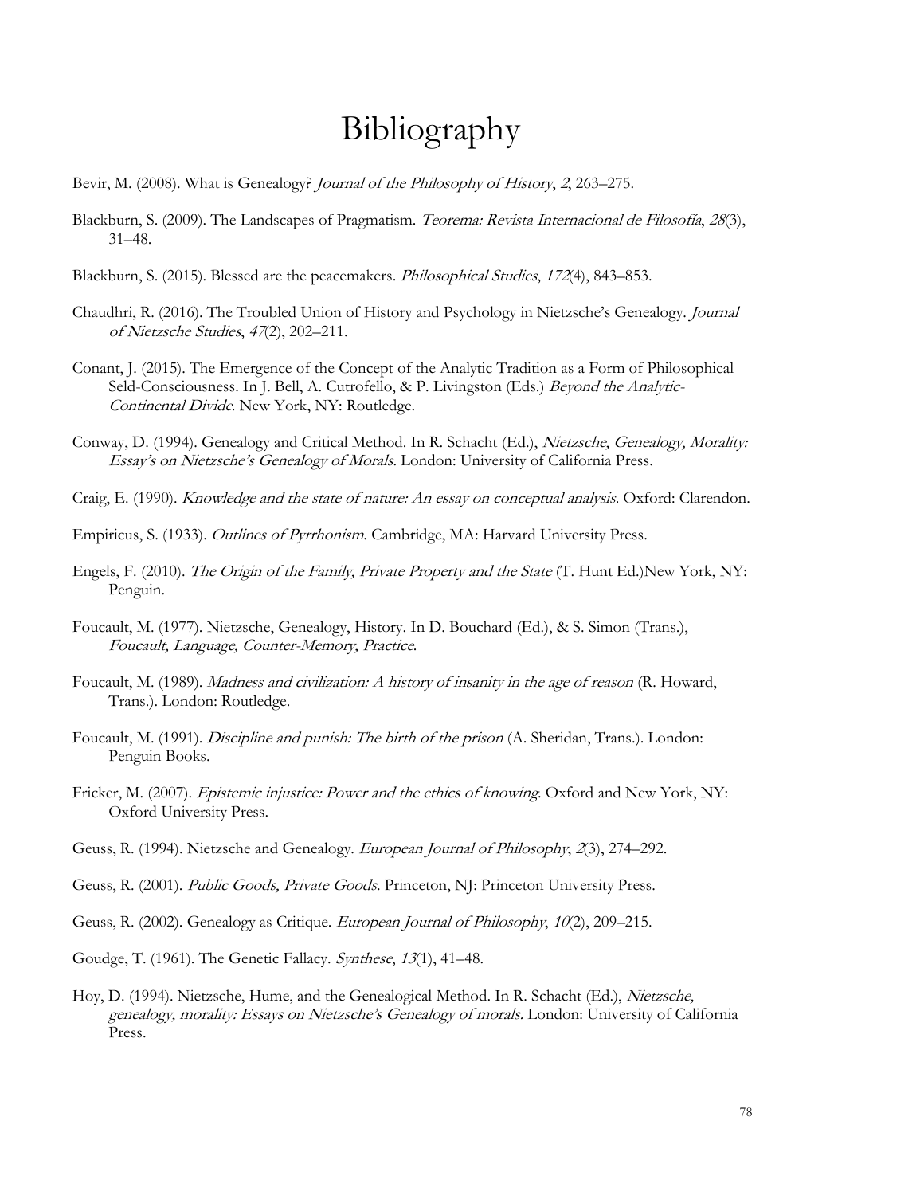# Bibliography

Bevir, M. (2008). What is Genealogy? *Journal of the Philosophy of History*, *2*, 263–275.

Blackburn, S. (2009). The Landscapes of Pragmatism. *Teorema: Revista Internacional de Filosofía*, *28*(3), 31–48.

Blackburn, S. (2015). Blessed are the peacemakers. *Philosophical Studies*, *172*(4), 843–853.

Chaudhri, R. (2016). The Troubled Union of History and Psychology in Nietzsche's Genealogy. *Journal of Nietzsche Studies*, *47*(2), 202–211.

Conant, J. (2015). The Emergence of the Concept of the Analytic Tradition as a Form of Philosophical Seld-Consciousness. In J. Bell, A. Cutrofello, & P. Livingston (Eds.) *Beyond the Analytic-Continental Divide*. New York, NY: Routledge.

Conway, D. (1994). Genealogy and Critical Method. In R. Schacht (Ed.), *Nietzsche, Genealogy, Morality: Essay's on Nietzsche's Genealogy of Morals*. London: University of California Press.

Craig, E. (1990). *Knowledge and the state of nature: An essay on conceptual analysis*. Oxford: Clarendon.

Empiricus, S. (1933). *Outlines of Pyrrhonism*. Cambridge, MA: Harvard University Press.

Engels, F. (2010). *The Origin of the Family, Private Property and the State* (T. Hunt Ed.)New York, NY: Penguin.

Foucault, M. (1977). Nietzsche, Genealogy, History. In D. Bouchard (Ed.), & S. Simon (Trans.), *Foucault, Language, Counter-Memory, Practice*.

Foucault, M. (1989). *Madness and civilization: A history of insanity in the age of reason* (R. Howard, Trans.). London: Routledge.

Foucault, M. (1991). *Discipline and punish: The birth of the prison* (A. Sheridan, Trans.). London: Penguin Books.

Fricker, M. (2007). *Epistemic injustice: Power and the ethics of knowing*. Oxford and New York, NY: Oxford University Press.

Geuss, R. (1994). Nietzsche and Genealogy. *European Journal of Philosophy*, *2*(3), 274–292.

Geuss, R. (2001). *Public Goods, Private Goods*. Princeton, NJ: Princeton University Press.

Geuss, R. (2002). Genealogy as Critique. *European Journal of Philosophy*, *10*(2), 209–215.

Goudge, T. (1961). The Genetic Fallacy. *Synthese*, *13*(1), 41–48.

Hoy, D. (1994). Nietzsche, Hume, and the Genealogical Method. In R. Schacht (Ed.), *Nietzsche, genealogy, morality: Essays on Nietzsche's Genealogy of morals*. London: University of California Press.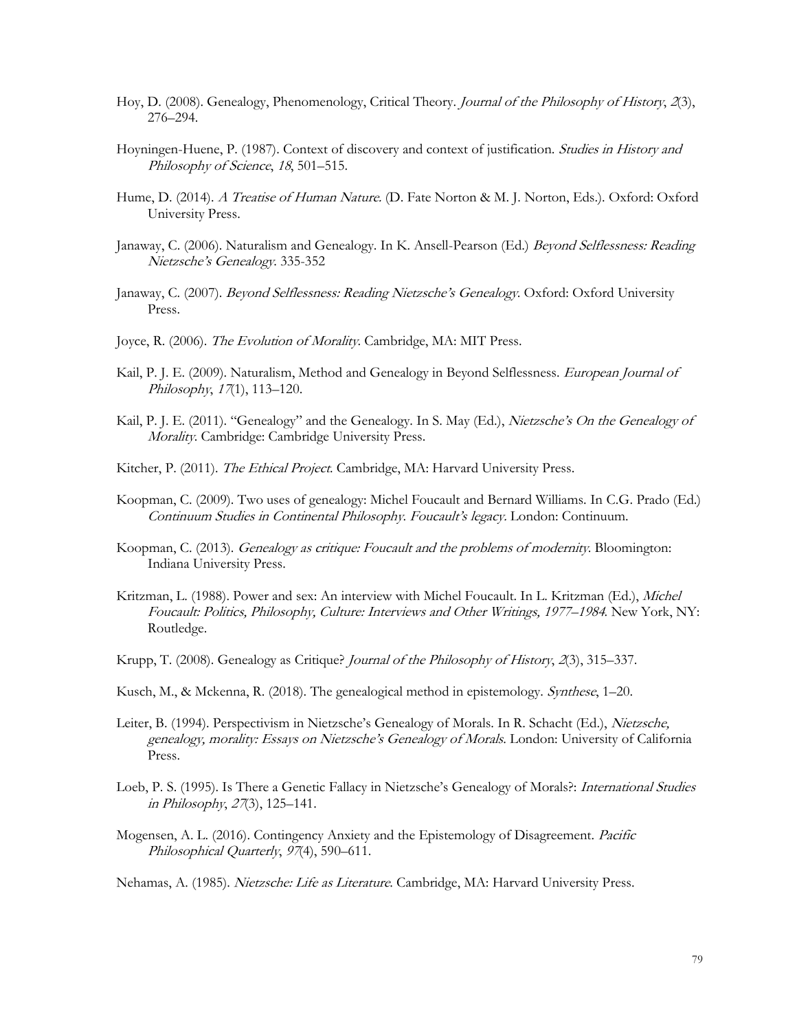Hoy, D. (2008). Genealogy, Phenomenology, Critical Theory. *Journal of the Philosophy of History*, *2*(3), 276–294.

Hoyningen-Huene, P. (1987). Context of discovery and context of justification. *Studies in History and Philosophy of Science*, *18*, 501–515.

Hume, D. (2014). *A Treatise of Human Nature*. (D. Fate Norton & M. J. Norton, Eds.). Oxford: Oxford University Press.

Janaway, C. (2006). Naturalism and Genealogy. In K. Ansell-Pearson (Ed.) *Beyond Selflessness: Reading Nietzsche's Genealogy*. 335-352

Janaway, C. (2007). *Beyond Selflessness: Reading Nietzsche's Genealogy*. Oxford: Oxford University Press.

Joyce, R. (2006). *The Evolution of Morality*. Cambridge, MA: MIT Press.

Kail, P. J. E. (2009). Naturalism, Method and Genealogy in Beyond Selflessness. *European Journal of Philosophy*, *17*(1), 113–120.

Kail, P. J. E. (2011). "Genealogy" and the Genealogy. In S. May (Ed.), *Nietzsche's On the Genealogy of Morality*. Cambridge: Cambridge University Press.

Kitcher, P. (2011). *The Ethical Project*. Cambridge, MA: Harvard University Press.

Koopman, C. (2009). Two uses of genealogy: Michel Foucault and Bernard Williams. In C.G. Prado (Ed.) *Continuum Studies in Continental Philosophy. Foucault's legacy*. London: Continuum.

Koopman, C. (2013). *Genealogy as critique: Foucault and the problems of modernity*. Bloomington: Indiana University Press.

Kritzman, L. (1988). Power and sex: An interview with Michel Foucault. In L. Kritzman (Ed.), *Michel Foucault: Politics, Philosophy, Culture: Interviews and Other Writings, 1977–1984*. New York, NY: Routledge.

Krupp, T. (2008). Genealogy as Critique? *Journal of the Philosophy of History*, *2*(3), 315–337.

Kusch, M., & Mckenna, R. (2018). The genealogical method in epistemology. *Synthese*, 1–20.

Leiter, B. (1994). Perspectivism in Nietzsche's Genealogy of Morals. In R. Schacht (Ed.), *Nietzsche, genealogy, morality: Essays on Nietzsche's Genealogy of Morals*. London: University of California Press.

Loeb, P. S. (1995). Is There a Genetic Fallacy in Nietzsche's Genealogy of Morals?: *International Studies in Philosophy*, *27*(3), 125–141.

Mogensen, A. L. (2016). Contingency Anxiety and the Epistemology of Disagreement. *Pacific Philosophical Quarterly*, *97*(4), 590–611.

Nehamas, A. (1985). *Nietzsche: Life as Literature*. Cambridge, MA: Harvard University Press.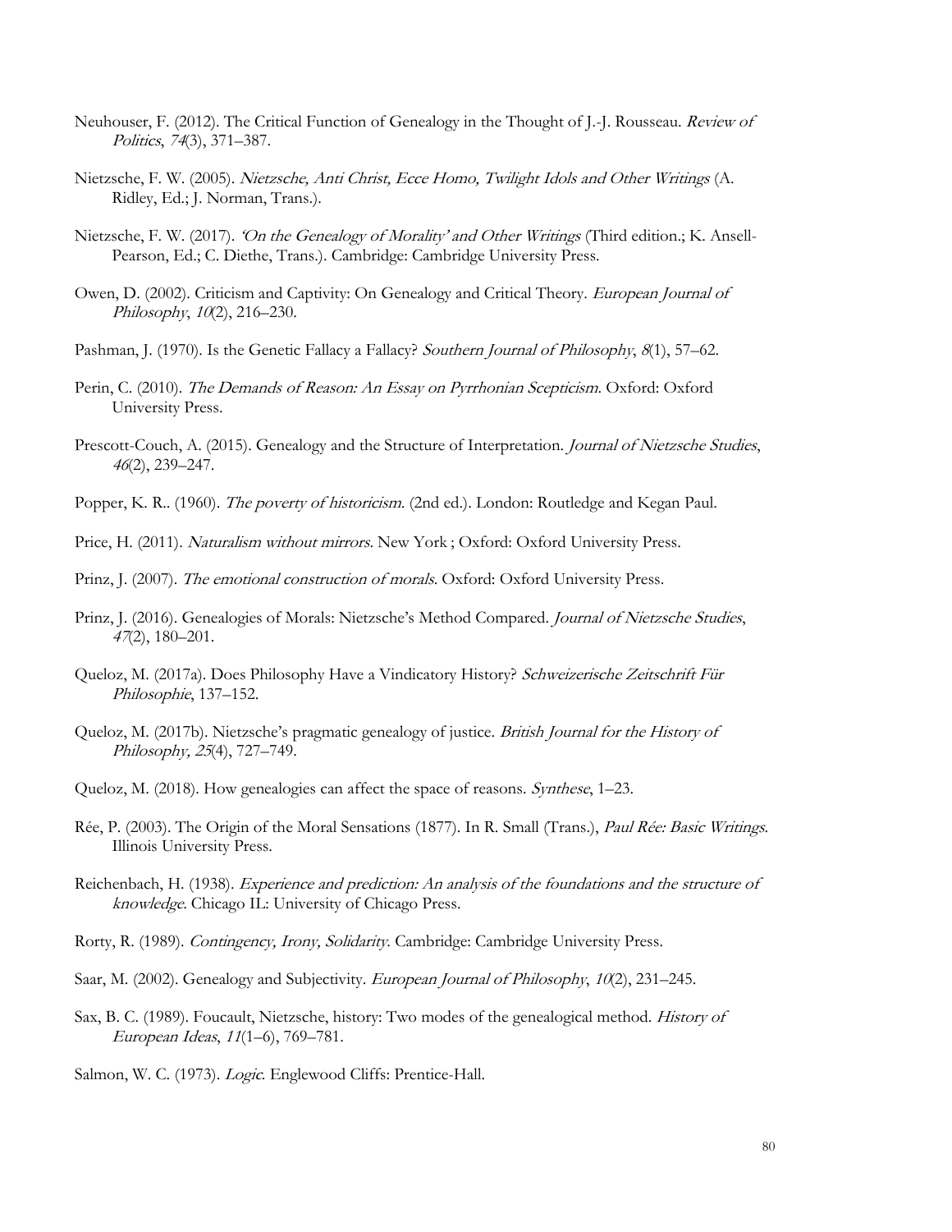Neuhouser, F. (2012). The Critical Function of Genealogy in the Thought of J.-J. Rousseau. *Review of Politics*, *74*(3), 371–387.

Nietzsche, F. W. (2005). *Nietzsche, Anti Christ, Ecce Homo, Twilight Idols and Other Writings* (A. Ridley, Ed.; J. Norman, Trans.).

Nietzsche, F. W. (2017). *'On the Genealogy of Morality' and Other Writings* (Third edition.; K. Ansell-Pearson, Ed.; C. Diethe, Trans.). Cambridge: Cambridge University Press.

Owen, D. (2002). Criticism and Captivity: On Genealogy and Critical Theory. *European Journal of Philosophy*, *10*(2), 216–230.

Pashman, J. (1970). Is the Genetic Fallacy a Fallacy? *Southern Journal of Philosophy*, *8*(1), 57–62.

Perin, C. (2010). *The Demands of Reason: An Essay on Pyrrhonian Scepticism*. Oxford: Oxford University Press.

Prescott-Couch, A. (2015). Genealogy and the Structure of Interpretation. *Journal of Nietzsche Studies*, *46*(2), 239–247.

Popper, K. R.. (1960). *The poverty of historicism*. (2nd ed.). London: Routledge and Kegan Paul.

Price, H. (2011). *Naturalism without mirrors*. New York ; Oxford: Oxford University Press.

Prinz, J. (2007). *The emotional construction of morals*. Oxford: Oxford University Press.

Prinz, J. (2016). Genealogies of Morals: Nietzsche's Method Compared. *Journal of Nietzsche Studies*, *47*(2), 180–201.

Queloz, M. (2017a). Does Philosophy Have a Vindicatory History? *Schweizerische Zeitschrift Für Philosophie*, 137–152.

Queloz, M. (2017b). Nietzsche's pragmatic genealogy of justice. *British Journal for the History of Philosophy, 25*(4), 727–749.

Queloz, M. (2018). How genealogies can affect the space of reasons. *Synthese*, 1–23.

Rée, P. (2003). The Origin of the Moral Sensations (1877). In R. Small (Trans.), *Paul Rée: Basic Writings*. Illinois University Press.

Reichenbach, H. (1938). *Experience and prediction: An analysis of the foundations and the structure of knowledge*. Chicago IL: University of Chicago Press.

Rorty, R. (1989). *Contingency, Irony, Solidarity*. Cambridge: Cambridge University Press.

Saar, M. (2002). Genealogy and Subjectivity. *European Journal of Philosophy*, *10*(2), 231–245.

Sax, B. C. (1989). Foucault, Nietzsche, history: Two modes of the genealogical method. *History of European Ideas*, *11*(1–6), 769–781.

Salmon, W. C. (1973). *Logic*. Englewood Cliffs: Prentice-Hall.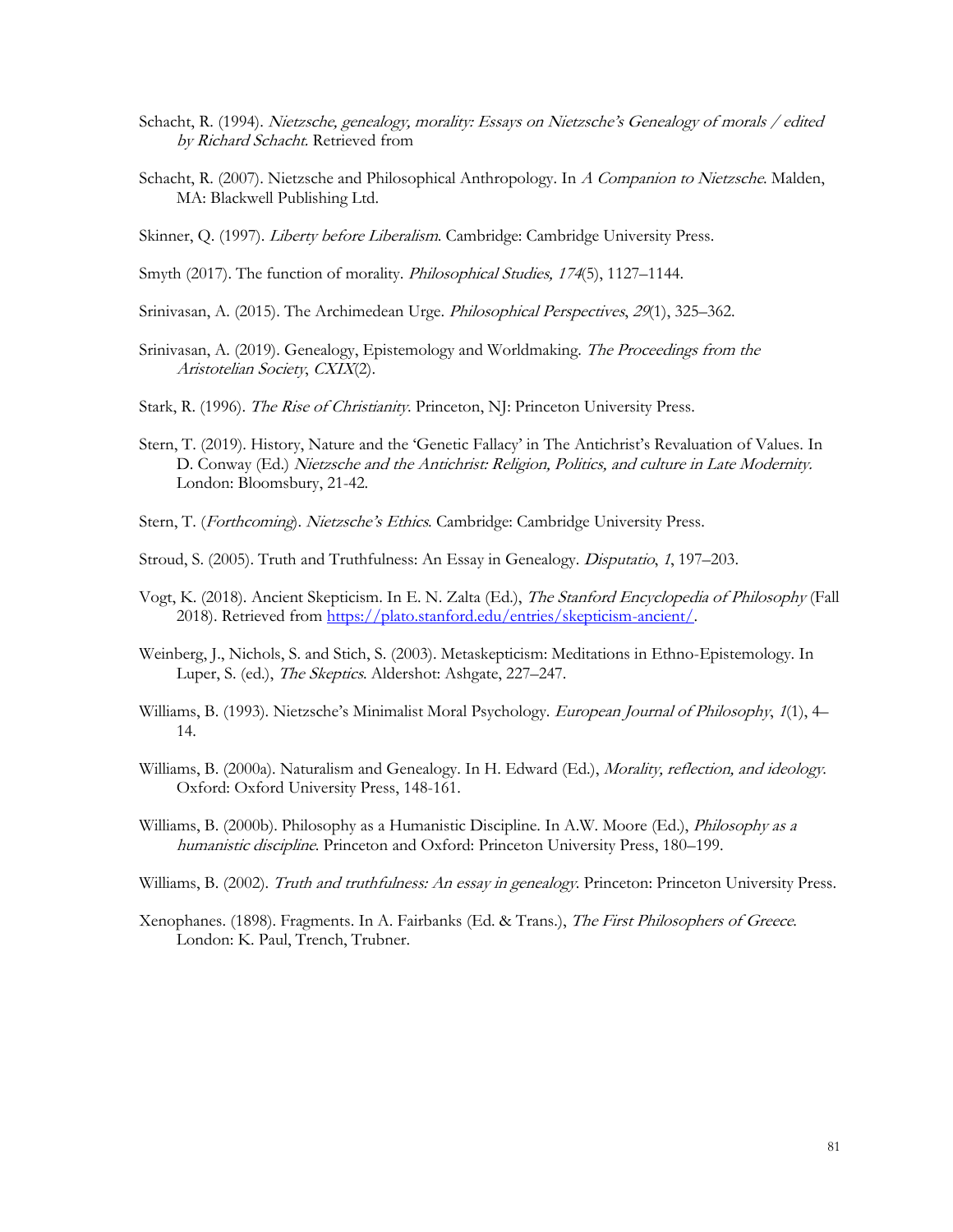Schacht, R. (1994). *Nietzsche, genealogy, morality: Essays on Nietzsche's Genealogy of morals / edited by Richard Schacht*. Retrieved from

Schacht, R. (2007). Nietzsche and Philosophical Anthropology. In *A Companion to Nietzsche*. Malden, MA: Blackwell Publishing Ltd.

Skinner, Q. (1997). *Liberty before Liberalism*. Cambridge: Cambridge University Press.

Smyth (2017). The function of morality. *Philosophical Studies, 174*(5), 1127–1144.

Srinivasan, A. (2015). The Archimedean Urge. *Philosophical Perspectives*, *29*(1), 325–362.

Srinivasan, A. (2019). Genealogy, Epistemology and Worldmaking. *The Proceedings from the Aristotelian Society*, *CXIX*(2).

Stark, R. (1996). *The Rise of Christianity*. Princeton, NJ: Princeton University Press.

Stern, T. (2019). History, Nature and the 'Genetic Fallacy' in The Antichrist's Revaluation of Values. In D. Conway (Ed.) *Nietzsche and the Antichrist: Religion, Politics, and culture in Late Modernity*. London: Bloomsbury, 21-42.

Stern, T. (*Forthcoming*). *Nietzsche's Ethics*. Cambridge: Cambridge University Press.

Stroud, S. (2005). Truth and Truthfulness: An Essay in Genealogy. *Disputatio*, *1*, 197–203.

Vogt, K. (2018). Ancient Skepticism. In E. N. Zalta (Ed.), *The Stanford Encyclopedia of Philosophy* (Fall 2018). Retrieved from https://plato.stanford.edu/entries/skepticism-ancient/.

Weinberg, J., Nichols, S. and Stich, S. (2003). Metaskepticism: Meditations in Ethno-Epistemology. In Luper, S. (ed.), *The Skeptics*. Aldershot: Ashgate, 227–247.

Williams, B. (1993). Nietzsche's Minimalist Moral Psychology. *European Journal of Philosophy*, *1*(1), 4–14.

Williams, B. (2000a). Naturalism and Genealogy. In H. Edward (Ed.), *Morality, reflection, and ideology*. Oxford: Oxford University Press, 148-161.

Williams, B. (2000b). Philosophy as a Humanistic Discipline. In A.W. Moore (Ed.), *Philosophy as a humanistic discipline*. Princeton and Oxford: Princeton University Press, 180–199.

Williams, B. (2002). *Truth and truthfulness: An essay in genealogy*. Princeton: Princeton University Press.

Xenophanes. (1898). Fragments. In A. Fairbanks (Ed. & Trans.), *The First Philosophers of Greece*. London: K. Paul, Trench, Trubner.